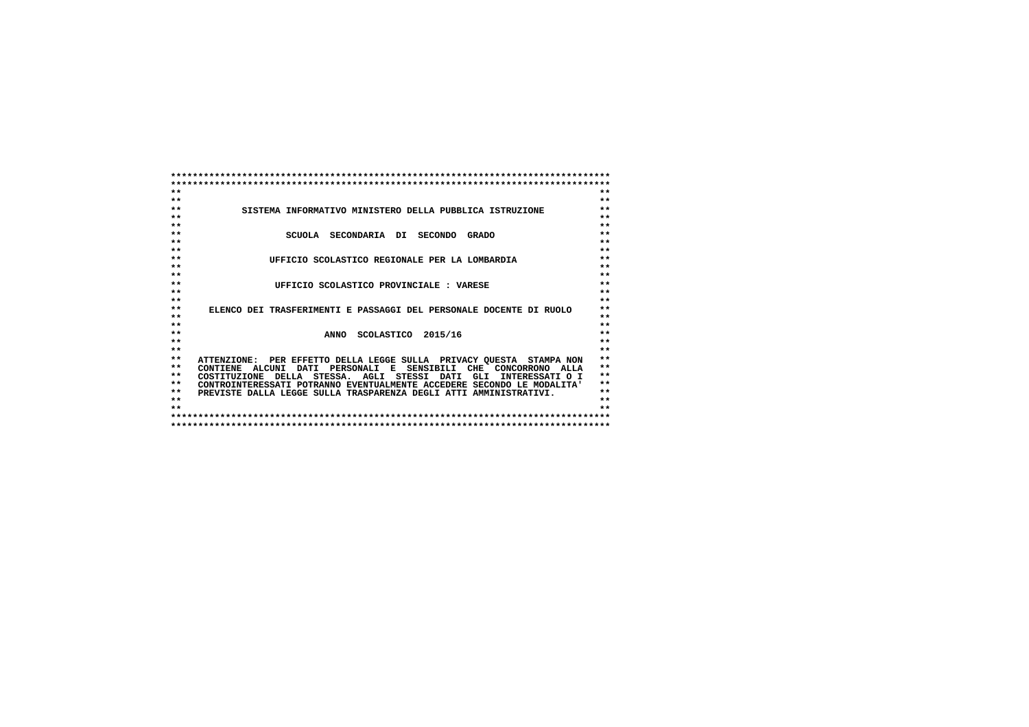# SISTEMA INFORMATIVO MINISTERO DELLA PUBBLICA ISTRUZIONE

## SCUOLA SECONDARIA DI SECONDO GRADO

## UFFICIO SCOLASTICO REGIONALE PER LA LOMBARDIA

## UFFICIO SCOLASTICO PROVINCIALE : VARESE

## ELENCO DEI TRASFERIMENTI E PASSAGGI DEL PERSONALE DOCENTE DI RUOLO

## ANNO SCOLASTICO 2015/16

ATTENZIONE: PER EFFETTO DELLA LEGGE SULLA PRIVACY QUESTA STAMPA NON CONTIENE ALCUNI DATI PERSONALI E SENSIBILI CHE CONCORRONO ALLA COSTITUZIONE DELLA STESSA. AGLI STESSI DATI GLI INTERESSATI O I CONTROINTERESSATI POTRANNO EVENTUALMENTE ACCEDERE SECONDO LE MODALITA' PREVISTE DALLA LEGGE SULLA TRASPARENZA DEGLI ATTI AMMINISTRATIVI.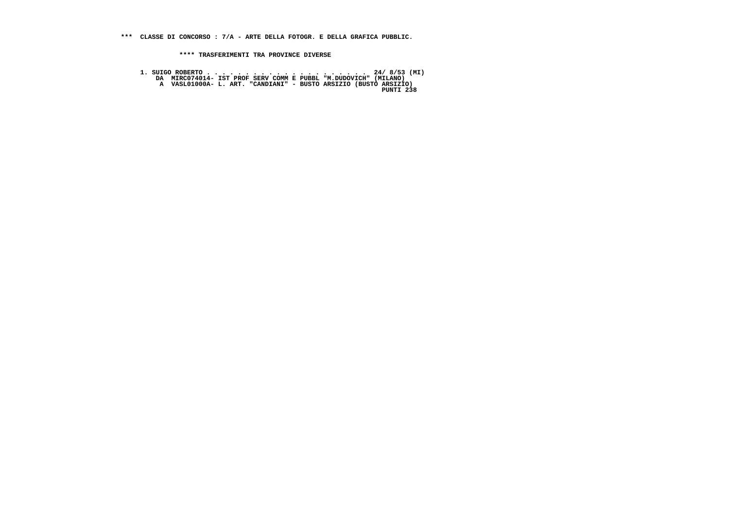*** CLASSE DI CONCORSO : 7/A - ARTE DELLA FOTOGR. E DELLA GRAFICA PUBBLIC.

**** TRASFERIMENTI TRA PROVINCE DIVERSE

1. SUIGO ROBERTO . . . . . . . . . . . . . . . . . . . . . 24/ 8/53 (MI)
   DA MIRC074014- IST PROF SERV COMM E PUBBL "M.DUDOVICH" (MILANO)
   A VASL01000A- L. ART. "CANDIANI" - BUSTO ARSIZIO (BUSTO ARSIZIO)
   PUNTI 238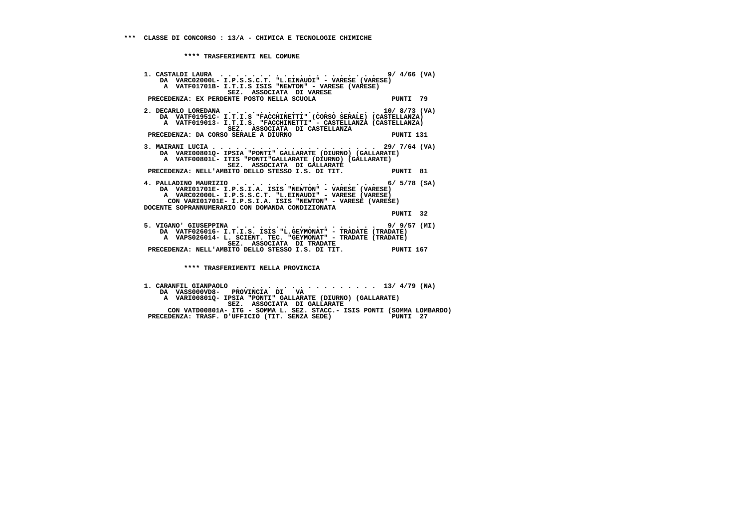*** CLASSE DI CONCORSO : 13/A - CHIMICA E TECNOLOGIE CHIMICHE

**** TRASFERIMENTI NEL COMUNE

```
1. CASTALDI LAURA  . . . . . . . . . . . . . . . . . . . . .  9/ 4/66 (VA)
    DA  VARC02000L- I.P.S.S.C.T. "L.EINAUDI" - VARESE (VARESE)
     A  VATF01701B- I.T.I.S ISIS "NEWTON" - VARESE (VARESE)
                    SEZ.  ASSOCIATA  DI VARESE
 PRECEDENZA: EX PERDENTE POSTO NELLA SCUOLA                    PUNTI  79

2. DECARLO LOREDANA  . . . . . . . . . . . . . . . . . . . . 10/ 8/73 (VA)
    DA  VATF01951C- I.T.I.S "FACCHINETTI" (CORSO SERALE) (CASTELLANZA)
     A  VATF019013- I.T.I.S. "FACCHINETTI" - CASTELLANZA (CASTELLANZA)
                    SEZ.  ASSOCIATA  DI CASTELLANZA
 PRECEDENZA: DA CORSO SERALE A DIURNO                          PUNTI 131

3. MAIRANI LUCIA . . . . . . . . . . . . . . . . . . . . . . 29/ 7/64 (VA)
    DA  VARI00801Q- IPSIA "PONTI" GALLARATE (DIURNO) (GALLARATE)
     A  VATF00801L- ITIS "PONTI"GALLARATE (DIURNO) (GALLARATE)
                    SEZ.  ASSOCIATA  DI GALLARATE
 PRECEDENZA: NELL'AMBITO DELLO STESSO I.S. DI TIT.             PUNTI  81

4. PALLADINO MAURIZIO  . . . . . . . . . . . . . . . . . . .  6/ 5/78 (SA)
    DA  VARI01701E- I.P.S.I.A. ISIS "NEWTON" - VARESE (VARESE)
     A  VARC02000L- I.P.S.S.C.T. "L.EINAUDI" - VARESE (VARESE)
      CON VARI01701E- I.P.S.I.A. ISIS "NEWTON" - VARESE (VARESE)
DOCENTE SOPRANNUMERARIO CON DOMANDA CONDIZIONATA
                                                               PUNTI  32

5. VIGANO' GIUSEPPINA  . . . . . . . . . . . . . . . . . . .  9/ 9/57 (MI)
    DA  VATF026016- I.T.I.S. ISIS "L.GEYMONAT" - TRADATE (TRADATE)
     A  VAPS026014- L. SCIENT. TEC. "GEYMONAT" - TRADATE (TRADATE)
                    SEZ.  ASSOCIATA  DI TRADATE
 PRECEDENZA: NELL'AMBITO DELLO STESSO I.S. DI TIT.             PUNTI 167
```

**** TRASFERIMENTI NELLA PROVINCIA

```
1. CARANFIL GIANPAOLO  . . . . . . . . . . . . . . . . . . . 13/ 4/79 (NA)
    DA  VASS000VD8-   PROVINCIA  DI   VA
     A  VARI00801Q- IPSIA "PONTI" GALLARATE (DIURNO) (GALLARATE)
                    SEZ.  ASSOCIATA  DI GALLARATE
      CON VATD00801A- ITG - SOMMA L. SEZ. STACC.- ISIS PONTI (SOMMA LOMBARDO)
 PRECEDENZA: TRASF. D'UFFICIO (TIT. SENZA SEDE)                PUNTI  27
```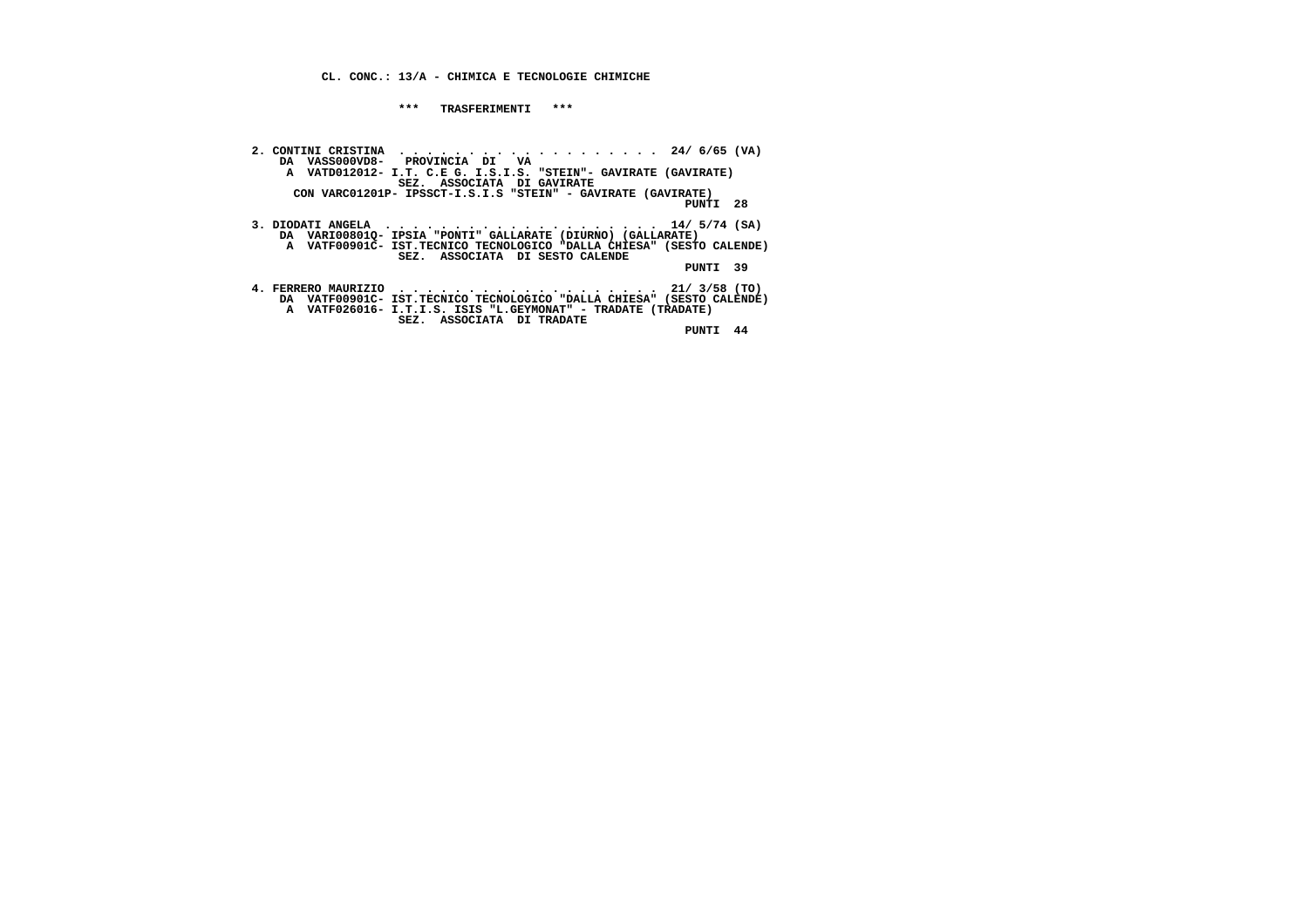**CL. CONC.: 13/A - CHIMICA E TECNOLOGIE CHIMICHE**

**\*\*\* TRASFERIMENTI \*\*\***

**2. CONTINI CRISTINA . . . . . . . . . . . . . . . . . . . . 24/ 6/65 (VA)**
DA VASS000VD8- PROVINCIA DI VA
A VATD012012- I.T. C.E G. I.S.I.S. "STEIN"- GAVIRATE (GAVIRATE)
SEZ. ASSOCIATA DI GAVIRATE
CON VARC01201P- IPSSCT-I.S.I.S "STEIN" - GAVIRATE (GAVIRATE)
PUNTI 28

**3. DIODATI ANGELA . . . . . . . . . . . . . . . . . . . . . 14/ 5/74 (SA)**
DA VARI00801Q- IPSIA "PONTI" GALLARATE (DIURNO) (GALLARATE)
A VATF00901C- IST.TECNICO TECNOLOGICO "DALLA CHIESA" (SESTO CALENDE)
SEZ. ASSOCIATA DI SESTO CALENDE
PUNTI 39

**4. FERRERO MAURIZIO . . . . . . . . . . . . . . . . . . . 21/ 3/58 (TO)**
DA VATF00901C- IST.TECNICO TECNOLOGICO "DALLA CHIESA" (SESTO CALENDE)
A VATF026016- I.T.I.S. ISIS "L.GEYMONAT" - TRADATE (TRADATE)
SEZ. ASSOCIATA DI TRADATE
PUNTI 44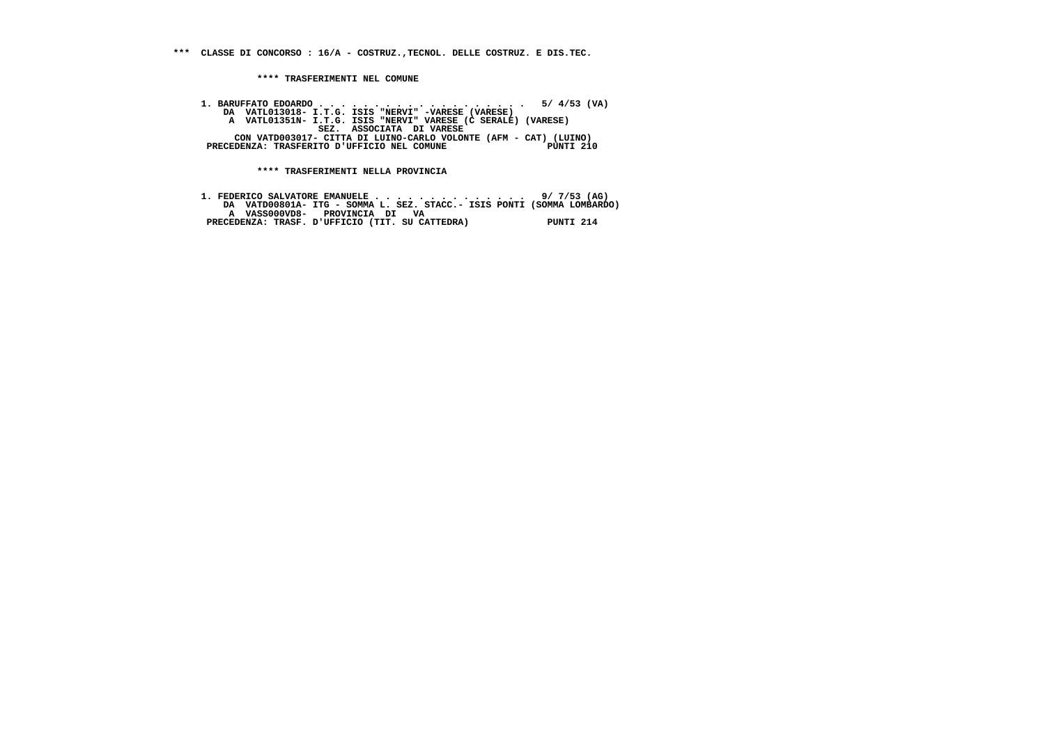**\*\*\* CLASSE DI CONCORSO : 16/A - COSTRUZ.,TECNOL. DELLE COSTRUZ. E DIS.TEC.**

**\*\*\*\* TRASFERIMENTI NEL COMUNE**

```
1. BARUFFATO EDOARDO . . . . . . . . . . . . . . . . . . .  5/ 4/53 (VA)
    DA  VATL013018- I.T.G. ISIS "NERVI" -VARESE (VARESE)
     A  VATL01351N- I.T.G. ISIS "NERVI" VARESE (C SERALE) (VARESE)
                SEZ.  ASSOCIATA  DI VARESE
      CON VATD003017- CITTA DI LUINO-CARLO VOLONTE (AFM - CAT) (LUINO)
 PRECEDENZA: TRASFERITO D'UFFICIO NEL COMUNE                  PUNTI 210
```

**\*\*\*\* TRASFERIMENTI NELLA PROVINCIA**

```
1. FEDERICO SALVATORE EMANUELE . . . . . . . . . . . . .  9/ 7/53 (AG)
    DA  VATD00801A- ITG - SOMMA L. SEZ. STACC.- ISIS PONTI (SOMMA LOMBARDO)
     A  VASS000VD8-   PROVINCIA  DI   VA
 PRECEDENZA: TRASF. D'UFFICIO (TIT. SU CATTEDRA)              PUNTI 214
```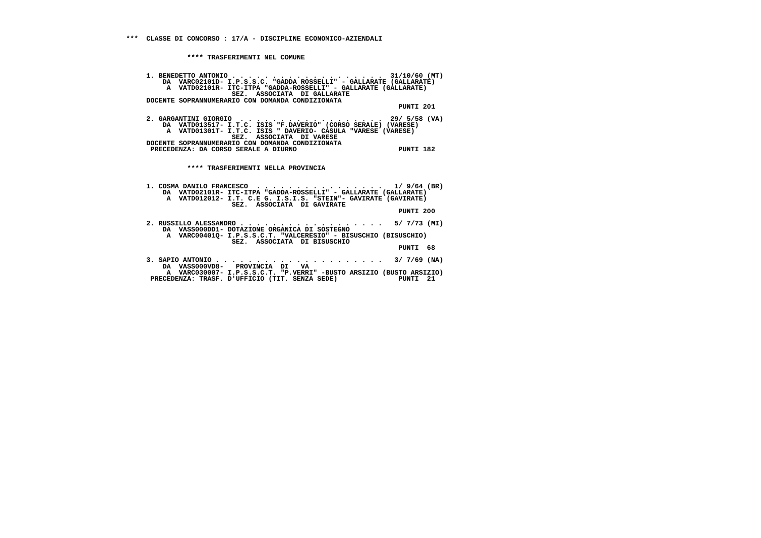## *** CLASSE DI CONCORSO : 17/A - DISCIPLINE ECONOMICO-AZIENDALI

### **** TRASFERIMENTI NEL COMUNE

```
1. BENEDETTO ANTONIO . . . . . . . . . . . . . . . . . . .  31/10/60 (MT)
    DA  VARC02101D- I.P.S.S.C. "GADDA ROSSELLI" - GALLARATE (GALLARATE)
     A  VATD02101R- ITC-ITPA "GADDA-ROSSELLI" - GALLARATE (GALLARATE)
                SEZ.  ASSOCIATA  DI GALLARATE
DOCENTE SOPRANNUMERARIO CON DOMANDA CONDIZIONATA
                                                                PUNTI 201

2. GARGANTINI GIORGIO  . . . . . . . . . . . . . . . . . .  29/ 5/58 (VA)
    DA  VATD013517- I.T.C. ISIS "F.DAVERIO" (CORSO SERALE) (VARESE)
     A  VATD01301T- I.T.C. ISIS " DAVERIO- CASULA "VARESE (VARESE)
                SEZ.  ASSOCIATA  DI VARESE
DOCENTE SOPRANNUMERARIO CON DOMANDA CONDIZIONATA
 PRECEDENZA: DA CORSO SERALE A DIURNO                          PUNTI 182
```

### **** TRASFERIMENTI NELLA PROVINCIA

```
1. COSMA DANILO FRANCESCO  . . . . . . . . . . . . . . . .  1/ 9/64 (BR)
    DA  VATD02101R- ITC-ITPA "GADDA-ROSSELLI" - GALLARATE (GALLARATE)
     A  VATD012012- I.T. C.E G. I.S.I.S. "STEIN"- GAVIRATE (GAVIRATE)
                SEZ.  ASSOCIATA  DI GAVIRATE
                                                                PUNTI 200

2. RUSSILLO ALESSANDRO . . . . . . . . . . . . . . . . . .  5/ 7/73 (MI)
    DA  VASS000DD1- DOTAZIONE ORGANICA DI SOSTEGNO
     A  VARC00401Q- I.P.S.S.C.T. "VALCERESIO" - BISUSCHIO (BISUSCHIO)
                SEZ.  ASSOCIATA  DI BISUSCHIO
                                                                PUNTI  68

3. SAPIO ANTONIO . . . . . . . . . . . . . . . . . . . . .  3/ 7/69 (NA)
    DA  VASS000VD8-   PROVINCIA  DI   VA
     A  VARC030007- I.P.S.S.C.T. "P.VERRI" -BUSTO ARSIZIO (BUSTO ARSIZIO)
 PRECEDENZA: TRASF. D'UFFICIO (TIT. SENZA SEDE)                PUNTI  21
```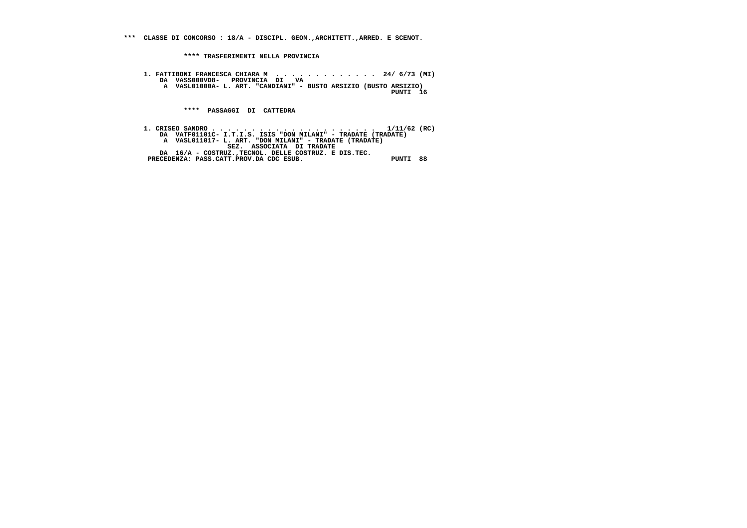*** CLASSE DI CONCORSO : 18/A - DISCIPL. GEOM.,ARCHITETT.,ARRED. E SCENOT.

**** TRASFERIMENTI NELLA PROVINCIA

1. FATTIBONI FRANCESCA CHIARA M . . . . . . . . . . . . . 24/ 6/73 (MI)
   DA VASS000VD8- PROVINCIA DI VA
   A VASL01000A- L. ART. "CANDIANI" - BUSTO ARSIZIO (BUSTO ARSIZIO)
   PUNTI 16

**** PASSAGGI DI CATTEDRA

1. CRISEO SANDRO . . . . . . . . . . . . . . . . . . . . . 1/11/62 (RC)
   DA VATF01101C- I.T.I.S. ISIS "DON MILANI" - TRADATE (TRADATE)
   A VASL011017- L. ART. "DON MILANI" - TRADATE (TRADATE)
   SEZ. ASSOCIATA DI TRADATE
   DA 16/A - COSTRUZ.,TECNOL. DELLE COSTRUZ. E DIS.TEC.
   PRECEDENZA: PASS.CATT.PROV.DA CDC ESUB. PUNTI 88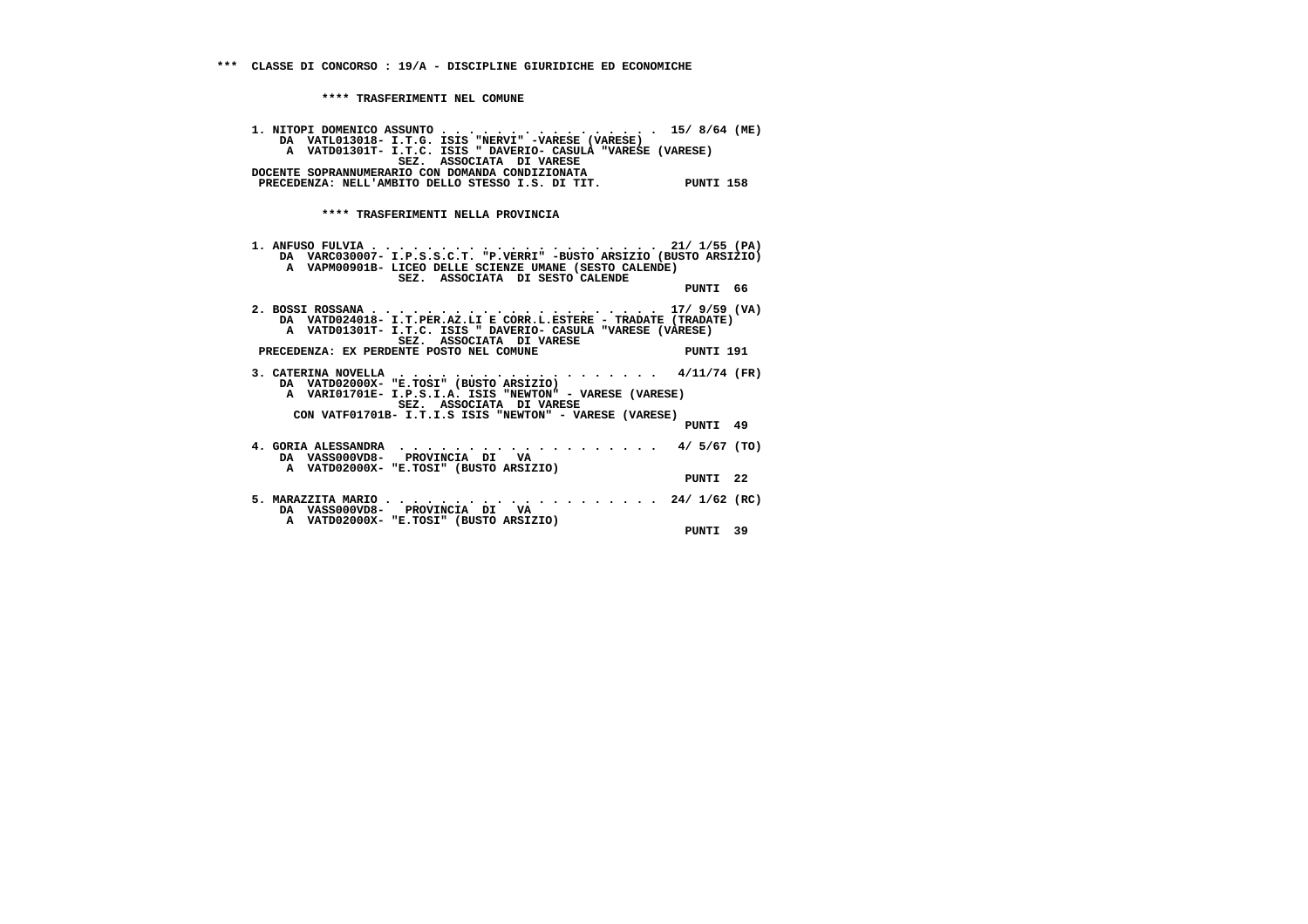## *** CLASSE DI CONCORSO : 19/A - DISCIPLINE GIURIDICHE ED ECONOMICHE

### **** TRASFERIMENTI NEL COMUNE

1. NITOPI DOMENICO ASSUNTO . . . . . . . . . . . . . . . . . 15/ 8/64 (ME)
   DA VATL013018- I.T.G. ISIS "NERVI" -VARESE (VARESE)
   A VATD01301T- I.T.C. ISIS " DAVERIO- CASULA "VARESE (VARESE)
   SEZ. ASSOCIATA DI VARESE
   DOCENTE SOPRANNUMERARIO CON DOMANDA CONDIZIONATA
   PRECEDENZA: NELL'AMBITO DELLO STESSO I.S. DI TIT. PUNTI 158

### **** TRASFERIMENTI NELLA PROVINCIA

1. ANFUSO FULVIA . . . . . . . . . . . . . . . . . . . . . 21/ 1/55 (PA)
   DA VARC030007- I.P.S.S.C.T. "P.VERRI" -BUSTO ARSIZIO (BUSTO ARSIZIO)
   A VAPM00901B- LICEO DELLE SCIENZE UMANE (SESTO CALENDE)
   SEZ. ASSOCIATA DI SESTO CALENDE
   PUNTI 66

2. BOSSI ROSSANA . . . . . . . . . . . . . . . . . . . . . 17/ 9/59 (VA)
   DA VATD024018- I.T.PER.AZ.LI E CORR.L.ESTERE - TRADATE (TRADATE)
   A VATD01301T- I.T.C. ISIS " DAVERIO- CASULA "VARESE (VARESE)
   SEZ. ASSOCIATA DI VARESE
   PRECEDENZA: EX PERDENTE POSTO NEL COMUNE PUNTI 191

3. CATERINA NOVELLA . . . . . . . . . . . . . . . . . . . 4/11/74 (FR)
   DA VATD02000X- "E.TOSI" (BUSTO ARSIZIO)
   A VARI01701E- I.P.S.I.A. ISIS "NEWTON" - VARESE (VARESE)
   SEZ. ASSOCIATA DI VARESE
   CON VATF01701B- I.T.I.S ISIS "NEWTON" - VARESE (VARESE)
   PUNTI 49

4. GORIA ALESSANDRA . . . . . . . . . . . . . . . . . . . 4/ 5/67 (TO)
   DA VASS000VD8- PROVINCIA DI VA
   A VATD02000X- "E.TOSI" (BUSTO ARSIZIO)
   PUNTI 22

5. MARAZZITA MARIO . . . . . . . . . . . . . . . . . . . . 24/ 1/62 (RC)
   DA VASS000VD8- PROVINCIA DI VA
   A VATD02000X- "E.TOSI" (BUSTO ARSIZIO)
   PUNTI 39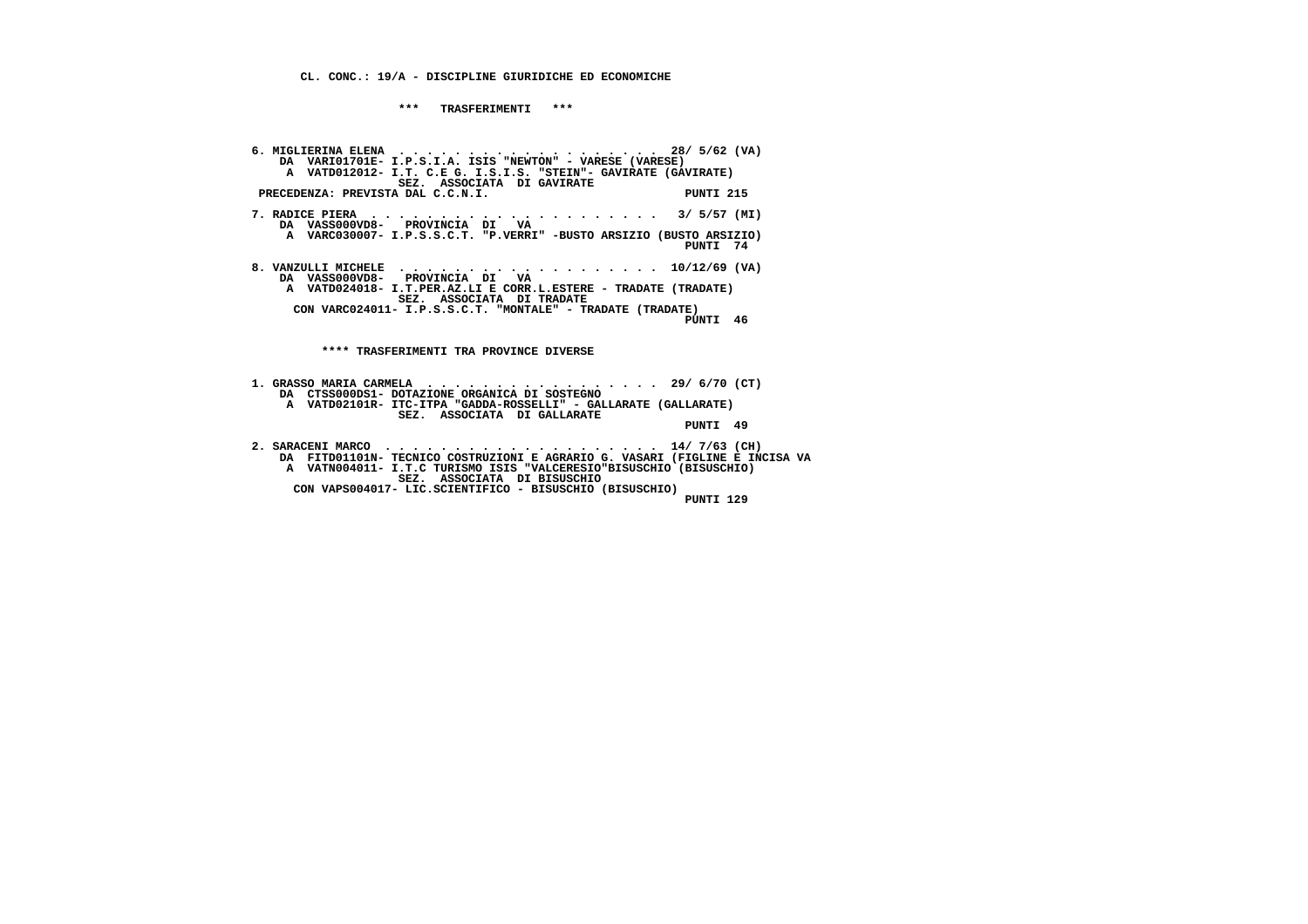**CL. CONC.: 19/A - DISCIPLINE GIURIDICHE ED ECONOMICHE**

**\*\*\* TRASFERIMENTI \*\*\***

```
6. MIGLIERINA ELENA  . . . . . . . . . . . . . . . . . . . 28/ 5/62 (VA)
    DA  VARI01701E- I.P.S.I.A. ISIS "NEWTON" - VARESE (VARESE)
     A  VATD012012- I.T. C.E G. I.S.I.S. "STEIN"- GAVIRATE (GAVIRATE)
                     SEZ.  ASSOCIATA  DI GAVIRATE
 PRECEDENZA: PREVISTA DAL C.C.N.I.                              PUNTI 215

7. RADICE PIERA  . . . . . . . . . . . . . . . . . . . . .  3/ 5/57 (MI)
    DA  VASS000VD8-   PROVINCIA  DI   VA
     A  VARC030007- I.P.S.S.C.T. "P.VERRI" -BUSTO ARSIZIO (BUSTO ARSIZIO)
                                                                PUNTI  74

8. VANZULLI MICHELE  . . . . . . . . . . . . . . . . . . . 10/12/69 (VA)
    DA  VASS000VD8-   PROVINCIA  DI   VA
     A  VATD024018- I.T.PER.AZ.LI E CORR.L.ESTERE - TRADATE (TRADATE)
                     SEZ.  ASSOCIATA  DI TRADATE
      CON VARC024011- I.P.S.S.C.T. "MONTALE" - TRADATE (TRADATE)
                                                                PUNTI  46
```

**\*\*\*\* TRASFERIMENTI TRA PROVINCE DIVERSE**

```
1. GRASSO MARIA CARMELA  . . . . . . . . . . . . . . . . . 29/ 6/70 (CT)
    DA  CTSS000DS1- DOTAZIONE ORGANICA DI SOSTEGNO
     A  VATD02101R- ITC-ITPA "GADDA-ROSSELLI" - GALLARATE (GALLARATE)
                     SEZ.  ASSOCIATA  DI GALLARATE
                                                                PUNTI  49

2. SARACENI MARCO  . . . . . . . . . . . . . . . . . . . . 14/ 7/63 (CH)
    DA  FITD01101N- TECNICO COSTRUZIONI E AGRARIO G. VASARI (FIGLINE E INCISA VA
     A  VATN004011- I.T.C TURISMO ISIS "VALCERESIO"BISUSCHIO (BISUSCHIO)
                     SEZ.  ASSOCIATA  DI BISUSCHIO
      CON VAPS004017- LIC.SCIENTIFICO - BISUSCHIO (BISUSCHIO)
                                                                PUNTI 129
```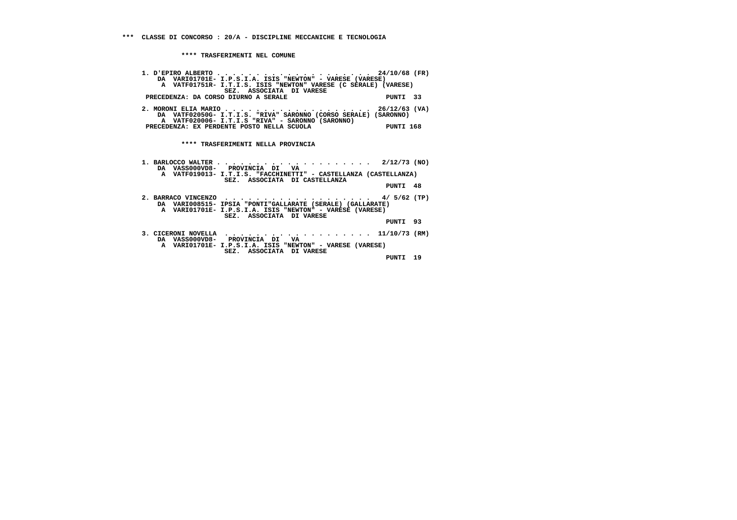*** CLASSE DI CONCORSO : 20/A - DISCIPLINE MECCANICHE E TECNOLOGIA

**** TRASFERIMENTI NEL COMUNE

1. D'EPIRO ALBERTO . . . . . . . . . . . . . . . . . . . . 24/10/68 (FR)
   DA VARI01701E- I.P.S.I.A. ISIS "NEWTON" - VARESE (VARESE)
   A VATF01751R- I.T.I.S. ISIS "NEWTON" VARESE (C SERALE) (VARESE)
   SEZ. ASSOCIATA DI VARESE
   PRECEDENZA: DA CORSO DIURNO A SERALE PUNTI 33

2. MORONI ELIA MARIO . . . . . . . . . . . . . . . . . . . . 26/12/63 (VA)
   DA VATF02050G- I.T.I.S. "RIVA" SARONNO (CORSO SERALE) (SARONNO)
   A VATF020006- I.T.I.S "RIVA" - SARONNO (SARONNO)
   PRECEDENZA: EX PERDENTE POSTO NELLA SCUOLA PUNTI 168

**** TRASFERIMENTI NELLA PROVINCIA

1. BARLOCCO WALTER . . . . . . . . . . . . . . . . . . . . 2/12/73 (NO)
   DA VASS000VD8- PROVINCIA DI VA
   A VATF019013- I.T.I.S. "FACCHINETTI" - CASTELLANZA (CASTELLANZA)
   SEZ. ASSOCIATA DI CASTELLANZA
   PUNTI 48

2. BARRACO VINCENZO . . . . . . . . . . . . . . . . . . . . 4/ 5/62 (TP)
   DA VARI008515- IPSIA "PONTI"GALLARATE (SERALE) (GALLARATE)
   A VARI01701E- I.P.S.I.A. ISIS "NEWTON" - VARESE (VARESE)
   SEZ. ASSOCIATA DI VARESE
   PUNTI 93

3. CICERONI NOVELLA . . . . . . . . . . . . . . . . . . . . 11/10/73 (RM)
   DA VASS000VD8- PROVINCIA DI VA
   A VARI01701E- I.P.S.I.A. ISIS "NEWTON" - VARESE (VARESE)
   SEZ. ASSOCIATA DI VARESE
   PUNTI 19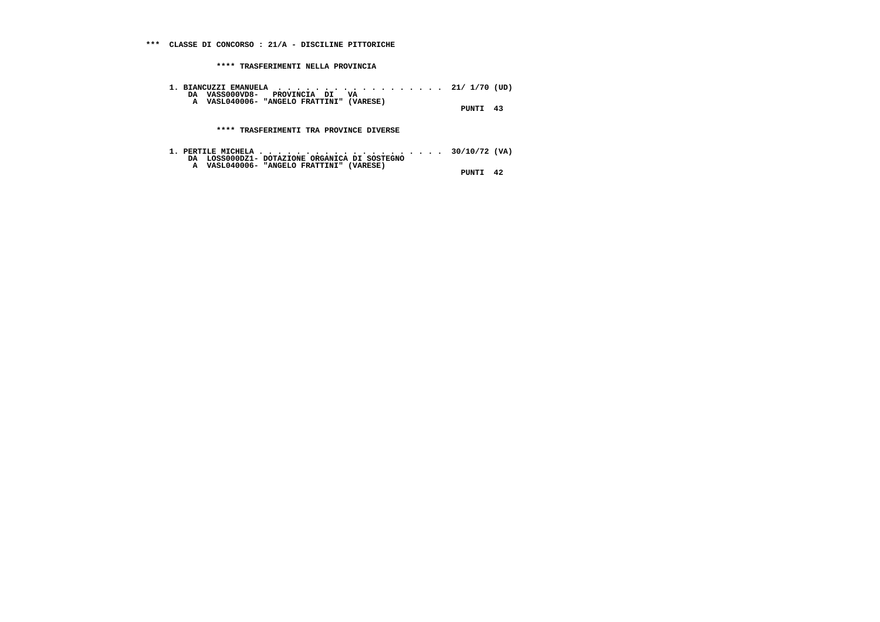**\*\*\* CLASSE DI CONCORSO : 21/A - DISCILINE PITTORICHE**

**\*\*\*\* TRASFERIMENTI NELLA PROVINCIA**

**1. BIANCUZZI EMANUELA . . . . . . . . . . . . . . . . . . 21/ 1/70 (UD)**
**DA VASS000VD8- PROVINCIA DI VA**
**A VASL040006- "ANGELO FRATTINI" (VARESE)**
**PUNTI 43**

**\*\*\*\* TRASFERIMENTI TRA PROVINCE DIVERSE**

**1. PERTILE MICHELA . . . . . . . . . . . . . . . . . . . . 30/10/72 (VA)**
**DA LOSS000DZ1- DOTAZIONE ORGANICA DI SOSTEGNO**
**A VASL040006- "ANGELO FRATTINI" (VARESE)**
**PUNTI 42**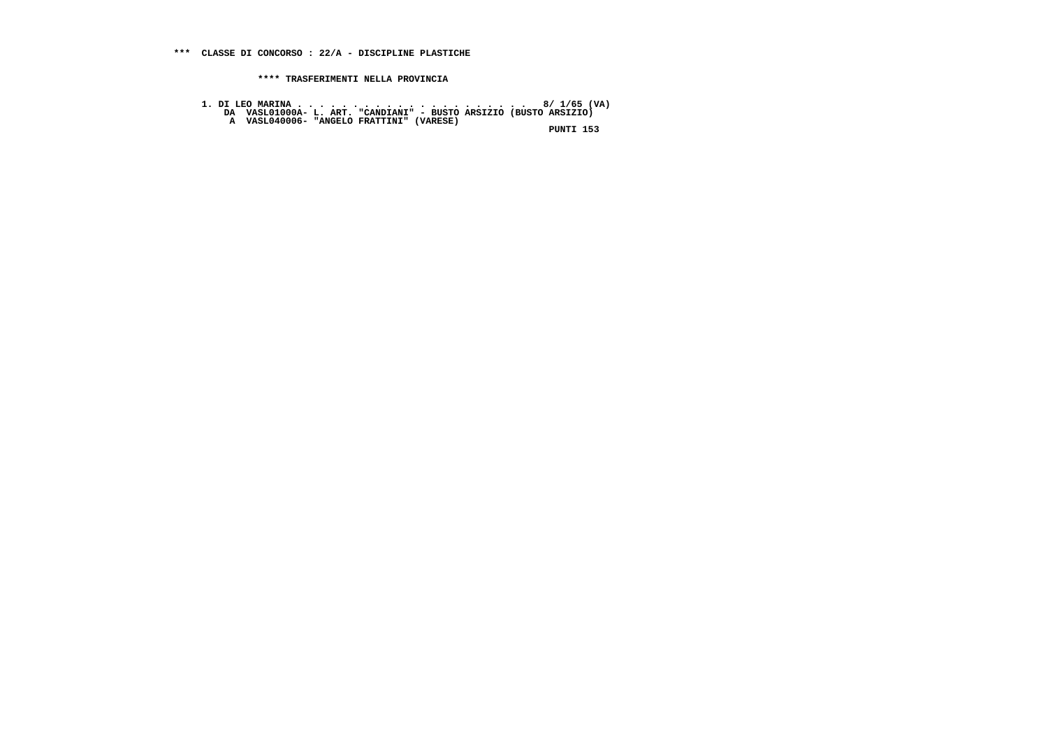**\*\*\* CLASSE DI CONCORSO : 22/A - DISCIPLINE PLASTICHE**

**\*\*\*\* TRASFERIMENTI NELLA PROVINCIA**

```
1. DI LEO MARINA . . . . . . . . . . . . . . . . . . . . .  8/ 1/65 (VA)
    DA  VASL01000A- L. ART. "CANDIANI" - BUSTO ARSIZIO (BUSTO ARSIZIO)
     A  VASL040006- "ANGELO FRATTINI" (VARESE)
                                                         PUNTI 153
```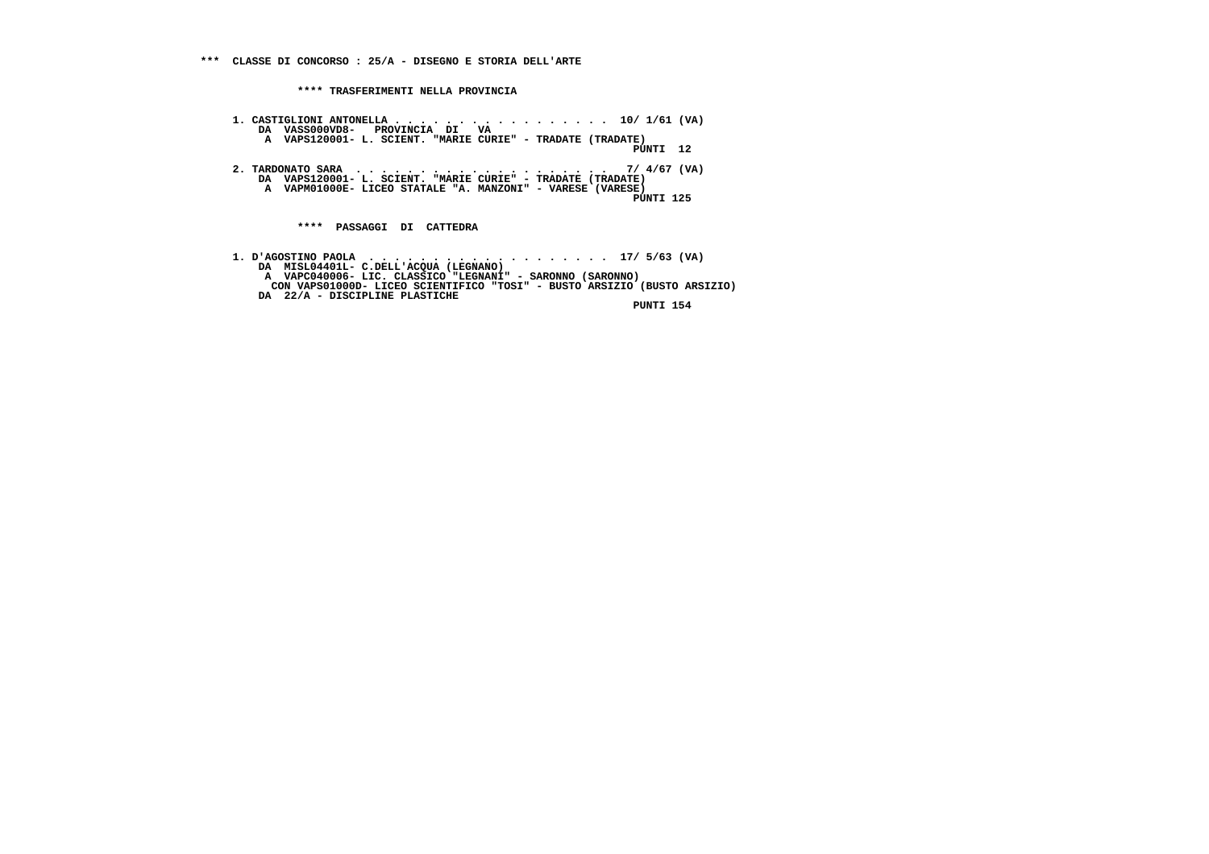**\*\*\* CLASSE DI CONCORSO : 25/A - DISEGNO E STORIA DELL'ARTE**

**\*\*\*\* TRASFERIMENTI NELLA PROVINCIA**

**1. CASTIGLIONI ANTONELLA . . . . . . . . . . . . . . . . . . 10/ 1/61 (VA)**
**DA VASS000VD8- PROVINCIA DI VA**
**A VAPS120001- L. SCIENT. "MARIE CURIE" - TRADATE (TRADATE)**
**PUNTI 12**

**2. TARDONATO SARA . . . . . . . . . . . . . . . . . . . . 7/ 4/67 (VA)**
**DA VAPS120001- L. SCIENT. "MARIE CURIE" - TRADATE (TRADATE)**
**A VAPM01000E- LICEO STATALE "A. MANZONI" - VARESE (VARESE)**
**PUNTI 125**

**\*\*\*\* PASSAGGI DI CATTEDRA**

**1. D'AGOSTINO PAOLA . . . . . . . . . . . . . . . . . . . 17/ 5/63 (VA)**
**DA MISL04401L- C.DELL'ACQUA (LEGNANO)**
**A VAPC040006- LIC. CLASSICO "LEGNANI" - SARONNO (SARONNO)**
**CON VAPS01000D- LICEO SCIENTIFICO "TOSI" - BUSTO ARSIZIO (BUSTO ARSIZIO)**
**DA 22/A - DISCIPLINE PLASTICHE**
**PUNTI 154**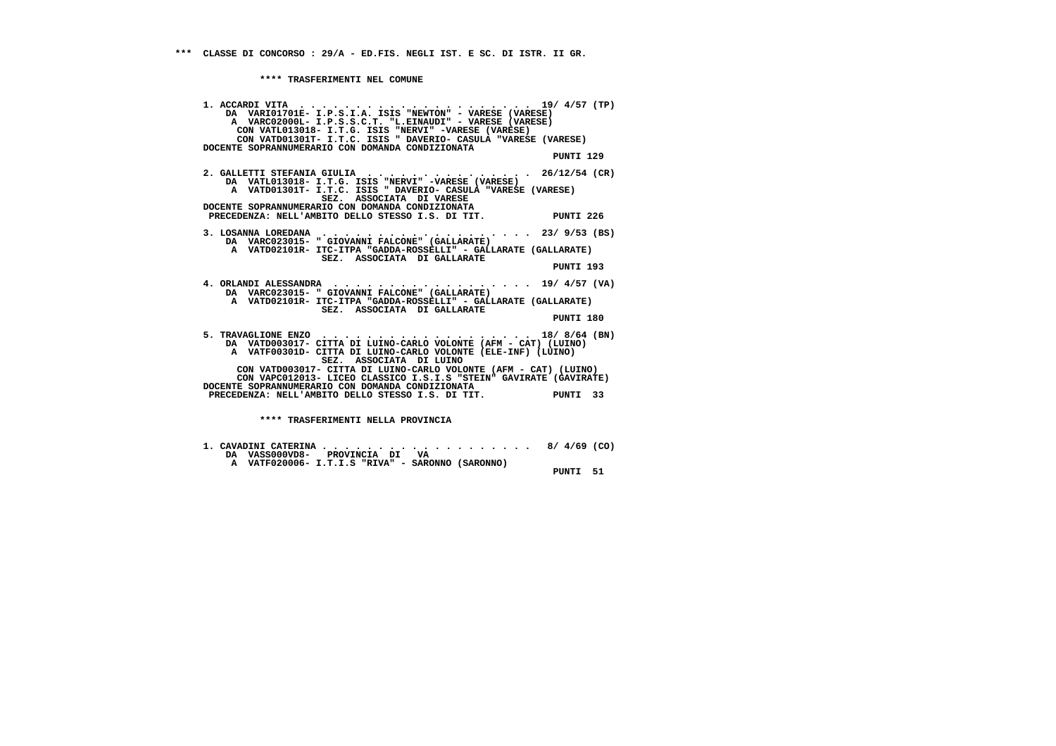*** CLASSE DI CONCORSO : 29/A - ED.FIS. NEGLI IST. E SC. DI ISTR. II GR.

**** TRASFERIMENTI NEL COMUNE

1. ACCARDI VITA . . . . . . . . . . . . . . . . . . . . . . 19/ 4/57 (TP)
DA VARI01701E- I.P.S.I.A. ISIS "NEWTON" - VARESE (VARESE)
A VARC02000L- I.P.S.S.C.T. "L.EINAUDI" - VARESE (VARESE)
CON VATL013018- I.T.G. ISIS "NERVI" -VARESE (VARESE)
CON VATD01301T- I.T.C. ISIS " DAVERIO- CASULA "VARESE (VARESE)
DOCENTE SOPRANNUMERARIO CON DOMANDA CONDIZIONATA
PUNTI 129

2. GALLETTI STEFANIA GIULIA . . . . . . . . . . . . . . . 26/12/54 (CR)
DA VATL013018- I.T.G. ISIS "NERVI" -VARESE (VARESE)
A VATD01301T- I.T.C. ISIS " DAVERIO- CASULA "VARESE (VARESE)
SEZ. ASSOCIATA DI VARESE
DOCENTE SOPRANNUMERARIO CON DOMANDA CONDIZIONATA
PRECEDENZA: NELL'AMBITO DELLO STESSO I.S. DI TIT. PUNTI 226

3. LOSANNA LOREDANA . . . . . . . . . . . . . . . . . . . 23/ 9/53 (BS)
DA VARC023015- " GIOVANNI FALCONE" (GALLARATE)
A VATD02101R- ITC-ITPA "GADDA-ROSSELLI" - GALLARATE (GALLARATE)
SEZ. ASSOCIATA DI GALLARATE
PUNTI 193

4. ORLANDI ALESSANDRA . . . . . . . . . . . . . . . . . . 19/ 4/57 (VA)
DA VARC023015- " GIOVANNI FALCONE" (GALLARATE)
A VATD02101R- ITC-ITPA "GADDA-ROSSELLI" - GALLARATE (GALLARATE)
SEZ. ASSOCIATA DI GALLARATE
PUNTI 180

5. TRAVAGLIONE ENZO . . . . . . . . . . . . . . . . . . . 18/ 8/64 (BN)
DA VATD003017- CITTA DI LUINO-CARLO VOLONTE (AFM - CAT) (LUINO)
A VATF00301D- CITTA DI LUINO-CARLO VOLONTE (ELE-INF) (LUINO)
SEZ. ASSOCIATA DI LUINO
CON VATD003017- CITTA DI LUINO-CARLO VOLONTE (AFM - CAT) (LUINO)
CON VAPC012013- LICEO CLASSICO I.S.I.S "STEIN" GAVIRATE (GAVIRATE)
DOCENTE SOPRANNUMERARIO CON DOMANDA CONDIZIONATA
PRECEDENZA: NELL'AMBITO DELLO STESSO I.S. DI TIT. PUNTI 33

**** TRASFERIMENTI NELLA PROVINCIA

1. CAVADINI CATERINA . . . . . . . . . . . . . . . . . . . 8/ 4/69 (CO)
DA VASS000VD8- PROVINCIA DI VA
A VATF020006- I.T.I.S "RIVA" - SARONNO (SARONNO)
PUNTI 51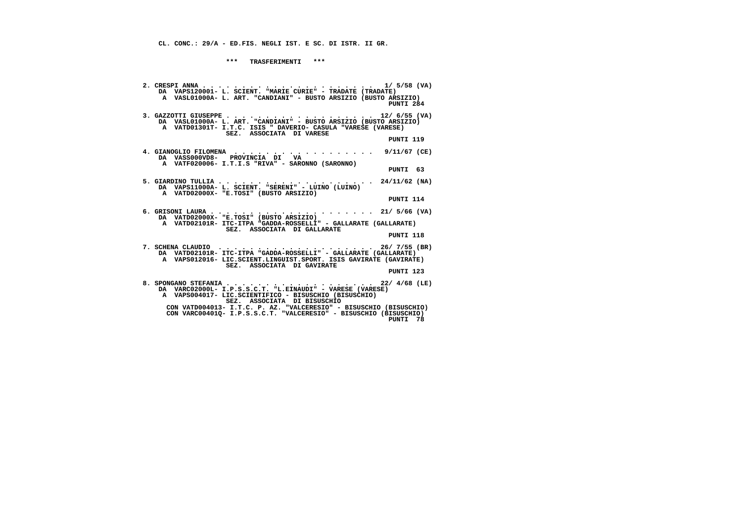**CL. CONC.: 29/A - ED.FIS. NEGLI IST. E SC. DI ISTR. II GR.**

**\*\*\* TRASFERIMENTI \*\*\***

**2. CRESPI ANNA . . . . . . . . . . . . . . . . . . . . . . 1/ 5/58 (VA)**
DA VAPS120001- L. SCIENT. "MARIE CURIE" - TRADATE (TRADATE)
A VASL01000A- L. ART. "CANDIANI" - BUSTO ARSIZIO (BUSTO ARSIZIO)
PUNTI 284

**3. GAZZOTTI GIUSEPPE . . . . . . . . . . . . . . . . . . . 12/ 6/55 (VA)**
DA VASL01000A- L. ART. "CANDIANI" - BUSTO ARSIZIO (BUSTO ARSIZIO)
A VATD01301T- I.T.C. ISIS " DAVERIO- CASULA "VARESE (VARESE)
SEZ. ASSOCIATA DI VARESE
PUNTI 119

**4. GIANOGLIO FILOMENA . . . . . . . . . . . . . . . . . 9/11/67 (CE)**
DA VASS000VD8- PROVINCIA DI VA
A VATF020006- I.T.I.S "RIVA" - SARONNO (SARONNO)
PUNTI 63

**5. GIARDINO TULLIA . . . . . . . . . . . . . . . . . . . . 24/11/62 (NA)**
DA VAPS11000A- L. SCIENT. "SERENI" - LUINO (LUINO)
A VATD02000X- "E.TOSI" (BUSTO ARSIZIO)
PUNTI 114

**6. GRISONI LAURA . . . . . . . . . . . . . . . . . . . . . 21/ 5/66 (VA)**
DA VATD02000X- "E.TOSI" (BUSTO ARSIZIO)
A VATD02101R- ITC-ITPA "GADDA-ROSSELLI" - GALLARATE (GALLARATE)
SEZ. ASSOCIATA DI GALLARATE
PUNTI 118

**7. SCHENA CLAUDIO . . . . . . . . . . . . . . . . . . . . 26/ 7/55 (BR)**
DA VATD02101R- ITC-ITPA "GADDA-ROSSELLI" - GALLARATE (GALLARATE)
A VAPS012016- LIC.SCIENT.LINGUIST.SPORT. ISIS GAVIRATE (GAVIRATE)
SEZ. ASSOCIATA DI GAVIRATE
PUNTI 123

**8. SPONGANO STEFANIA . . . . . . . . . . . . . . . . . . . 22/ 4/68 (LE)**
DA VARC02000L- I.P.S.S.C.T. "L.EINAUDI" - VARESE (VARESE)
A VAPS004017- LIC.SCIENTIFICO - BISUSCHIO (BISUSCHIO)
SEZ. ASSOCIATA DI BISUSCHIO
CON VATD004013- I.T.C. P. AZ. "VALCERESIO" - BISUSCHIO (BISUSCHIO)
CON VARC00401Q- I.P.S.S.C.T. "VALCERESIO" - BISUSCHIO (BISUSCHIO)
PUNTI 78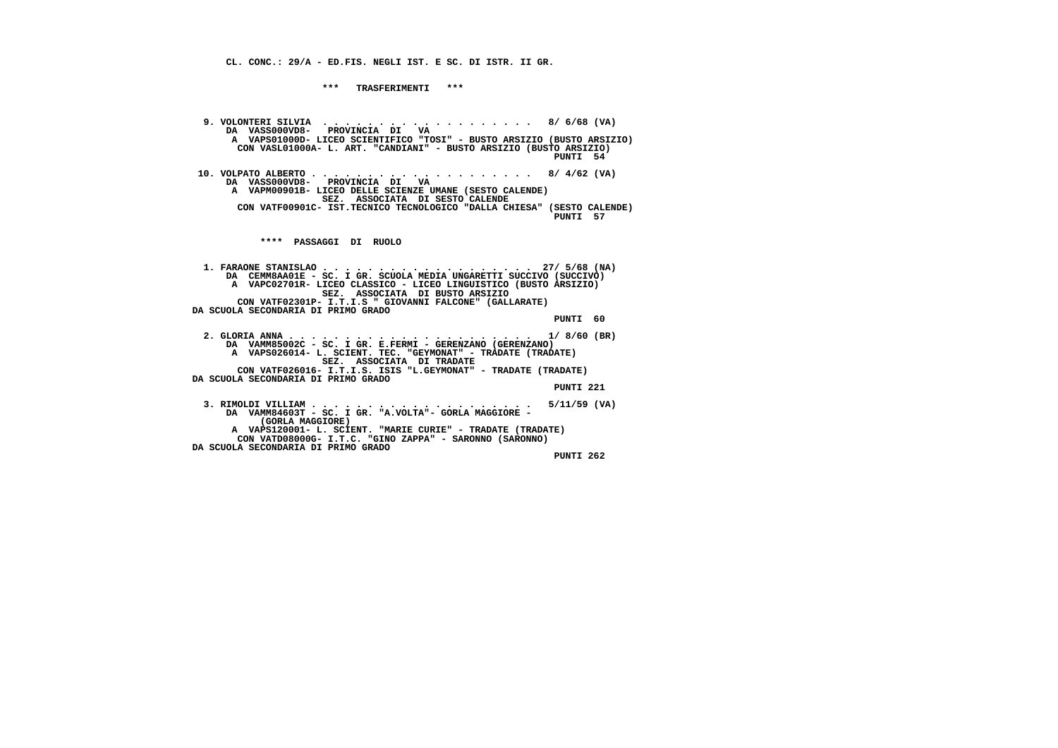CL. CONC.: 29/A - ED.FIS. NEGLI IST. E SC. DI ISTR. II GR.

*** TRASFERIMENTI ***

9. VOLONTERI SILVIA . . . . . . . . . . . . . . . . . . . 8/ 6/68 (VA)
DA VASS000VD8- PROVINCIA DI VA
A VAPS01000D- LICEO SCIENTIFICO "TOSI" - BUSTO ARSIZIO (BUSTO ARSIZIO)
CON VASL01000A- L. ART. "CANDIANI" - BUSTO ARSIZIO (BUSTO ARSIZIO)
PUNTI 54

10. VOLPATO ALBERTO . . . . . . . . . . . . . . . . . . . 8/ 4/62 (VA)
DA VASS000VD8- PROVINCIA DI VA
A VAPM00901B- LICEO DELLE SCIENZE UMANE (SESTO CALENDE)
SEZ. ASSOCIATA DI SESTO CALENDE
CON VATF00901C- IST.TECNICO TECNOLOGICO "DALLA CHIESA" (SESTO CALENDE)
PUNTI 57

**** PASSAGGI DI RUOLO

1. FARAONE STANISLAO . . . . . . . . . . . . . . . . . . 27/ 5/68 (NA)
DA CEMM8AA01E - SC. I GR. SCUOLA MEDIA UNGARETTI SUCCIVO (SUCCIVO)
A VAPC02701R- LICEO CLASSICO - LICEO LINGUISTICO (BUSTO ARSIZIO)
SEZ. ASSOCIATA DI BUSTO ARSIZIO
CON VATF02301P- I.T.I.S " GIOVANNI FALCONE" (GALLARATE)
DA SCUOLA SECONDARIA DI PRIMO GRADO
PUNTI 60

2. GLORIA ANNA . . . . . . . . . . . . . . . . . . . . . 1/ 8/60 (BR)
DA VAMM85002C - SC. I GR. E.FERMI - GERENZANO (GERENZANO)
A VAPS026014- L. SCIENT. TEC. "GEYMONAT" - TRADATE (TRADATE)
SEZ. ASSOCIATA DI TRADATE
CON VATF026016- I.T.I.S. ISIS "L.GEYMONAT" - TRADATE (TRADATE)
DA SCUOLA SECONDARIA DI PRIMO GRADO
PUNTI 221

3. RIMOLDI VILLIAM . . . . . . . . . . . . . . . . . . . 5/11/59 (VA)
DA VAMM84603T - SC. I GR. "A.VOLTA"- GORLA MAGGIORE -
(GORLA MAGGIORE)
A VAPS120001- L. SCIENT. "MARIE CURIE" - TRADATE (TRADATE)
CON VATD08000G- I.T.C. "GINO ZAPPA" - SARONNO (SARONNO)
DA SCUOLA SECONDARIA DI PRIMO GRADO
PUNTI 262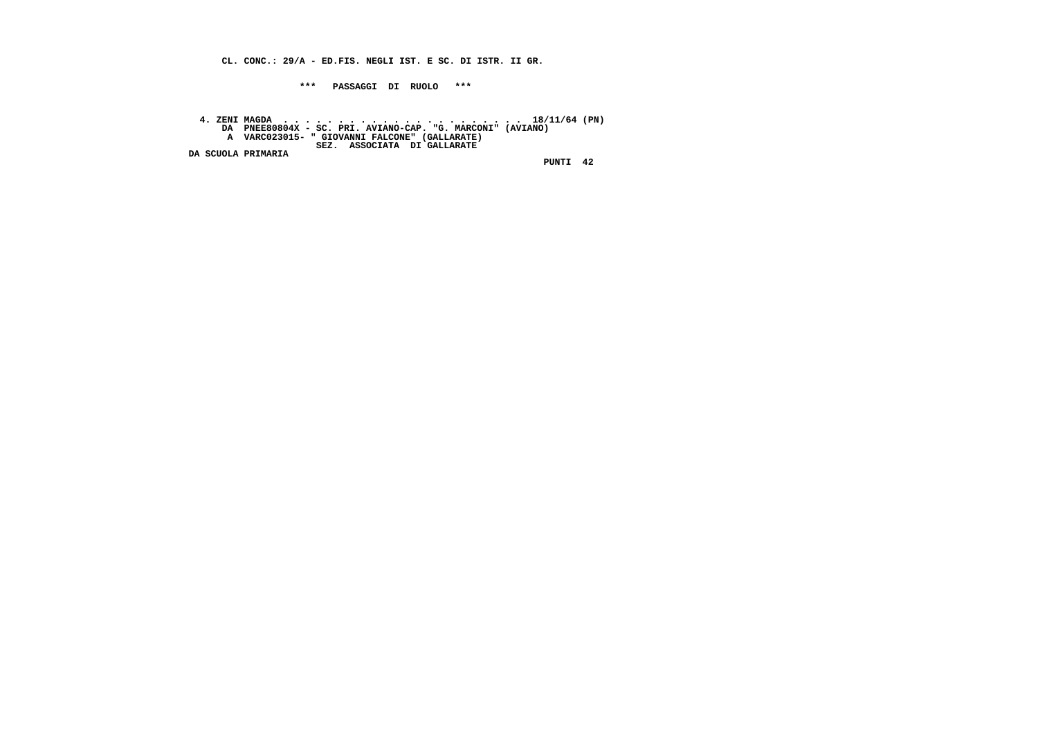**CL. CONC.: 29/A - ED.FIS. NEGLI IST. E SC. DI ISTR. II GR.**

**\*\*\* PASSAGGI DI RUOLO \*\*\***

**4. ZENI MAGDA . . . . . . . . . . . . . . . . . . . . . . 18/11/64 (PN)**
**DA PNEE80804X - SC. PRI. AVIANO-CAP. "G. MARCONI" (AVIANO)**
**A VARC023015- " GIOVANNI FALCONE" (GALLARATE)**
**SEZ. ASSOCIATA DI GALLARATE**
**DA SCUOLA PRIMARIA**
**PUNTI 42**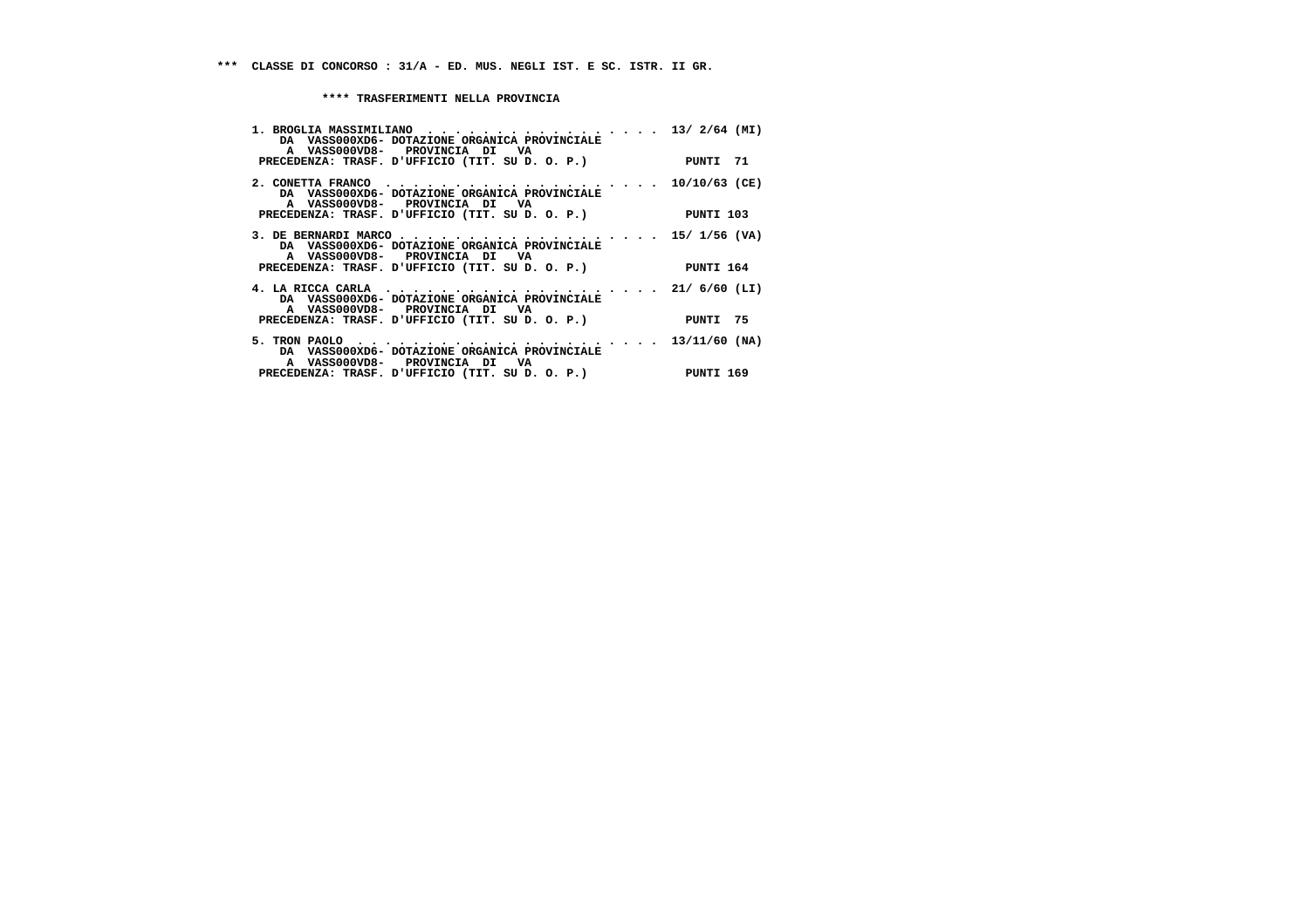**\*\*\* CLASSE DI CONCORSO : 31/A - ED. MUS. NEGLI IST. E SC. ISTR. II GR.**

**\*\*\*\* TRASFERIMENTI NELLA PROVINCIA**

1. BROGLIA MASSIMILIANO . . . . . . . . . . . . . . . . . . 13/ 2/64 (MI)
   DA VASS000XD6- DOTAZIONE ORGANICA PROVINCIALE
   A VASS000VD8- PROVINCIA DI VA
   PRECEDENZA: TRASF. D'UFFICIO (TIT. SU D. O. P.) PUNTI 71

2. CONETTA FRANCO . . . . . . . . . . . . . . . . . . . . 10/10/63 (CE)
   DA VASS000XD6- DOTAZIONE ORGANICA PROVINCIALE
   A VASS000VD8- PROVINCIA DI VA
   PRECEDENZA: TRASF. D'UFFICIO (TIT. SU D. O. P.) PUNTI 103

3. DE BERNARDI MARCO . . . . . . . . . . . . . . . . . . . 15/ 1/56 (VA)
   DA VASS000XD6- DOTAZIONE ORGANICA PROVINCIALE
   A VASS000VD8- PROVINCIA DI VA
   PRECEDENZA: TRASF. D'UFFICIO (TIT. SU D. O. P.) PUNTI 164

4. LA RICCA CARLA . . . . . . . . . . . . . . . . . . . . 21/ 6/60 (LI)
   DA VASS000XD6- DOTAZIONE ORGANICA PROVINCIALE
   A VASS000VD8- PROVINCIA DI VA
   PRECEDENZA: TRASF. D'UFFICIO (TIT. SU D. O. P.) PUNTI 75

5. TRON PAOLO . . . . . . . . . . . . . . . . . . . . . . 13/11/60 (NA)
   DA VASS000XD6- DOTAZIONE ORGANICA PROVINCIALE
   A VASS000VD8- PROVINCIA DI VA
   PRECEDENZA: TRASF. D'UFFICIO (TIT. SU D. O. P.) PUNTI 169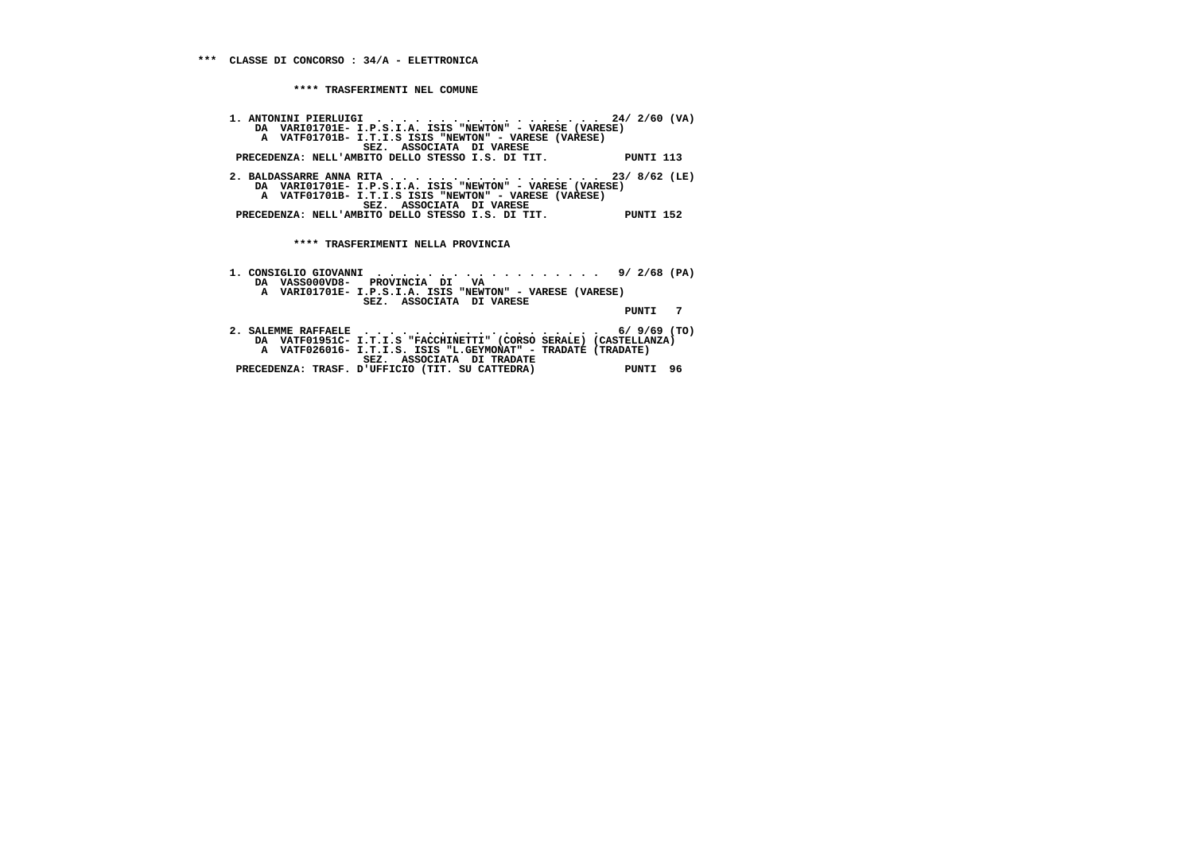*** CLASSE DI CONCORSO : 34/A - ELETTRONICA

**** TRASFERIMENTI NEL COMUNE

1. ANTONINI PIERLUIGI . . . . . . . . . . . . . . . . . . 24/ 2/60 (VA)
   DA VARI01701E- I.P.S.I.A. ISIS "NEWTON" - VARESE (VARESE)
   A VATF01701B- I.T.I.S ISIS "NEWTON" - VARESE (VARESE)
   SEZ. ASSOCIATA DI VARESE
   PRECEDENZA: NELL'AMBITO DELLO STESSO I.S. DI TIT. PUNTI 113

2. BALDASSARRE ANNA RITA . . . . . . . . . . . . . . . . 23/ 8/62 (LE)
   DA VARI01701E- I.P.S.I.A. ISIS "NEWTON" - VARESE (VARESE)
   A VATF01701B- I.T.I.S ISIS "NEWTON" - VARESE (VARESE)
   SEZ. ASSOCIATA DI VARESE
   PRECEDENZA: NELL'AMBITO DELLO STESSO I.S. DI TIT. PUNTI 152

**** TRASFERIMENTI NELLA PROVINCIA

1. CONSIGLIO GIOVANNI . . . . . . . . . . . . . . . . . . 9/ 2/68 (PA)
   DA VASS000VD8- PROVINCIA DI VA
   A VARI01701E- I.P.S.I.A. ISIS "NEWTON" - VARESE (VARESE)
   SEZ. ASSOCIATA DI VARESE
   PUNTI 7

2. SALEMME RAFFAELE . . . . . . . . . . . . . . . . . . . 6/ 9/69 (TO)
   DA VATF01951C- I.T.I.S "FACCHINETTI" (CORSO SERALE) (CASTELLANZA)
   A VATF026016- I.T.I.S. ISIS "L.GEYMONAT" - TRADATE (TRADATE)
   SEZ. ASSOCIATA DI TRADATE
   PRECEDENZA: TRASF. D'UFFICIO (TIT. SU CATTEDRA) PUNTI 96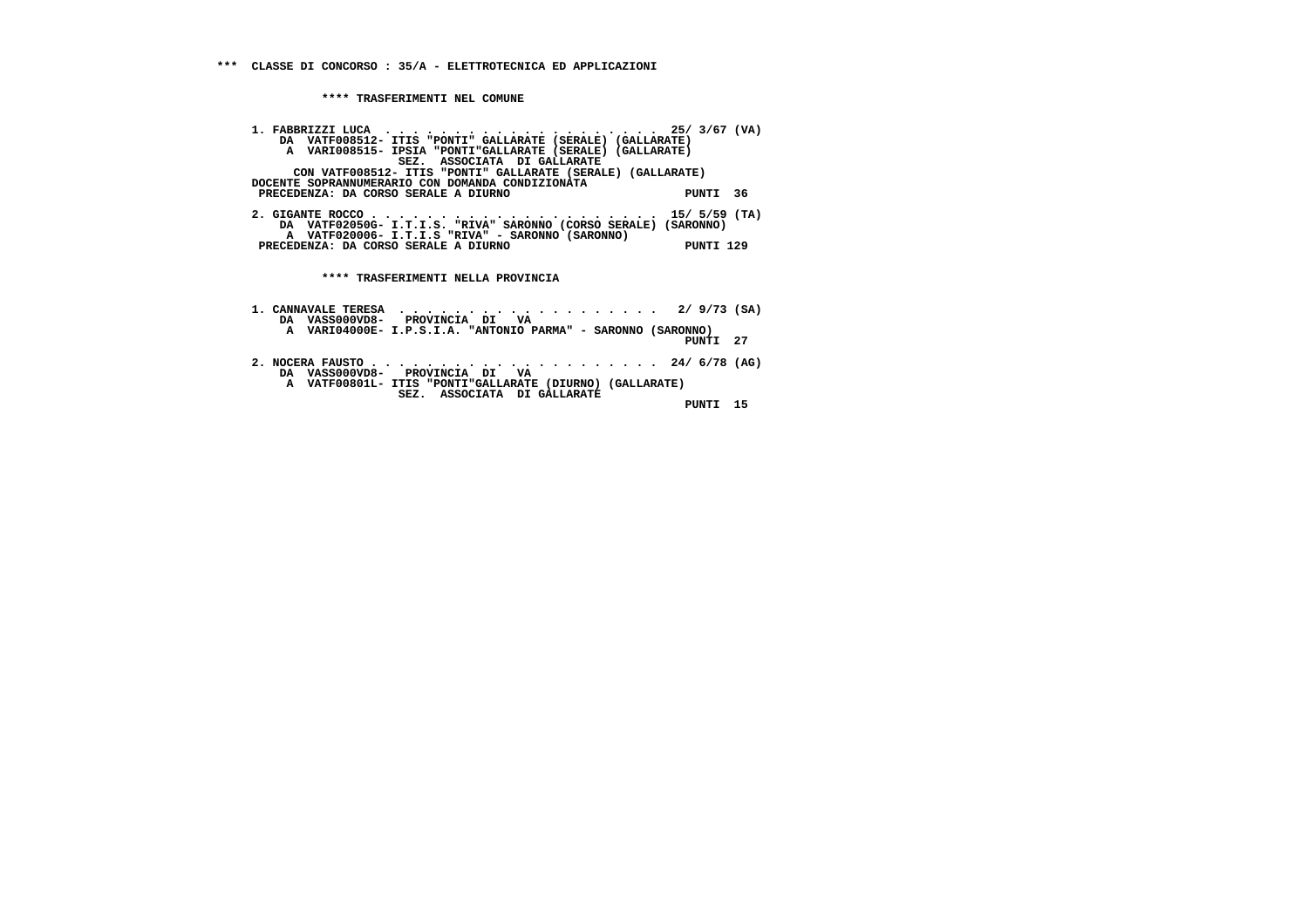**\*\*\* CLASSE DI CONCORSO : 35/A - ELETTROTECNICA ED APPLICAZIONI**

**\*\*\*\* TRASFERIMENTI NEL COMUNE**

```
1. FABBRIZZI LUCA  . . . . . . . . . . . . . . . . . . . .  25/ 3/67 (VA)
    DA  VATF008512- ITIS "PONTI" GALLARATE (SERALE) (GALLARATE)
     A  VARI008515- IPSIA "PONTI"GALLARATE (SERALE) (GALLARATE)
                   SEZ.  ASSOCIATA  DI GALLARATE
      CON VATF008512- ITIS "PONTI" GALLARATE (SERALE) (GALLARATE)
DOCENTE SOPRANNUMERARIO CON DOMANDA CONDIZIONATA
 PRECEDENZA: DA CORSO SERALE A DIURNO                          PUNTI  36

2. GIGANTE ROCCO . . . . . . . . . . . . . . . . . . . . .  15/ 5/59 (TA)
    DA  VATF02050G- I.T.I.S. "RIVA" SARONNO (CORSO SERALE) (SARONNO)
     A  VATF020006- I.T.I.S "RIVA" - SARONNO (SARONNO)
 PRECEDENZA: DA CORSO SERALE A DIURNO                          PUNTI 129
```

**\*\*\*\* TRASFERIMENTI NELLA PROVINCIA**

```
1. CANNAVALE TERESA  . . . . . . . . . . . . . . . . . .   2/ 9/73 (SA)
    DA  VASS000VD8-   PROVINCIA  DI   VA
     A  VARI04000E- I.P.S.I.A. "ANTONIO PARMA" - SARONNO (SARONNO)
                                                               PUNTI  27

2. NOCERA FAUSTO . . . . . . . . . . . . . . . . . . . . .  24/ 6/78 (AG)
    DA  VASS000VD8-   PROVINCIA  DI   VA
     A  VATF00801L- ITIS "PONTI"GALLARATE (DIURNO) (GALLARATE)
                   SEZ.  ASSOCIATA  DI GALLARATE
                                                               PUNTI  15
```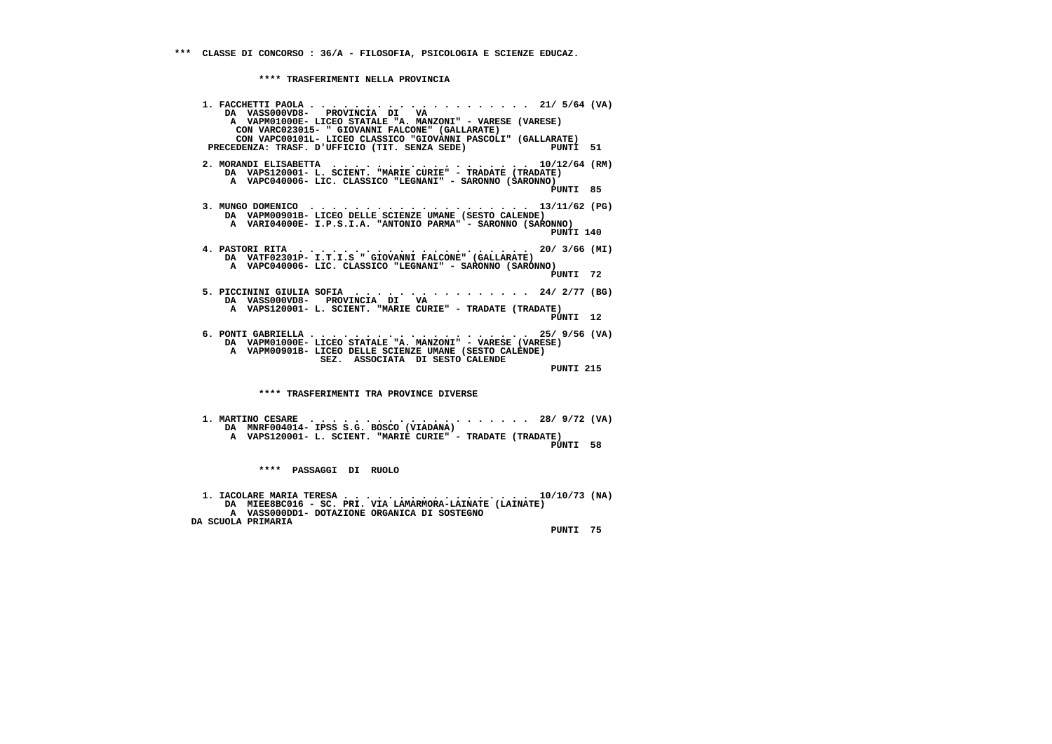*** CLASSE DI CONCORSO : 36/A - FILOSOFIA, PSICOLOGIA E SCIENZE EDUCAZ.

**** TRASFERIMENTI NELLA PROVINCIA

1. FACCHETTI PAOLA . . . . . . . . . . . . . . . . . . . . 21/ 5/64 (VA)
   DA VASS000VD8- PROVINCIA DI VA
   A VAPM01000E- LICEO STATALE "A. MANZONI" - VARESE (VARESE)
   CON VARC023015- " GIOVANNI FALCONE" (GALLARATE)
   CON VAPC00101L- LICEO CLASSICO "GIOVANNI PASCOLI" (GALLARATE)
   PRECEDENZA: TRASF. D'UFFICIO (TIT. SENZA SEDE) PUNTI 51

2. MORANDI ELISABETTA . . . . . . . . . . . . . . . . . . 10/12/64 (RM)
   DA VAPS120001- L. SCIENT. "MARIE CURIE" - TRADATE (TRADATE)
   A VAPC040006- LIC. CLASSICO "LEGNANI" - SARONNO (SARONNO)
   PUNTI 85

3. MUNGO DOMENICO . . . . . . . . . . . . . . . . . . . . 13/11/62 (PG)
   DA VAPM00901B- LICEO DELLE SCIENZE UMANE (SESTO CALENDE)
   A VARI04000E- I.P.S.I.A. "ANTONIO PARMA" - SARONNO (SARONNO)
   PUNTI 140

4. PASTORI RITA . . . . . . . . . . . . . . . . . . . . . 20/ 3/66 (MI)
   DA VATF02301P- I.T.I.S " GIOVANNI FALCONE" (GALLARATE)
   A VAPC040006- LIC. CLASSICO "LEGNANI" - SARONNO (SARONNO)
   PUNTI 72

5. PICCININI GIULIA SOFIA . . . . . . . . . . . . . . . . 24/ 2/77 (BG)
   DA VASS000VD8- PROVINCIA DI VA
   A VAPS120001- L. SCIENT. "MARIE CURIE" - TRADATE (TRADATE)
   PUNTI 12

6. PONTI GABRIELLA . . . . . . . . . . . . . . . . . . . . 25/ 9/56 (VA)
   DA VAPM01000E- LICEO STATALE "A. MANZONI" - VARESE (VARESE)
   A VAPM00901B- LICEO DELLE SCIENZE UMANE (SESTO CALENDE)
   SEZ. ASSOCIATA DI SESTO CALENDE
   PUNTI 215

**** TRASFERIMENTI TRA PROVINCE DIVERSE

1. MARTINO CESARE . . . . . . . . . . . . . . . . . . . . 28/ 9/72 (VA)
   DA MNRF004014- IPSS S.G. BOSCO (VIADANA)
   A VAPS120001- L. SCIENT. "MARIE CURIE" - TRADATE (TRADATE)
   PUNTI 58

**** PASSAGGI DI RUOLO

1. IACOLARE MARIA TERESA . . . . . . . . . . . . . . . . . 10/10/73 (NA)
   DA MIEE8BC016 - SC. PRI. VIA LAMARMORA-LAINATE (LAINATE)
   A VASS000DD1- DOTAZIONE ORGANICA DI SOSTEGNO
   DA SCUOLA PRIMARIA
   PUNTI 75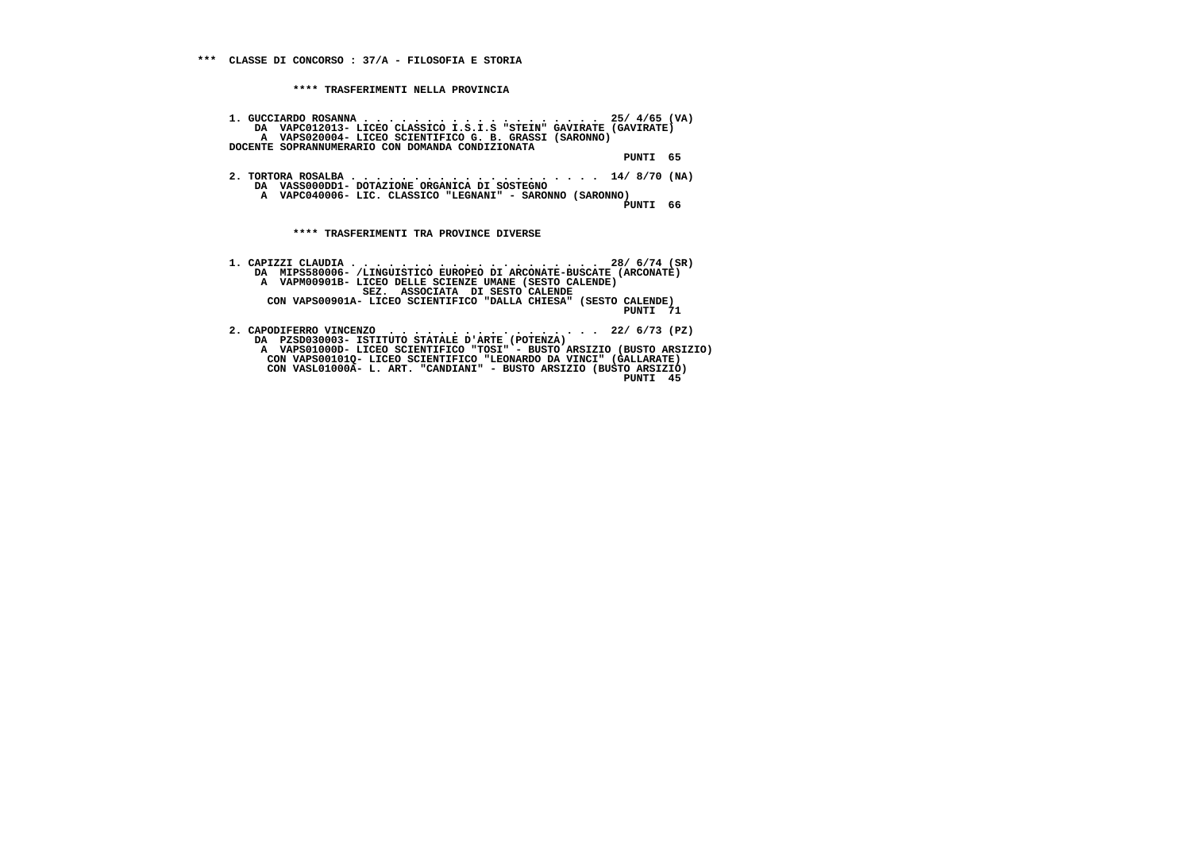## *** CLASSE DI CONCORSO : 37/A - FILOSOFIA E STORIA

### **** TRASFERIMENTI NELLA PROVINCIA

1. GUCCIARDO ROSANNA . . . . . . . . . . . . . . . . . . . . 25/ 4/65 (VA)
   DA VAPC012013- LICEO CLASSICO I.S.I.S "STEIN" GAVIRATE (GAVIRATE)
   A VAPS020004- LICEO SCIENTIFICO G. B. GRASSI (SARONNO)
   DOCENTE SOPRANNUMERARIO CON DOMANDA CONDIZIONATA
   PUNTI 65

2. TORTORA ROSALBA . . . . . . . . . . . . . . . . . . . . 14/ 8/70 (NA)
   DA VASS000DD1- DOTAZIONE ORGANICA DI SOSTEGNO
   A VAPC040006- LIC. CLASSICO "LEGNANI" - SARONNO (SARONNO)
   PUNTI 66

### **** TRASFERIMENTI TRA PROVINCE DIVERSE

1. CAPIZZI CLAUDIA . . . . . . . . . . . . . . . . . . . . 28/ 6/74 (SR)
   DA MIPS580006- /LINGUISTICO EUROPEO DI ARCONATE-BUSCATE (ARCONATE)
   A VAPM00901B- LICEO DELLE SCIENZE UMANE (SESTO CALENDE)
   SEZ. ASSOCIATA DI SESTO CALENDE
   CON VAPS00901A- LICEO SCIENTIFICO "DALLA CHIESA" (SESTO CALENDE)
   PUNTI 71

2. CAPODIFERRO VINCENZO . . . . . . . . . . . . . . . . . 22/ 6/73 (PZ)
   DA PZSD030003- ISTITUTO STATALE D'ARTE (POTENZA)
   A VAPS01000D- LICEO SCIENTIFICO "TOSI" - BUSTO ARSIZIO (BUSTO ARSIZIO)
   CON VAPS00101Q- LICEO SCIENTIFICO "LEONARDO DA VINCI" (GALLARATE)
   CON VASL01000A- L. ART. "CANDIANI" - BUSTO ARSIZIO (BUSTO ARSIZIO)
   PUNTI 45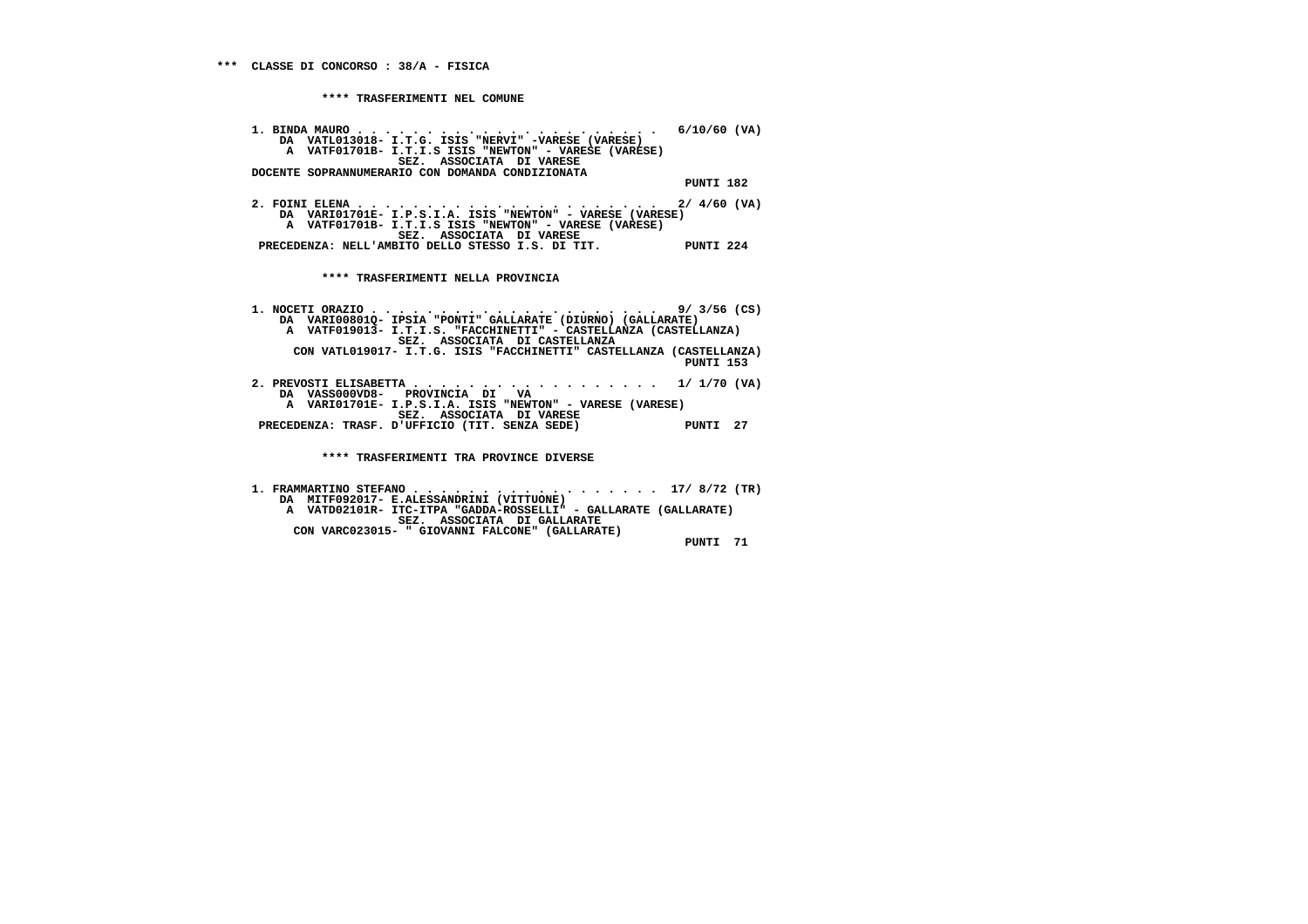**\*\*\* CLASSE DI CONCORSO : 38/A - FISICA**

**\*\*\*\* TRASFERIMENTI NEL COMUNE**

**1. BINDA MAURO . . . . . . . . . . . . . . . . . . . . . . . 6/10/60 (VA)**
DA VATL013018- I.T.G. ISIS "NERVI" -VARESE (VARESE)
A VATF01701B- I.T.I.S ISIS "NEWTON" - VARESE (VARESE)
SEZ. ASSOCIATA DI VARESE
DOCENTE SOPRANNUMERARIO CON DOMANDA CONDIZIONATA
PUNTI 182

**2. FOINI ELENA . . . . . . . . . . . . . . . . . . . . . . . 2/ 4/60 (VA)**
DA VARI01701E- I.P.S.I.A. ISIS "NEWTON" - VARESE (VARESE)
A VATF01701B- I.T.I.S ISIS "NEWTON" - VARESE (VARESE)
SEZ. ASSOCIATA DI VARESE
PRECEDENZA: NELL'AMBITO DELLO STESSO I.S. DI TIT. PUNTI 224

**\*\*\*\* TRASFERIMENTI NELLA PROVINCIA**

**1. NOCETI ORAZIO . . . . . . . . . . . . . . . . . . . . . 9/ 3/56 (CS)**
DA VARI00801Q- IPSIA "PONTI" GALLARATE (DIURNO) (GALLARATE)
A VATF019013- I.T.I.S. "FACCHINETTI" - CASTELLANZA (CASTELLANZA)
SEZ. ASSOCIATA DI CASTELLANZA
CON VATL019017- I.T.G. ISIS "FACCHINETTI" CASTELLANZA (CASTELLANZA)
PUNTI 153

**2. PREVOSTI ELISABETTA . . . . . . . . . . . . . . . . . 1/ 1/70 (VA)**
DA VASS000VD8- PROVINCIA DI VA
A VARI01701E- I.P.S.I.A. ISIS "NEWTON" - VARESE (VARESE)
SEZ. ASSOCIATA DI VARESE
PRECEDENZA: TRASF. D'UFFICIO (TIT. SENZA SEDE) PUNTI 27

**\*\*\*\* TRASFERIMENTI TRA PROVINCE DIVERSE**

**1. FRAMMARTINO STEFANO . . . . . . . . . . . . . . . . . 17/ 8/72 (TR)**
DA MITF092017- E.ALESSANDRINI (VITTUONE)
A VATD02101R- ITC-ITPA "GADDA-ROSSELLI" - GALLARATE (GALLARATE)
SEZ. ASSOCIATA DI GALLARATE
CON VARC023015- " GIOVANNI FALCONE" (GALLARATE)
PUNTI 71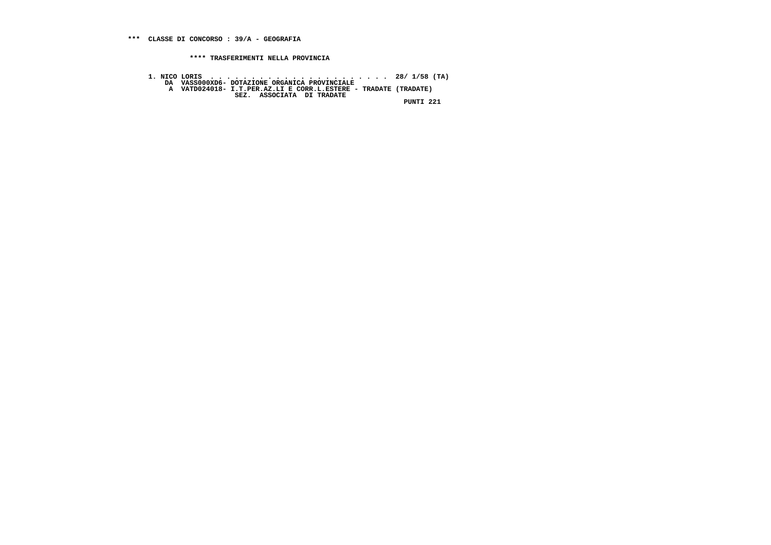*** CLASSE DI CONCORSO : 39/A - GEOGRAFIA

**** TRASFERIMENTI NELLA PROVINCIA

1. NICO LORIS . . . . . . . . . . . . . . . . . . . . . . 28/ 1/58 (TA)
   DA VASS000XD6- DOTAZIONE ORGANICA PROVINCIALE
   A VATD024018- I.T.PER.AZ.LI E CORR.L.ESTERE - TRADATE (TRADATE)
   SEZ. ASSOCIATA DI TRADATE
   PUNTI 221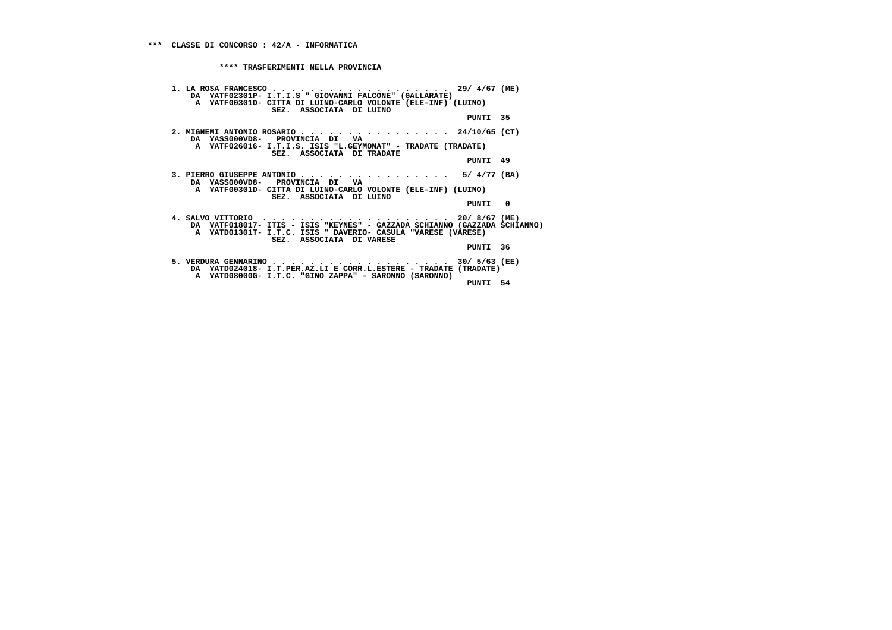**\*\*\* CLASSE DI CONCORSO : 42/A - INFORMATICA**

**\*\*\*\* TRASFERIMENTI NELLA PROVINCIA**

**1. LA ROSA FRANCESCO . . . . . . . . . . . . . . . . . . . . 29/ 4/67 (ME)**
**DA VATF02301P- I.T.I.S " GIOVANNI FALCONE" (GALLARATE)**
**A VATF00301D- CITTA DI LUINO-CARLO VOLONTE (ELE-INF) (LUINO)**
**SEZ. ASSOCIATA DI LUINO**
**PUNTI 35**

**2. MIGNEMI ANTONIO ROSARIO . . . . . . . . . . . . . . . . 24/10/65 (CT)**
**DA VASS000VD8- PROVINCIA DI VA**
**A VATF026016- I.T.I.S. ISIS "L.GEYMONAT" - TRADATE (TRADATE)**
**SEZ. ASSOCIATA DI TRADATE**
**PUNTI 49**

**3. PIERRO GIUSEPPE ANTONIO . . . . . . . . . . . . . . . . 5/ 4/77 (BA)**
**DA VASS000VD8- PROVINCIA DI VA**
**A VATF00301D- CITTA DI LUINO-CARLO VOLONTE (ELE-INF) (LUINO)**
**SEZ. ASSOCIATA DI LUINO**
**PUNTI 0**

**4. SALVO VITTORIO . . . . . . . . . . . . . . . . . . . . 20/ 8/67 (ME)**
**DA VATF018017- ITIS - ISIS "KEYNES" - GAZZADA SCHIANNO (GAZZADA SCHIANNO)**
**A VATD01301T- I.T.C. ISIS " DAVERIO- CASULA "VARESE (VARESE)**
**SEZ. ASSOCIATA DI VARESE**
**PUNTI 36**

**5. VERDURA GENNARINO . . . . . . . . . . . . . . . . . . . 30/ 5/63 (EE)**
**DA VATD024018- I.T.PER.AZ.LI E CORR.L.ESTERE - TRADATE (TRADATE)**
**A VATD08000G- I.T.C. "GINO ZAPPA" - SARONNO (SARONNO)**
**PUNTI 54**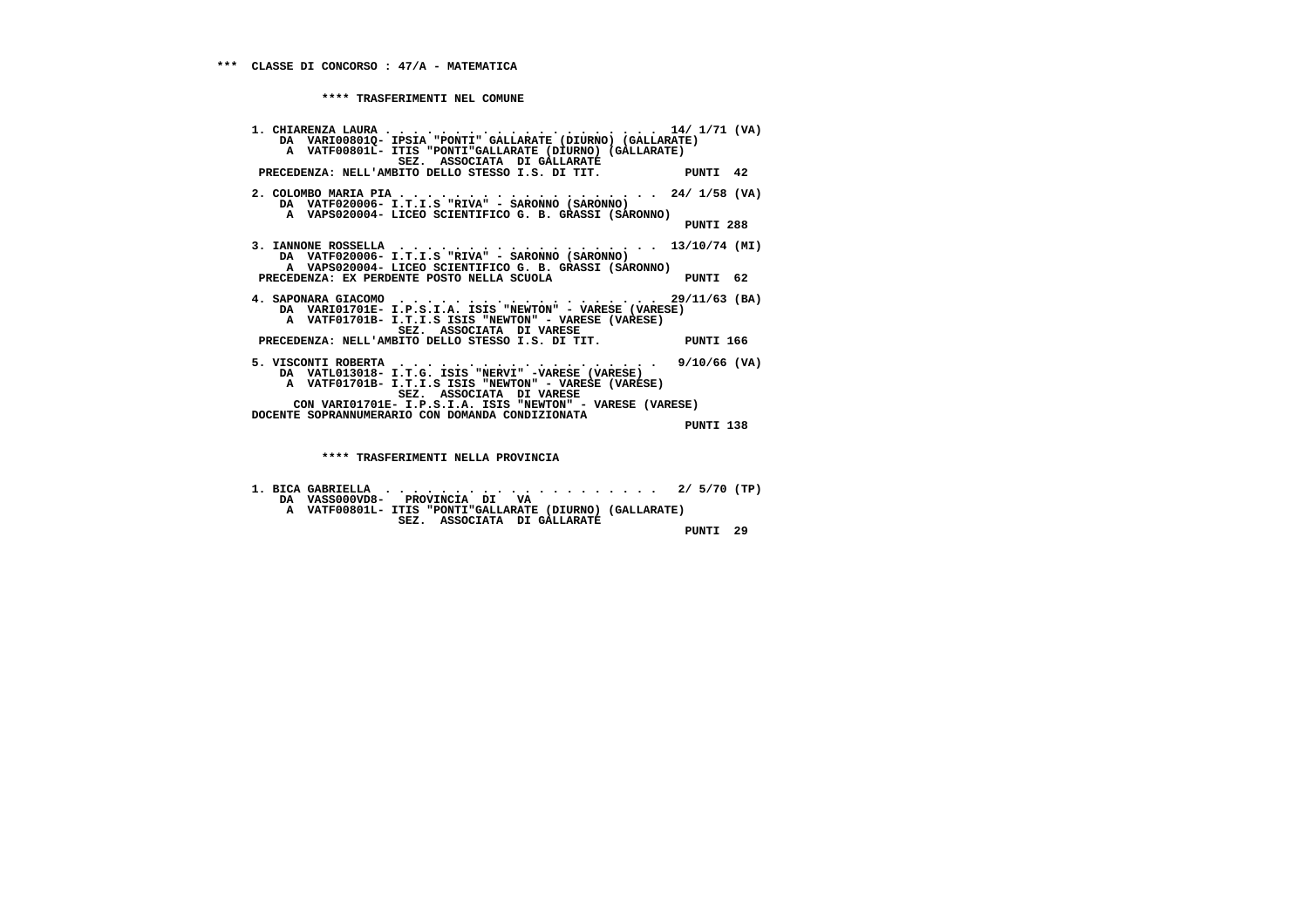**\*\*\* CLASSE DI CONCORSO : 47/A - MATEMATICA**

**\*\*\*\* TRASFERIMENTI NEL COMUNE**

```
1. CHIARENZA LAURA . . . . . . . . . . . . . . . . . . . . . 14/ 1/71 (VA)
    DA  VARI00801Q- IPSIA "PONTI" GALLARATE (DIURNO) (GALLARATE)
     A  VATF00801L- ITIS "PONTI"GALLARATE (DIURNO) (GALLARATE)
                   SEZ.  ASSOCIATA  DI GALLARATE
 PRECEDENZA: NELL'AMBITO DELLO STESSO I.S. DI TIT.           PUNTI  42

2. COLOMBO MARIA PIA . . . . . . . . . . . . . . . . . . . . 24/ 1/58 (VA)
    DA  VATF020006- I.T.I.S "RIVA" - SARONNO (SARONNO)
     A  VAPS020004- LICEO SCIENTIFICO G. B. GRASSI (SARONNO)
                                                             PUNTI 288

3. IANNONE ROSSELLA  . . . . . . . . . . . . . . . . . . . . 13/10/74 (MI)
    DA  VATF020006- I.T.I.S "RIVA" - SARONNO (SARONNO)
     A  VAPS020004- LICEO SCIENTIFICO G. B. GRASSI (SARONNO)
 PRECEDENZA: EX PERDENTE POSTO NELLA SCUOLA                  PUNTI  62

4. SAPONARA GIACOMO  . . . . . . . . . . . . . . . . . . . . 29/11/63 (BA)
    DA  VARI01701E- I.P.S.I.A. ISIS "NEWTON" - VARESE (VARESE)
     A  VATF01701B- I.T.I.S ISIS "NEWTON" - VARESE (VARESE)
                   SEZ.  ASSOCIATA  DI VARESE
 PRECEDENZA: NELL'AMBITO DELLO STESSO I.S. DI TIT.           PUNTI 166

5. VISCONTI ROBERTA  . . . . . . . . . . . . . . . . . . . .  9/10/66 (VA)
    DA  VATL013018- I.T.G. ISIS "NERVI" -VARESE (VARESE)
     A  VATF01701B- I.T.I.S ISIS "NEWTON" - VARESE (VARESE)
                   SEZ.  ASSOCIATA  DI VARESE
      CON VARI01701E- I.P.S.I.A. ISIS "NEWTON" - VARESE (VARESE)
DOCENTE SOPRANNUMERARIO CON DOMANDA CONDIZIONATA
                                                             PUNTI 138
```

**\*\*\*\* TRASFERIMENTI NELLA PROVINCIA**

```
1. BICA GABRIELLA  . . . . . . . . . . . . . . . . . . . . .  2/ 5/70 (TP)
    DA  VASS000VD8-   PROVINCIA  DI   VA
     A  VATF00801L- ITIS "PONTI"GALLARATE (DIURNO) (GALLARATE)
                   SEZ.  ASSOCIATA  DI GALLARATE
                                                             PUNTI  29
```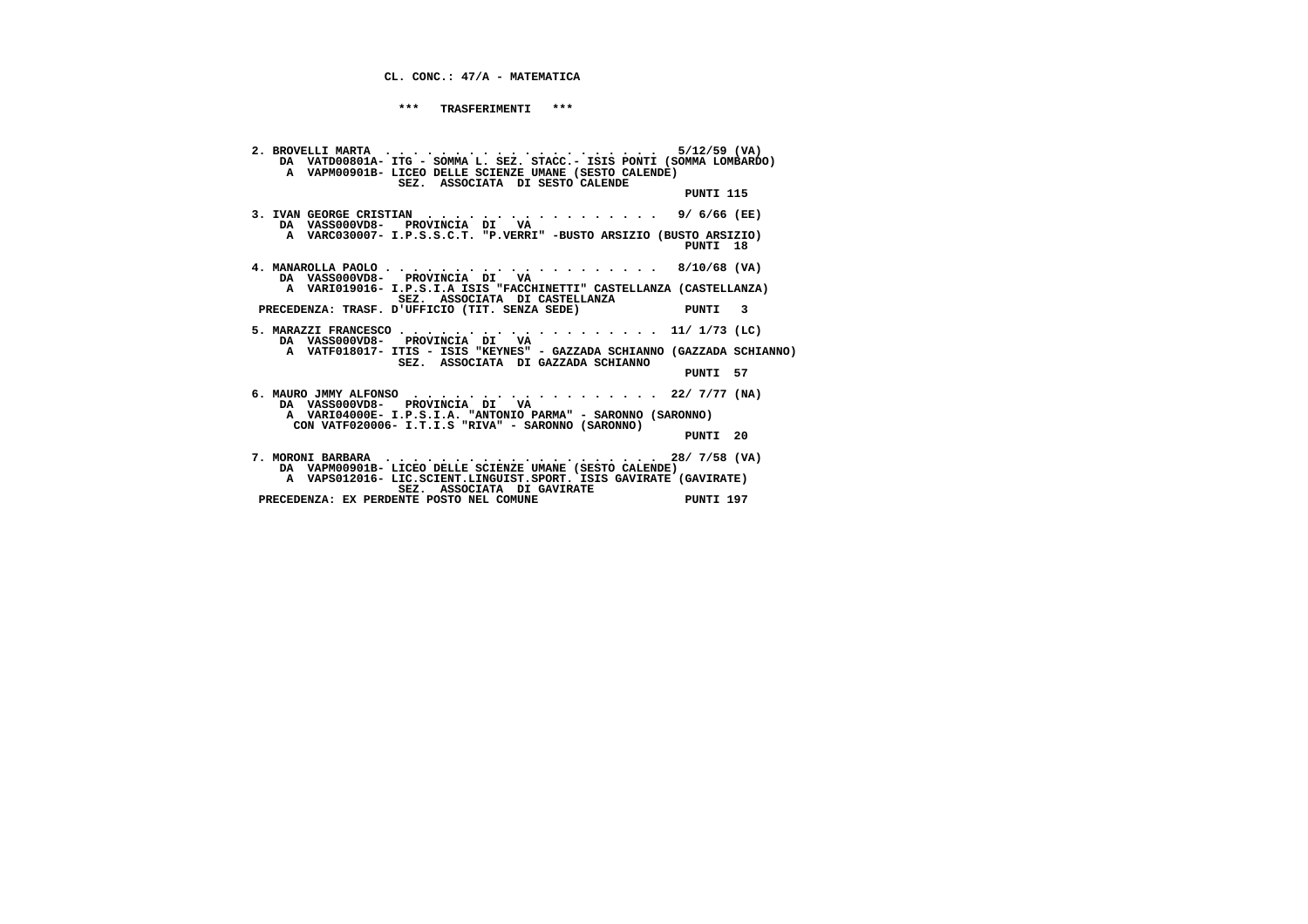**CL. CONC.: 47/A - MATEMATICA**

**\*\*\* TRASFERIMENTI \*\*\***

**2. BROVELLI MARTA . . . . . . . . . . . . . . . . . . . . 5/12/59 (VA)**
DA VATD00801A- ITG - SOMMA L. SEZ. STACC.- ISIS PONTI (SOMMA LOMBARDO)
A VAPM00901B- LICEO DELLE SCIENZE UMANE (SESTO CALENDE)
SEZ. ASSOCIATA DI SESTO CALENDE
PUNTI 115

**3. IVAN GEORGE CRISTIAN . . . . . . . . . . . . . . . . . 9/ 6/66 (EE)**
DA VASS000VD8- PROVINCIA DI VA
A VARC030007- I.P.S.S.C.T. "P.VERRI" -BUSTO ARSIZIO (BUSTO ARSIZIO)
PUNTI 18

**4. MANAROLLA PAOLO . . . . . . . . . . . . . . . . . . . . 8/10/68 (VA)**
DA VASS000VD8- PROVINCIA DI VA
A VARI019016- I.P.S.I.A ISIS "FACCHINETTI" CASTELLANZA (CASTELLANZA)
SEZ. ASSOCIATA DI CASTELLANZA
PRECEDENZA: TRASF. D'UFFICIO (TIT. SENZA SEDE) PUNTI 3

**5. MARAZZI FRANCESCO . . . . . . . . . . . . . . . . . . . 11/ 1/73 (LC)**
DA VASS000VD8- PROVINCIA DI VA
A VATF018017- ITIS - ISIS "KEYNES" - GAZZADA SCHIANNO (GAZZADA SCHIANNO)
SEZ. ASSOCIATA DI GAZZADA SCHIANNO
PUNTI 57

**6. MAURO JMMY ALFONSO . . . . . . . . . . . . . . . . . . 22/ 7/77 (NA)**
DA VASS000VD8- PROVINCIA DI VA
A VARI04000E- I.P.S.I.A. "ANTONIO PARMA" - SARONNO (SARONNO)
CON VATF020006- I.T.I.S "RIVA" - SARONNO (SARONNO)
PUNTI 20

**7. MORONI BARBARA . . . . . . . . . . . . . . . . . . . . 28/ 7/58 (VA)**
DA VAPM00901B- LICEO DELLE SCIENZE UMANE (SESTO CALENDE)
A VAPS012016- LIC.SCIENT.LINGUIST.SPORT. ISIS GAVIRATE (GAVIRATE)
SEZ. ASSOCIATA DI GAVIRATE
PRECEDENZA: EX PERDENTE POSTO NEL COMUNE PUNTI 197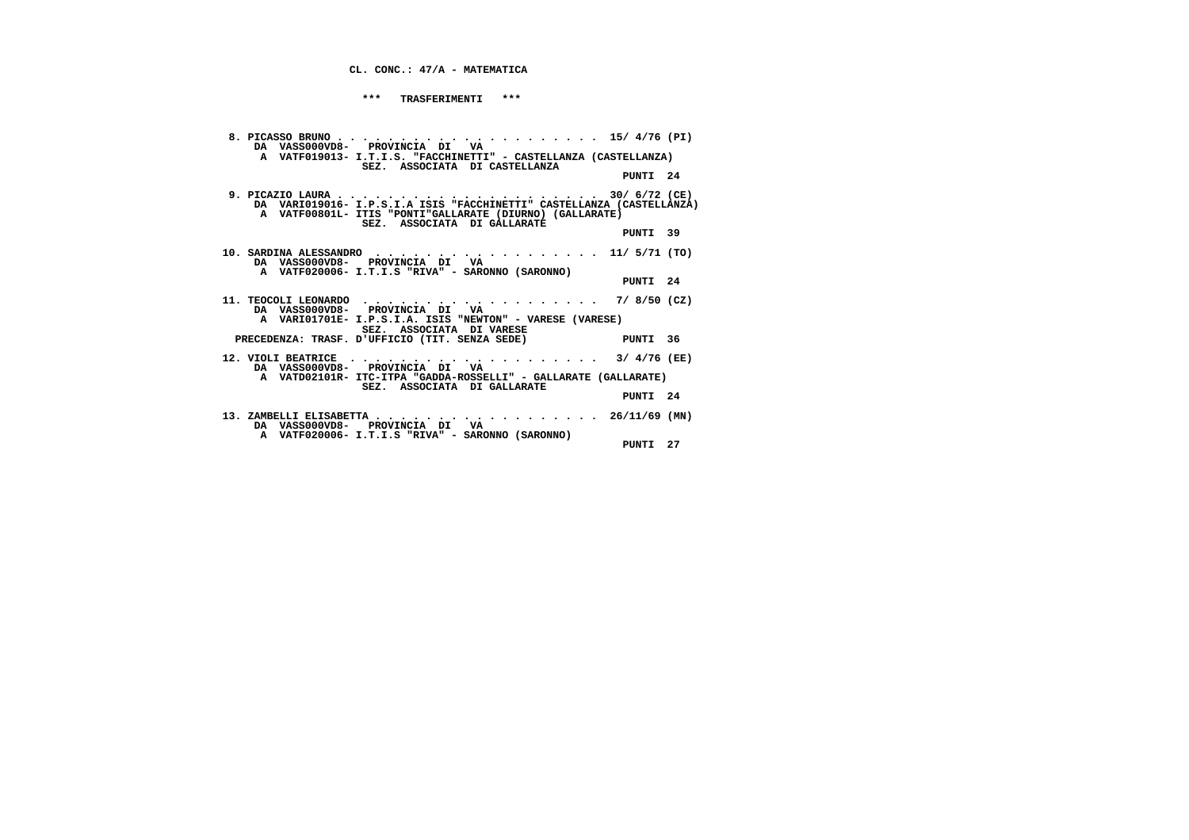CL. CONC.: 47/A - MATEMATICA

\*\*\* TRASFERIMENTI \*\*\*

```
 8. PICASSO BRUNO . . . . . . . . . . . . . . . . . . . . .  15/ 4/76 (PI)
    DA  VASS000VD8-   PROVINCIA  DI   VA
     A  VATF019013- I.T.I.S. "FACCHINETTI" - CASTELLANZA (CASTELLANZA)
                  SEZ.  ASSOCIATA  DI CASTELLANZA
                                                               PUNTI  24

 9. PICAZIO LAURA . . . . . . . . . . . . . . . . . . . . .  30/ 6/72 (CE)
    DA  VARI019016- I.P.S.I.A ISIS "FACCHINETTI" CASTELLANZA (CASTELLANZA)
     A  VATF00801L- ITIS "PONTI"GALLARATE (DIURNO) (GALLARATE)
                  SEZ.  ASSOCIATA  DI GALLARATE
                                                               PUNTI  39

10. SARDINA ALESSANDRO  . . . . . . . . . . . . . . . . . .  11/ 5/71 (TO)
    DA  VASS000VD8-   PROVINCIA  DI   VA
     A  VATF020006- I.T.I.S "RIVA" - SARONNO (SARONNO)
                                                               PUNTI  24

11. TEOCOLI LEONARDO  . . . . . . . . . . . . . . . . . . .   7/ 8/50 (CZ)
    DA  VASS000VD8-   PROVINCIA  DI   VA
     A  VARI01701E- I.P.S.I.A. ISIS "NEWTON" - VARESE (VARESE)
                  SEZ.  ASSOCIATA  DI VARESE
 PRECEDENZA: TRASF. D'UFFICIO (TIT. SENZA SEDE)                PUNTI  36

12. VIOLI BEATRICE  . . . . . . . . . . . . . . . . . . . .   3/ 4/76 (EE)
    DA  VASS000VD8-   PROVINCIA  DI   VA
     A  VATD02101R- ITC-ITPA "GADDA-ROSSELLI" - GALLARATE (GALLARATE)
                  SEZ.  ASSOCIATA  DI GALLARATE
                                                               PUNTI  24

13. ZAMBELLI ELISABETTA . . . . . . . . . . . . . . . . . .  26/11/69 (MN)
    DA  VASS000VD8-   PROVINCIA  DI   VA
     A  VATF020006- I.T.I.S "RIVA" - SARONNO (SARONNO)
                                                               PUNTI  27
```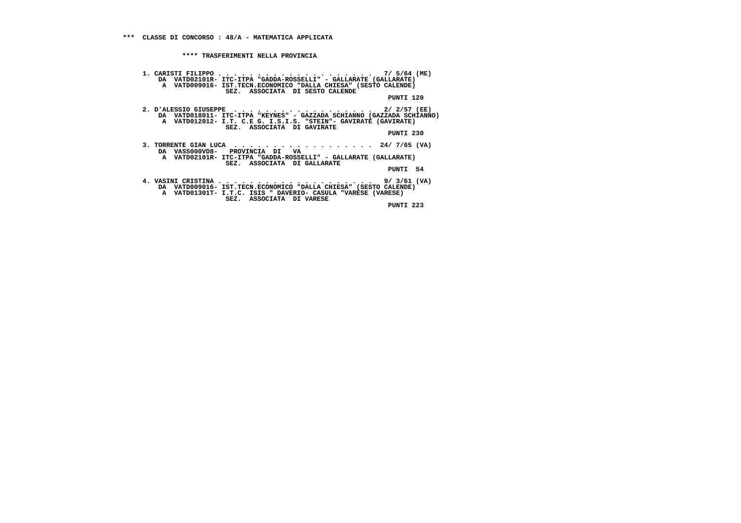*** CLASSE DI CONCORSO : 48/A - MATEMATICA APPLICATA

**** TRASFERIMENTI NELLA PROVINCIA

1. CARISTI FILIPPO . . . . . . . . . . . . . . . . . . . . 7/ 5/64 (ME)
   DA VATD02101R- ITC-ITPA "GADDA-ROSSELLI" - GALLARATE (GALLARATE)
   A VATD009016- IST.TECN.ECONOMICO "DALLA CHIESA" (SESTO CALENDE)
   SEZ. ASSOCIATA DI SESTO CALENDE
   PUNTI 120

2. D'ALESSIO GIUSEPPE . . . . . . . . . . . . . . . . . . 2/ 2/57 (EE)
   DA VATD018011- ITC-ITPA "KEYNES" - GAZZADA SCHIANNO (GAZZADA SCHIANNO)
   A VATD012012- I.T. C.E G. I.S.I.S. "STEIN"- GAVIRATE (GAVIRATE)
   SEZ. ASSOCIATA DI GAVIRATE
   PUNTI 230

3. TORRENTE GIAN LUCA . . . . . . . . . . . . . . . . . . 24/ 7/65 (VA)
   DA VASS000VD8- PROVINCIA DI VA
   A VATD02101R- ITC-ITPA "GADDA-ROSSELLI" - GALLARATE (GALLARATE)
   SEZ. ASSOCIATA DI GALLARATE
   PUNTI 54

4. VASINI CRISTINA . . . . . . . . . . . . . . . . . . . . 9/ 3/61 (VA)
   DA VATD009016- IST.TECN.ECONOMICO "DALLA CHIESA" (SESTO CALENDE)
   A VATD01301T- I.T.C. ISIS " DAVERIO- CASULA "VARESE (VARESE)
   SEZ. ASSOCIATA DI VARESE
   PUNTI 223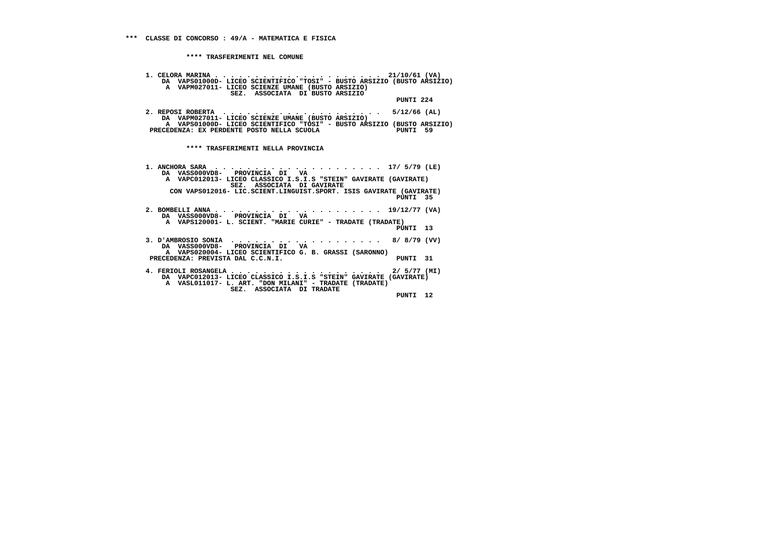**\*\*\* CLASSE DI CONCORSO : 49/A - MATEMATICA E FISICA**

**\*\*\*\* TRASFERIMENTI NEL COMUNE**

1. CELORA MARINA . . . . . . . . . . . . . . . . . . . . . 21/10/61 (VA)
   DA VAPS01000D- LICEO SCIENTIFICO "TOSI" - BUSTO ARSIZIO (BUSTO ARSIZIO)
   A VAPM027011- LICEO SCIENZE UMANE (BUSTO ARSIZIO)
   SEZ. ASSOCIATA DI BUSTO ARSIZIO
   PUNTI 224

2. REPOSI ROBERTA . . . . . . . . . . . . . . . . . . . . 5/12/66 (AL)
   DA VAPM027011- LICEO SCIENZE UMANE (BUSTO ARSIZIO)
   A VAPS01000D- LICEO SCIENTIFICO "TOSI" - BUSTO ARSIZIO (BUSTO ARSIZIO)
   PRECEDENZA: EX PERDENTE POSTO NELLA SCUOLA PUNTI 59

**\*\*\*\* TRASFERIMENTI NELLA PROVINCIA**

1. ANCHORA SARA . . . . . . . . . . . . . . . . . . . . . 17/ 5/79 (LE)
   DA VASS000VD8- PROVINCIA DI VA
   A VAPC012013- LICEO CLASSICO I.S.I.S "STEIN" GAVIRATE (GAVIRATE)
   SEZ. ASSOCIATA DI GAVIRATE
   CON VAPS012016- LIC.SCIENT.LINGUIST.SPORT. ISIS GAVIRATE (GAVIRATE)
   PUNTI 35

2. BOMBELLI ANNA . . . . . . . . . . . . . . . . . . . . . 19/12/77 (VA)
   DA VASS000VD8- PROVINCIA DI VA
   A VAPS120001- L. SCIENT. "MARIE CURIE" - TRADATE (TRADATE)
   PUNTI 13

3. D'AMBROSIO SONIA . . . . . . . . . . . . . . . . . . . 8/ 8/79 (VV)
   DA VASS000VD8- PROVINCIA DI VA
   A VAPS020004- LICEO SCIENTIFICO G. B. GRASSI (SARONNO)
   PRECEDENZA: PREVISTA DAL C.C.N.I. PUNTI 31

4. FERIOLI ROSANGELA . . . . . . . . . . . . . . . . . . 2/ 5/77 (MI)
   DA VAPC012013- LICEO CLASSICO I.S.I.S "STEIN" GAVIRATE (GAVIRATE)
   A VASL011017- L. ART. "DON MILANI" - TRADATE (TRADATE)
   SEZ. ASSOCIATA DI TRADATE
   PUNTI 12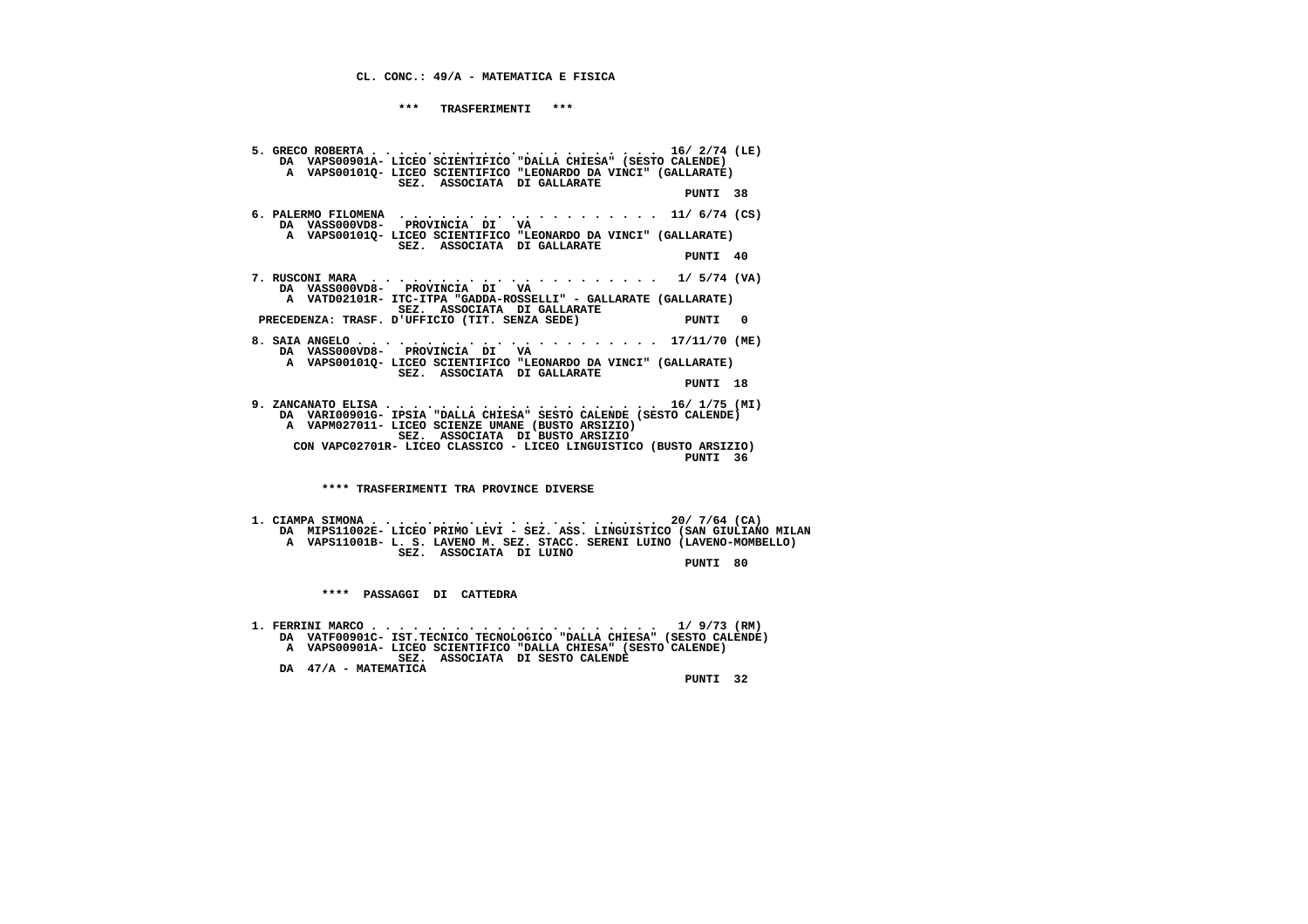**CL. CONC.: 49/A - MATEMATICA E FISICA**

**\*\*\* TRASFERIMENTI \*\*\***

```
5. GRECO ROBERTA . . . . . . . . . . . . . . . . . . . . . 16/ 2/74 (LE)
    DA  VAPS00901A- LICEO SCIENTIFICO "DALLA CHIESA" (SESTO CALENDE)
     A  VAPS00101Q- LICEO SCIENTIFICO "LEONARDO DA VINCI" (GALLARATE)
                    SEZ.  ASSOCIATA  DI GALLARATE
                                                             PUNTI  38

6. PALERMO FILOMENA  . . . . . . . . . . . . . . . . . . . 11/ 6/74 (CS)
    DA  VASS000VD8-   PROVINCIA  DI   VA
     A  VAPS00101Q- LICEO SCIENTIFICO "LEONARDO DA VINCI" (GALLARATE)
                    SEZ.  ASSOCIATA  DI GALLARATE
                                                             PUNTI  40

7. RUSCONI MARA  . . . . . . . . . . . . . . . . . . . . .  1/ 5/74 (VA)
    DA  VASS000VD8-   PROVINCIA  DI   VA
     A  VATD02101R- ITC-ITPA "GADDA-ROSSELLI" - GALLARATE (GALLARATE)
                    SEZ.  ASSOCIATA  DI GALLARATE
 PRECEDENZA: TRASF. D'UFFICIO (TIT. SENZA SEDE)              PUNTI   0

8. SAIA ANGELO . . . . . . . . . . . . . . . . . . . . . . 17/11/70 (ME)
    DA  VASS000VD8-   PROVINCIA  DI   VA
     A  VAPS00101Q- LICEO SCIENTIFICO "LEONARDO DA VINCI" (GALLARATE)
                    SEZ.  ASSOCIATA  DI GALLARATE
                                                             PUNTI  18

9. ZANCANATO ELISA . . . . . . . . . . . . . . . . . . . . 16/ 1/75 (MI)
    DA  VARI00901G- IPSIA "DALLA CHIESA" SESTO CALENDE (SESTO CALENDE)
     A  VAPM027011- LICEO SCIENZE UMANE (BUSTO ARSIZIO)
                    SEZ.  ASSOCIATA  DI BUSTO ARSIZIO
      CON VAPC02701R- LICEO CLASSICO - LICEO LINGUISTICO (BUSTO ARSIZIO)
                                                             PUNTI  36
```

**\*\*\*\* TRASFERIMENTI TRA PROVINCE DIVERSE**

```
1. CIAMPA SIMONA . . . . . . . . . . . . . . . . . . . . . 20/ 7/64 (CA)
    DA  MIPS11002E- LICEO PRIMO LEVI - SEZ. ASS. LINGUISTICO (SAN GIULIANO MILAN
     A  VAPS11001B- L. S. LAVENO M. SEZ. STACC. SERENI LUINO (LAVENO-MOMBELLO)
                    SEZ.  ASSOCIATA  DI LUINO
                                                             PUNTI  80
```

**\*\*\*\* PASSAGGI DI CATTEDRA**

```
1. FERRINI MARCO . . . . . . . . . . . . . . . . . . . . .  1/ 9/73 (RM)
    DA  VATF00901C- IST.TECNICO TECNOLOGICO "DALLA CHIESA" (SESTO CALENDE)
     A  VAPS00901A- LICEO SCIENTIFICO "DALLA CHIESA" (SESTO CALENDE)
                    SEZ.  ASSOCIATA  DI SESTO CALENDE
    DA  47/A - MATEMATICA
                                                             PUNTI  32
```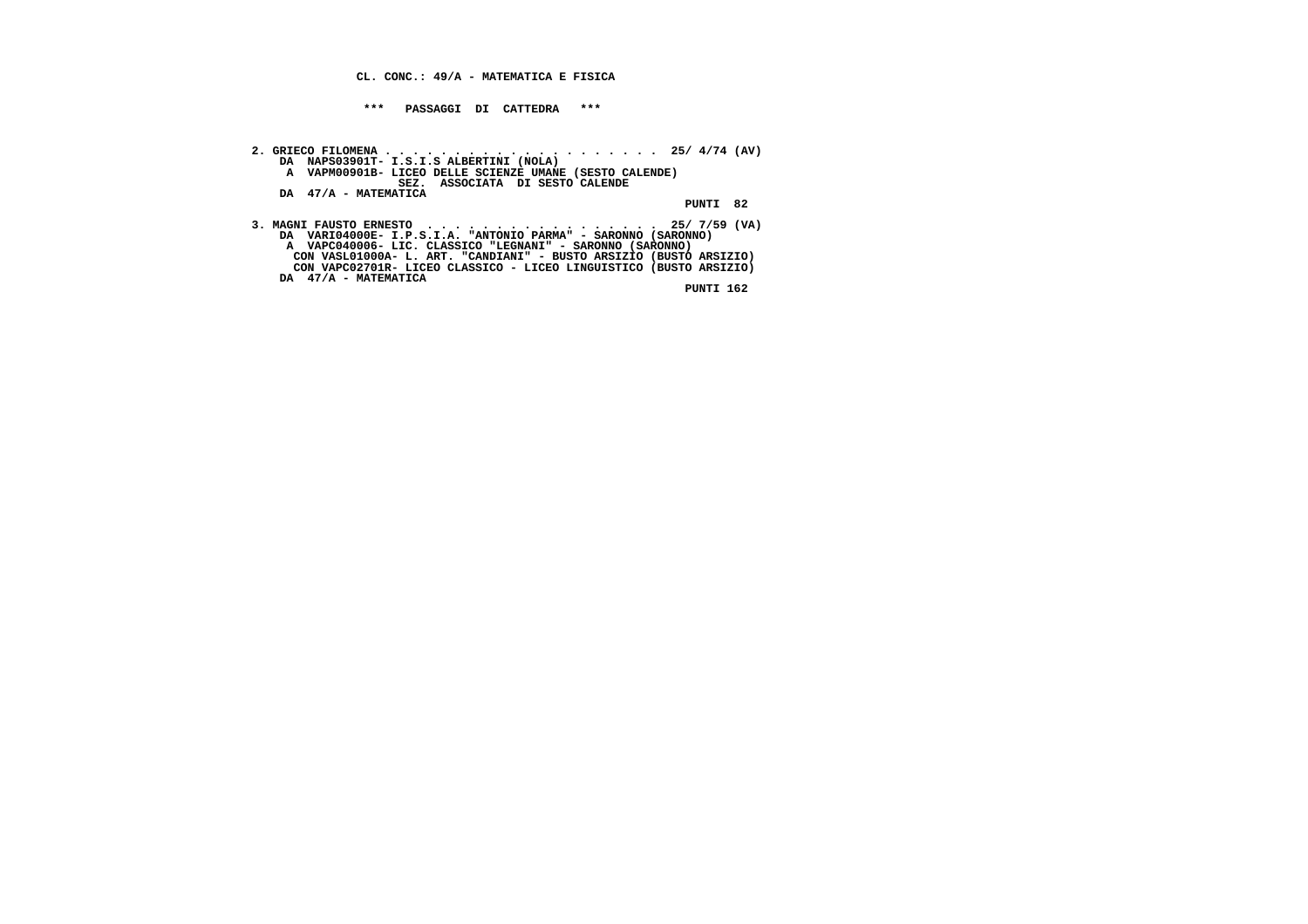**CL. CONC.: 49/A - MATEMATICA E FISICA**

**\*\*\* PASSAGGI DI CATTEDRA \*\*\***

**2. GRIECO FILOMENA . . . . . . . . . . . . . . . . . . . . 25/ 4/74 (AV)**
**DA NAPS03901T- I.S.I.S ALBERTINI (NOLA)**
**A VAPM00901B- LICEO DELLE SCIENZE UMANE (SESTO CALENDE)**
**SEZ. ASSOCIATA DI SESTO CALENDE**
**DA 47/A - MATEMATICA**
**PUNTI 82**

**3. MAGNI FAUSTO ERNESTO . . . . . . . . . . . . . . . . . 25/ 7/59 (VA)**
**DA VARI04000E- I.P.S.I.A. "ANTONIO PARMA" - SARONNO (SARONNO)**
**A VAPC040006- LIC. CLASSICO "LEGNANI" - SARONNO (SARONNO)**
**CON VASL01000A- L. ART. "CANDIANI" - BUSTO ARSIZIO (BUSTO ARSIZIO)**
**CON VAPC02701R- LICEO CLASSICO - LICEO LINGUISTICO (BUSTO ARSIZIO)**
**DA 47/A - MATEMATICA**
**PUNTI 162**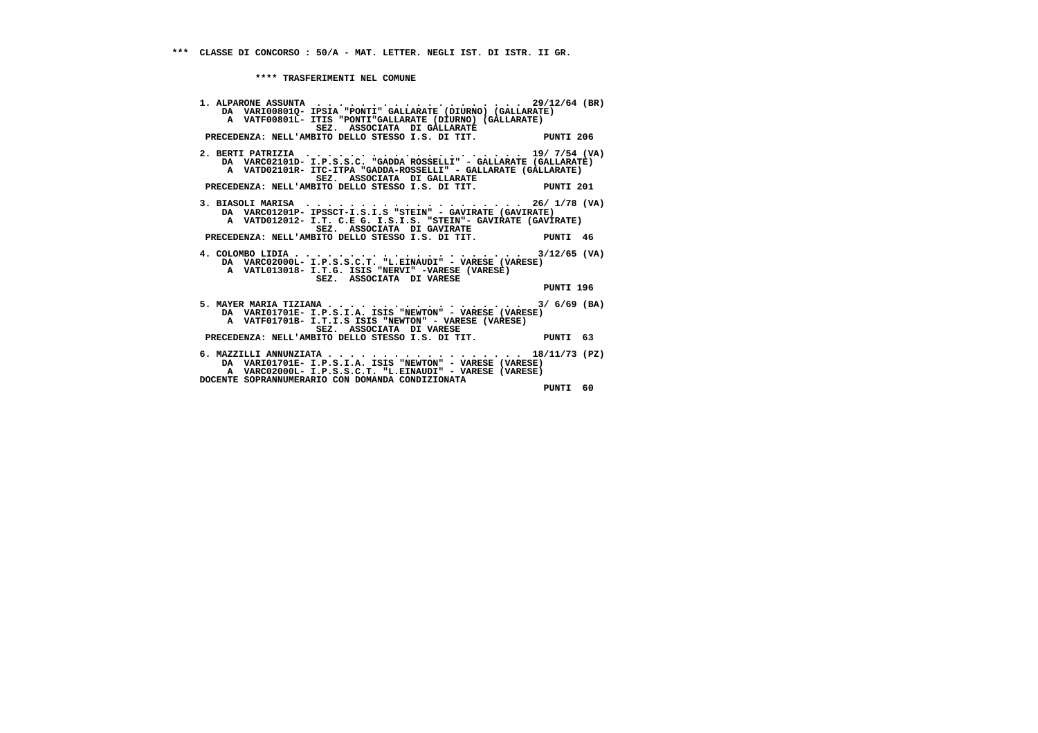*** CLASSE DI CONCORSO : 50/A - MAT. LETTER. NEGLI IST. DI ISTR. II GR.

**** TRASFERIMENTI NEL COMUNE

1. ALPARONE ASSUNTA . . . . . . . . . . . . . . . . . . . . 29/12/64 (BR)
   DA VARI00801Q- IPSIA "PONTI" GALLARATE (DIURNO) (GALLARATE)
   A VATF00801L- ITIS "PONTI"GALLARATE (DIURNO) (GALLARATE)
   SEZ. ASSOCIATA DI GALLARATE
   PRECEDENZA: NELL'AMBITO DELLO STESSO I.S. DI TIT. PUNTI 206

2. BERTI PATRIZIA . . . . . . . . . . . . . . . . . . . . 19/ 7/54 (VA)
   DA VARC02101D- I.P.S.S.C. "GADDA ROSSELLI" - GALLARATE (GALLARATE)
   A VATD02101R- ITC-ITPA "GADDA-ROSSELLI" - GALLARATE (GALLARATE)
   SEZ. ASSOCIATA DI GALLARATE
   PRECEDENZA: NELL'AMBITO DELLO STESSO I.S. DI TIT. PUNTI 201

3. BIASOLI MARISA . . . . . . . . . . . . . . . . . . . . 26/ 1/78 (VA)
   DA VARC01201P- IPSSCT-I.S.I.S "STEIN" - GAVIRATE (GAVIRATE)
   A VATD012012- I.T. C.E G. I.S.I.S. "STEIN"- GAVIRATE (GAVIRATE)
   SEZ. ASSOCIATA DI GAVIRATE
   PRECEDENZA: NELL'AMBITO DELLO STESSO I.S. DI TIT. PUNTI 46

4. COLOMBO LIDIA . . . . . . . . . . . . . . . . . . . . 3/12/65 (VA)
   DA VARC02000L- I.P.S.S.C.T. "L.EINAUDI" - VARESE (VARESE)
   A VATL013018- I.T.G. ISIS "NERVI" -VARESE (VARESE)
   SEZ. ASSOCIATA DI VARESE
   PUNTI 196

5. MAYER MARIA TIZIANA . . . . . . . . . . . . . . . . . . 3/ 6/69 (BA)
   DA VARI01701E- I.P.S.I.A. ISIS "NEWTON" - VARESE (VARESE)
   A VATF01701B- I.T.I.S ISIS "NEWTON" - VARESE (VARESE)
   SEZ. ASSOCIATA DI VARESE
   PRECEDENZA: NELL'AMBITO DELLO STESSO I.S. DI TIT. PUNTI 63

6. MAZZILLI ANNUNZIATA . . . . . . . . . . . . . . . . . 18/11/73 (PZ)
   DA VARI01701E- I.P.S.I.A. ISIS "NEWTON" - VARESE (VARESE)
   A VARC02000L- I.P.S.S.C.T. "L.EINAUDI" - VARESE (VARESE)
   DOCENTE SOPRANNUMERARIO CON DOMANDA CONDIZIONATA
   PUNTI 60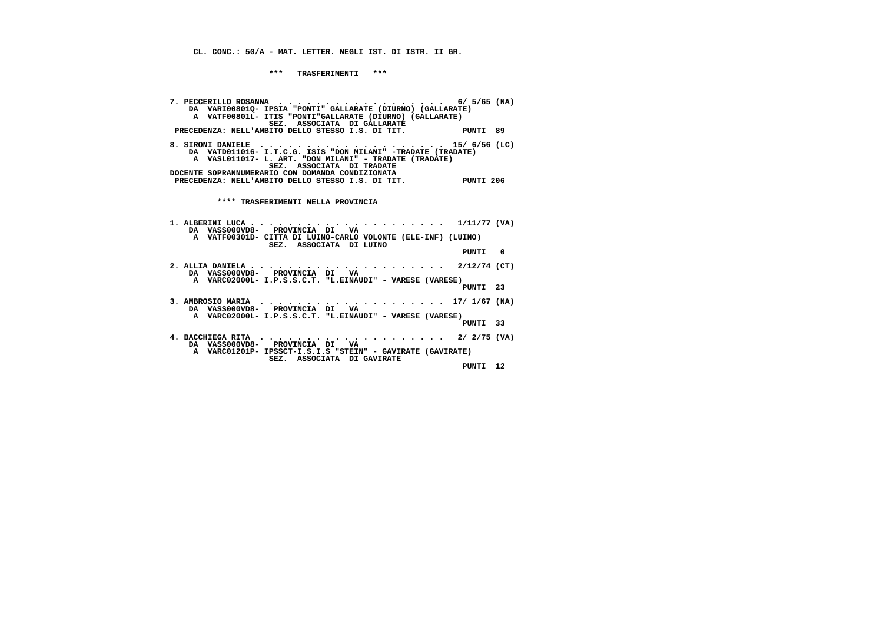CL. CONC.: 50/A - MAT. LETTER. NEGLI IST. DI ISTR. II GR.

\*\*\* TRASFERIMENTI \*\*\*

```
7. PECCERILLO ROSANNA  . . . . . . . . . . . . . . . . . . .  6/ 5/65 (NA)
    DA  VARI00801Q- IPSIA "PONTI" GALLARATE (DIURNO) (GALLARATE)
     A  VATF00801L- ITIS "PONTI"GALLARATE (DIURNO) (GALLARATE)
                   SEZ.  ASSOCIATA  DI GALLARATE
 PRECEDENZA: NELL'AMBITO DELLO STESSO I.S. DI TIT.           PUNTI  89

8. SIRONI DANIELE  . . . . . . . . . . . . . . . . . . . .  15/ 6/56 (LC)
    DA  VATD011016- I.T.C.G. ISIS "DON MILANI" -TRADATE (TRADATE)
     A  VASL011017- L. ART. "DON MILANI" - TRADATE (TRADATE)
                   SEZ.  ASSOCIATA  DI TRADATE
DOCENTE SOPRANNUMERARIO CON DOMANDA CONDIZIONATA
 PRECEDENZA: NELL'AMBITO DELLO STESSO I.S. DI TIT.           PUNTI 206
```

\*\*\*\* TRASFERIMENTI NELLA PROVINCIA

```
1. ALBERINI LUCA . . . . . . . . . . . . . . . . . . . . .  1/11/77 (VA)
    DA  VASS000VD8-   PROVINCIA  DI   VA
     A  VATF00301D- CITTA DI LUINO-CARLO VOLONTE (ELE-INF) (LUINO)
                   SEZ.  ASSOCIATA  DI LUINO
                                                             PUNTI   0

2. ALLIA DANIELA . . . . . . . . . . . . . . . . . . . . .  2/12/74 (CT)
    DA  VASS000VD8-   PROVINCIA  DI   VA
     A  VARC02000L- I.P.S.S.C.T. "L.EINAUDI" - VARESE (VARESE)
                                                             PUNTI  23

3. AMBROSIO MARIA  . . . . . . . . . . . . . . . . . . . .  17/ 1/67 (NA)
    DA  VASS000VD8-   PROVINCIA  DI   VA
     A  VARC02000L- I.P.S.S.C.T. "L.EINAUDI" - VARESE (VARESE)
                                                             PUNTI  33

4. BACCHIEGA RITA  . . . . . . . . . . . . . . . . . . . .  2/ 2/75 (VA)
    DA  VASS000VD8-   PROVINCIA  DI   VA
     A  VARC01201P- IPSSCT-I.S.I.S "STEIN" - GAVIRATE (GAVIRATE)
                   SEZ.  ASSOCIATA  DI GAVIRATE
                                                             PUNTI  12
```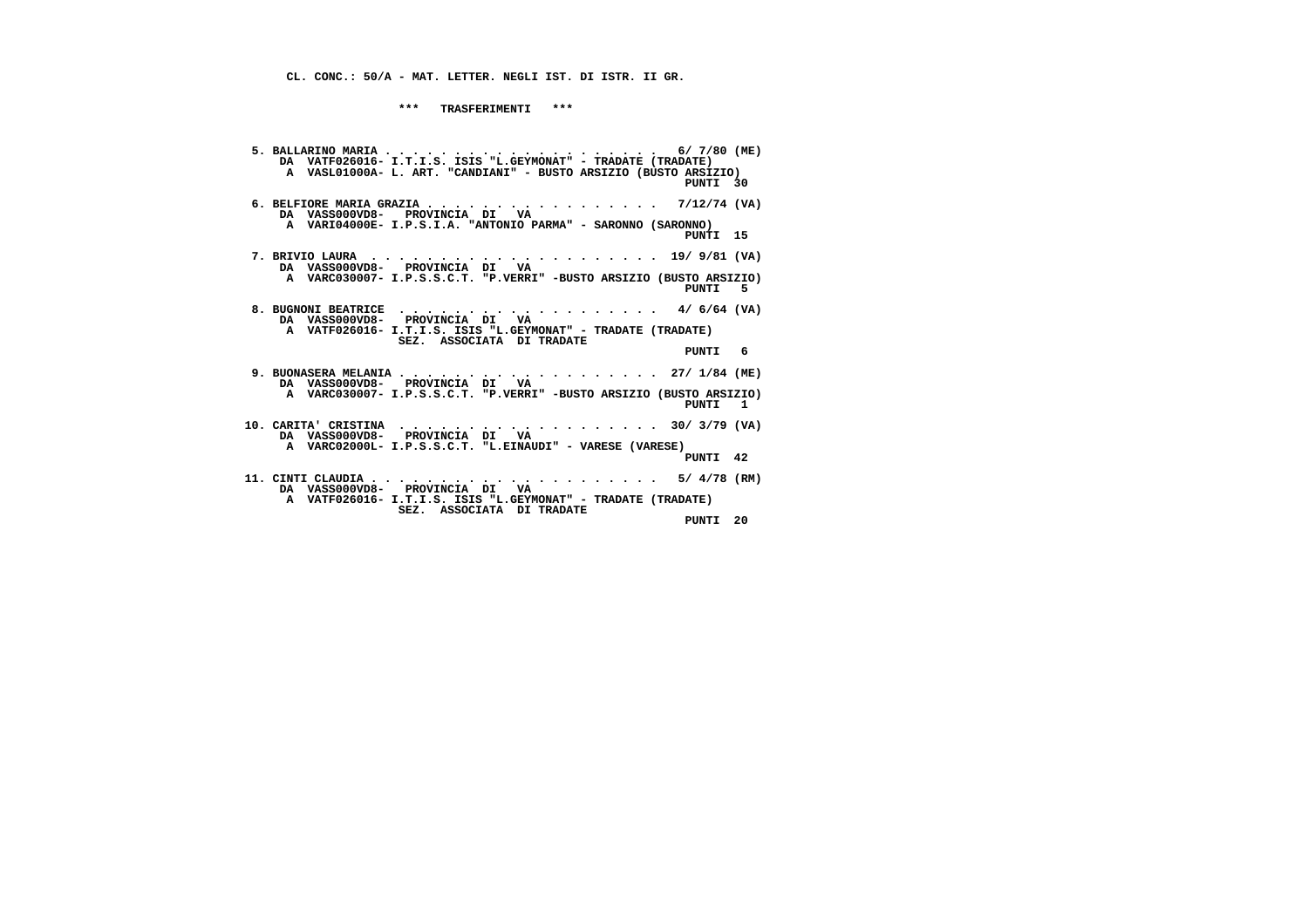CL. CONC.: 50/A - MAT. LETTER. NEGLI IST. DI ISTR. II GR.

\*\*\* TRASFERIMENTI \*\*\*

5. BALLARINO MARIA . . . . . . . . . . . . . . . . . . . 6/ 7/80 (ME)
   DA VATF026016- I.T.I.S. ISIS "L.GEYMONAT" - TRADATE (TRADATE)
   A VASL01000A- L. ART. "CANDIANI" - BUSTO ARSIZIO (BUSTO ARSIZIO)
   PUNTI 30

6. BELFIORE MARIA GRAZIA . . . . . . . . . . . . . . . . 7/12/74 (VA)
   DA VASS000VD8- PROVINCIA DI VA
   A VARI04000E- I.P.S.I.A. "ANTONIO PARMA" - SARONNO (SARONNO)
   PUNTI 15

7. BRIVIO LAURA . . . . . . . . . . . . . . . . . . . . 19/ 9/81 (VA)
   DA VASS000VD8- PROVINCIA DI VA
   A VARC030007- I.P.S.S.C.T. "P.VERRI" -BUSTO ARSIZIO (BUSTO ARSIZIO)
   PUNTI 5

8. BUGNONI BEATRICE . . . . . . . . . . . . . . . . . . 4/ 6/64 (VA)
   DA VASS000VD8- PROVINCIA DI VA
   A VATF026016- I.T.I.S. ISIS "L.GEYMONAT" - TRADATE (TRADATE)
   SEZ. ASSOCIATA DI TRADATE
   PUNTI 6

9. BUONASERA MELANIA . . . . . . . . . . . . . . . . . . 27/ 1/84 (ME)
   DA VASS000VD8- PROVINCIA DI VA
   A VARC030007- I.P.S.S.C.T. "P.VERRI" -BUSTO ARSIZIO (BUSTO ARSIZIO)
   PUNTI 1

10. CARITA' CRISTINA . . . . . . . . . . . . . . . . . . 30/ 3/79 (VA)
    DA VASS000VD8- PROVINCIA DI VA
    A VARC02000L- I.P.S.S.C.T. "L.EINAUDI" - VARESE (VARESE)
    PUNTI 42

11. CINTI CLAUDIA . . . . . . . . . . . . . . . . . . . 5/ 4/78 (RM)
    DA VASS000VD8- PROVINCIA DI VA
    A VATF026016- I.T.I.S. ISIS "L.GEYMONAT" - TRADATE (TRADATE)
    SEZ. ASSOCIATA DI TRADATE
    PUNTI 20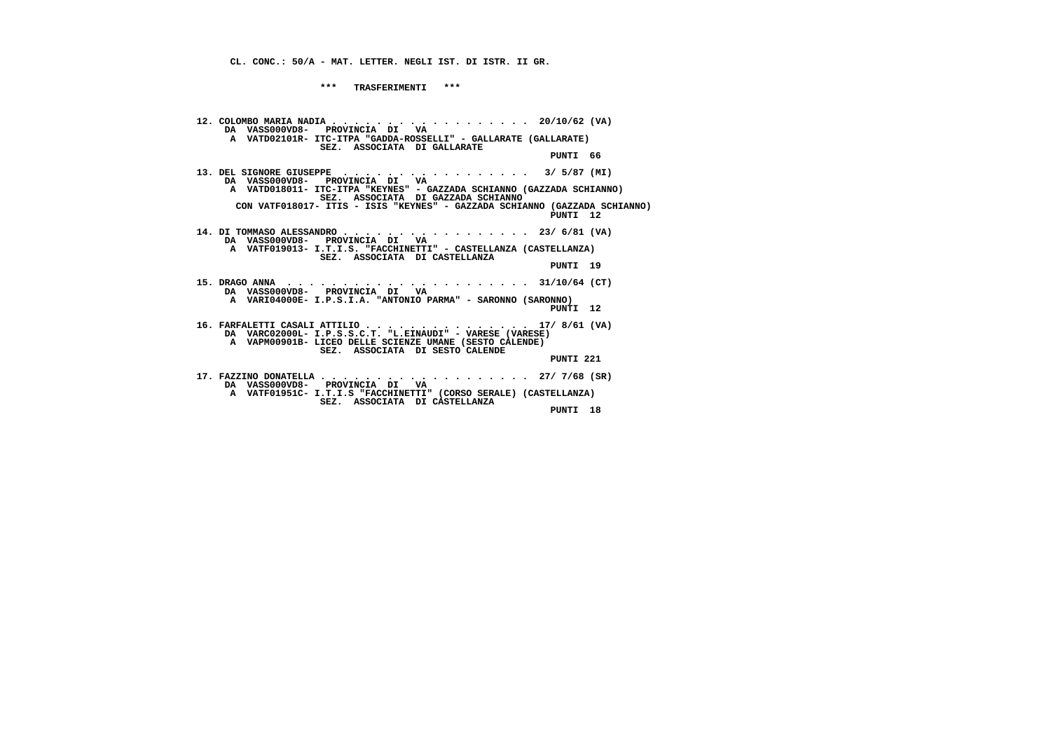CL. CONC.: 50/A - MAT. LETTER. NEGLI IST. DI ISTR. II GR.

*** TRASFERIMENTI ***

12. COLOMBO MARIA NADIA . . . . . . . . . . . . . . . . . . 20/10/62 (VA)
DA VASS000VD8- PROVINCIA DI VA
A VATD02101R- ITC-ITPA "GADDA-ROSSELLI" - GALLARATE (GALLARATE)
SEZ. ASSOCIATA DI GALLARATE
PUNTI 66

13. DEL SIGNORE GIUSEPPE . . . . . . . . . . . . . . . . 3/ 5/87 (MI)
DA VASS000VD8- PROVINCIA DI VA
A VATD018011- ITC-ITPA "KEYNES" - GAZZADA SCHIANNO (GAZZADA SCHIANNO)
SEZ. ASSOCIATA DI GAZZADA SCHIANNO
CON VATF018017- ITIS - ISIS "KEYNES" - GAZZADA SCHIANNO (GAZZADA SCHIANNO)
PUNTI 12

14. DI TOMMASO ALESSANDRO . . . . . . . . . . . . . . . . 23/ 6/81 (VA)
DA VASS000VD8- PROVINCIA DI VA
A VATF019013- I.T.I.S. "FACCHINETTI" - CASTELLANZA (CASTELLANZA)
SEZ. ASSOCIATA DI CASTELLANZA
PUNTI 19

15. DRAGO ANNA . . . . . . . . . . . . . . . . . . . . . 31/10/64 (CT)
DA VASS000VD8- PROVINCIA DI VA
A VARI04000E- I.P.S.I.A. "ANTONIO PARMA" - SARONNO (SARONNO)
PUNTI 12

16. FARFALETTI CASALI ATTILIO . . . . . . . . . . . . . . 17/ 8/61 (VA)
DA VARC02000L- I.P.S.S.C.T. "L.EINAUDI" - VARESE (VARESE)
A VAPM00901B- LICEO DELLE SCIENZE UMANE (SESTO CALENDE)
SEZ. ASSOCIATA DI SESTO CALENDE
PUNTI 221

17. FAZZINO DONATELLA . . . . . . . . . . . . . . . . . . 27/ 7/68 (SR)
DA VASS000VD8- PROVINCIA DI VA
A VATF01951C- I.T.I.S "FACCHINETTI" (CORSO SERALE) (CASTELLANZA)
SEZ. ASSOCIATA DI CASTELLANZA
PUNTI 18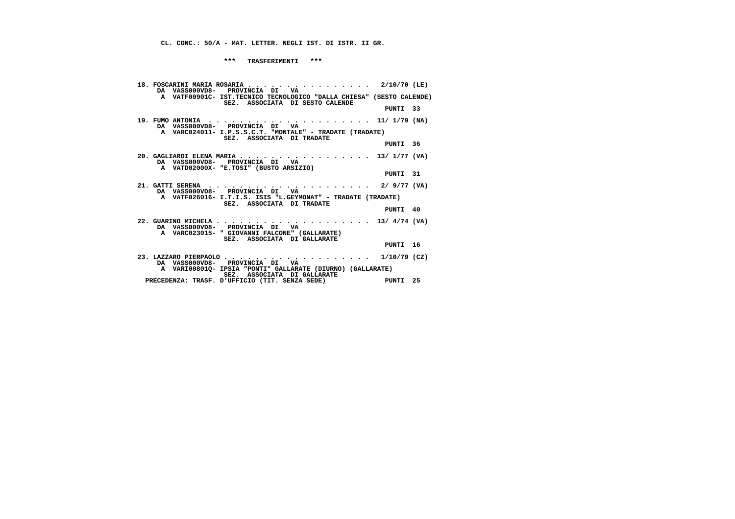**CL. CONC.: 50/A - MAT. LETTER. NEGLI IST. DI ISTR. II GR.**

**\*\*\* TRASFERIMENTI \*\*\***

**18. FOSCARINI MARIA ROSARIA . . . . . . . . . . . . . . . . 2/10/70 (LE)**
DA VASS000VD8- PROVINCIA DI VA
A VATF00901C- IST.TECNICO TECNOLOGICO "DALLA CHIESA" (SESTO CALENDE)
SEZ. ASSOCIATA DI SESTO CALENDE
PUNTI 33

**19. FUMO ANTONIA . . . . . . . . . . . . . . . . . . . . 11/ 1/79 (NA)**
DA VASS000VD8- PROVINCIA DI VA
A VARC024011- I.P.S.S.C.T. "MONTALE" - TRADATE (TRADATE)
SEZ. ASSOCIATA DI TRADATE
PUNTI 36

**20. GAGLIARDI ELENA MARIA . . . . . . . . . . . . . . . . . 13/ 1/77 (VA)**
DA VASS000VD8- PROVINCIA DI VA
A VATD02000X- "E.TOSI" (BUSTO ARSIZIO)
PUNTI 31

**21. GATTI SERENA . . . . . . . . . . . . . . . . . . . . 2/ 9/77 (VA)**
DA VASS000VD8- PROVINCIA DI VA
A VATF026016- I.T.I.S. ISIS "L.GEYMONAT" - TRADATE (TRADATE)
SEZ. ASSOCIATA DI TRADATE
PUNTI 40

**22. GUARINO MICHELA . . . . . . . . . . . . . . . . . . 13/ 4/74 (VA)**
DA VASS000VD8- PROVINCIA DI VA
A VARC023015- " GIOVANNI FALCONE" (GALLARATE)
SEZ. ASSOCIATA DI GALLARATE
PUNTI 16

**23. LAZZARO PIERPAOLO . . . . . . . . . . . . . . . . . 1/10/79 (CZ)**
DA VASS000VD8- PROVINCIA DI VA
A VARI00801Q- IPSIA "PONTI" GALLARATE (DIURNO) (GALLARATE)
SEZ. ASSOCIATA DI GALLARATE
PRECEDENZA: TRASF. D'UFFICIO (TIT. SENZA SEDE) PUNTI 25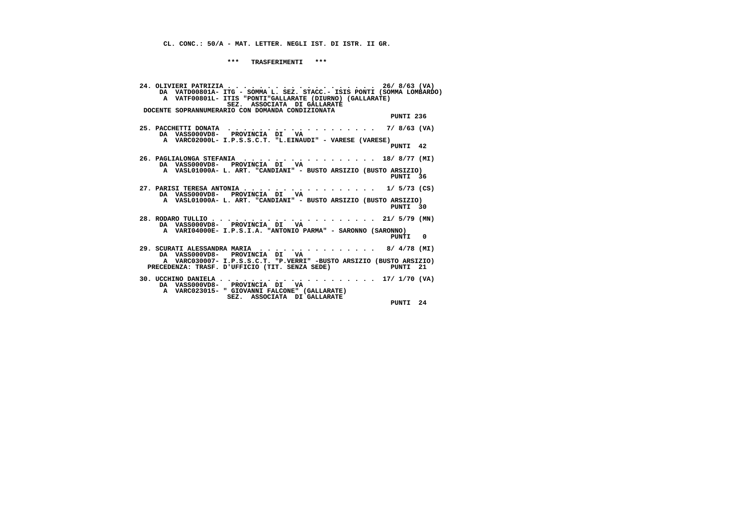CL. CONC.: 50/A - MAT. LETTER. NEGLI IST. DI ISTR. II GR.

\*\*\* TRASFERIMENTI \*\*\*

24. OLIVIERI PATRIZIA . . . . . . . . . . . . . . . . . . . 26/ 8/63 (VA)
    DA VATD00801A- ITG - SOMMA L. SEZ. STACC.- ISIS PONTI (SOMMA LOMBARDO)
    A VATF00801L- ITIS "PONTI"GALLARATE (DIURNO) (GALLARATE)
    SEZ. ASSOCIATA DI GALLARATE
    DOCENTE SOPRANNUMERARIO CON DOMANDA CONDIZIONATA
    PUNTI 236

25. PACCHETTI DONATA . . . . . . . . . . . . . . . . . . . 7/ 8/63 (VA)
    DA VASS000VD8- PROVINCIA DI VA
    A VARC02000L- I.P.S.S.C.T. "L.EINAUDI" - VARESE (VARESE)
    PUNTI 42

26. PAGLIALONGA STEFANIA . . . . . . . . . . . . . . . . . 18/ 8/77 (MI)
    DA VASS000VD8- PROVINCIA DI VA
    A VASL01000A- L. ART. "CANDIANI" - BUSTO ARSIZIO (BUSTO ARSIZIO)
    PUNTI 36

27. PARISI TERESA ANTONIA . . . . . . . . . . . . . . . . 1/ 5/73 (CS)
    DA VASS000VD8- PROVINCIA DI VA
    A VASL01000A- L. ART. "CANDIANI" - BUSTO ARSIZIO (BUSTO ARSIZIO)
    PUNTI 30

28. RODARO TULLIO . . . . . . . . . . . . . . . . . . . . 21/ 5/79 (MN)
    DA VASS000VD8- PROVINCIA DI VA
    A VARI04000E- I.P.S.I.A. "ANTONIO PARMA" - SARONNO (SARONNO)
    PUNTI 0

29. SCURATI ALESSANDRA MARIA . . . . . . . . . . . . . . 8/ 4/78 (MI)
    DA VASS000VD8- PROVINCIA DI VA
    A VARC030007- I.P.S.S.C.T. "P.VERRI" -BUSTO ARSIZIO (BUSTO ARSIZIO)
    PRECEDENZA: TRASF. D'UFFICIO (TIT. SENZA SEDE) PUNTI 21

30. UCCHINO DANIELA . . . . . . . . . . . . . . . . . . . 17/ 1/70 (VA)
    DA VASS000VD8- PROVINCIA DI VA
    A VARC023015- " GIOVANNI FALCONE" (GALLARATE)
    SEZ. ASSOCIATA DI GALLARATE
    PUNTI 24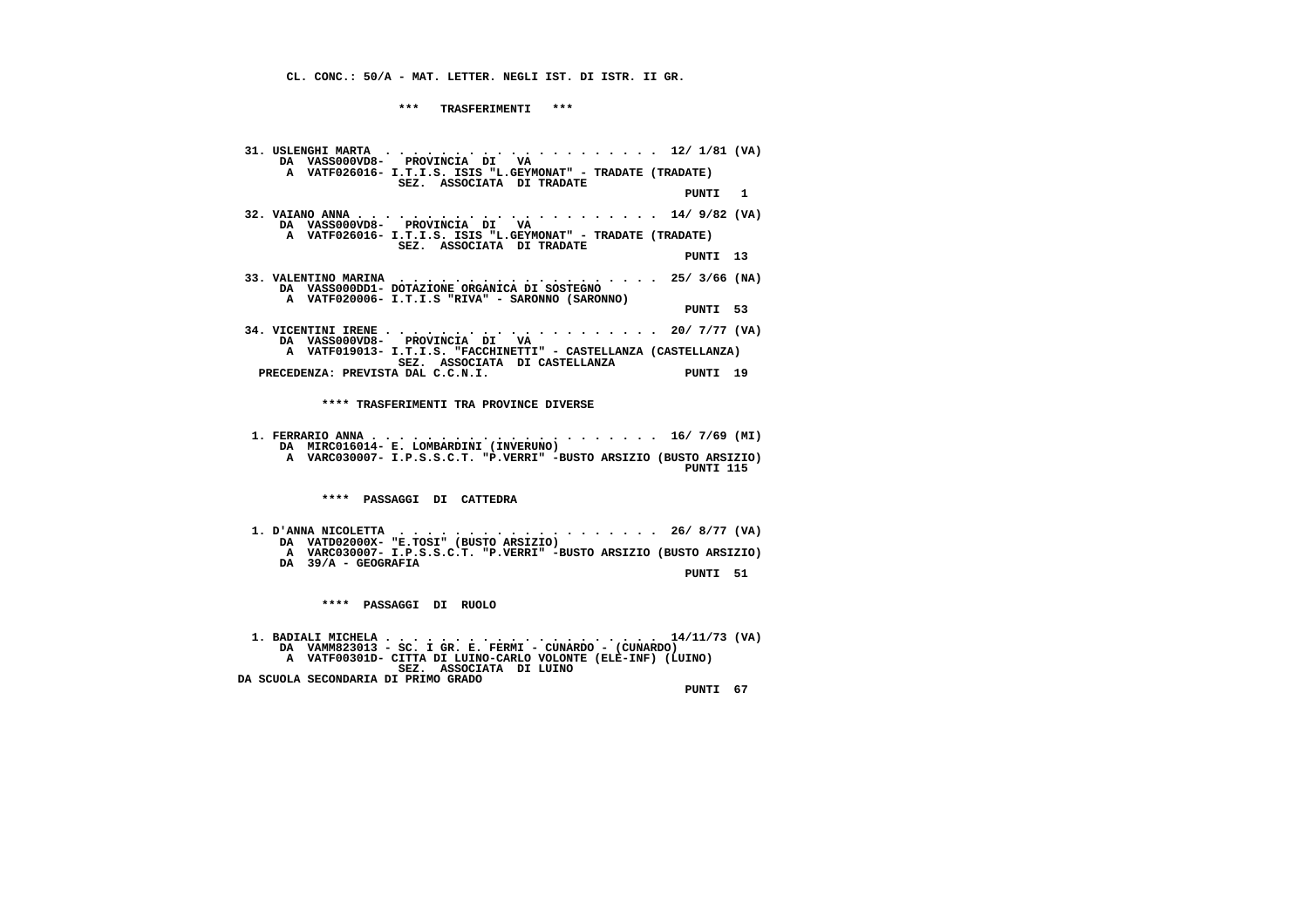**CL. CONC.: 50/A - MAT. LETTER. NEGLI IST. DI ISTR. II GR.**

**\*\*\* TRASFERIMENTI \*\*\***

```
 31. USLENGHI MARTA  . . . . . . . . . . . . . . . . . . . 12/ 1/81 (VA)
     DA  VASS000VD8-   PROVINCIA  DI   VA
      A  VATF026016- I.T.I.S. ISIS "L.GEYMONAT" - TRADATE (TRADATE)
                    SEZ.  ASSOCIATA  DI TRADATE
                                                                PUNTI   1

 32. VAIANO ANNA . . . . . . . . . . . . . . . . . . . . . 14/ 9/82 (VA)
     DA  VASS000VD8-   PROVINCIA  DI   VA
      A  VATF026016- I.T.I.S. ISIS "L.GEYMONAT" - TRADATE (TRADATE)
                    SEZ.  ASSOCIATA  DI TRADATE
                                                                PUNTI  13

 33. VALENTINO MARINA  . . . . . . . . . . . . . . . . . . 25/ 3/66 (NA)
     DA  VASS000DD1- DOTAZIONE ORGANICA DI SOSTEGNO
      A  VATF020006- I.T.I.S "RIVA" - SARONNO (SARONNO)
                                                                PUNTI  53

 34. VICENTINI IRENE . . . . . . . . . . . . . . . . . . . 20/ 7/77 (VA)
     DA  VASS000VD8-   PROVINCIA  DI   VA
      A  VATF019013- I.T.I.S. "FACCHINETTI" - CASTELLANZA (CASTELLANZA)
                    SEZ.  ASSOCIATA  DI CASTELLANZA
  PRECEDENZA: PREVISTA DAL C.C.N.I.                             PUNTI  19
```

**\*\*\*\* TRASFERIMENTI TRA PROVINCE DIVERSE**

```
  1. FERRARIO ANNA . . . . . . . . . . . . . . . . . . . . 16/ 7/69 (MI)
     DA  MIRC016014- E. LOMBARDINI (INVERUNO)
      A  VARC030007- I.P.S.S.C.T. "P.VERRI" -BUSTO ARSIZIO (BUSTO ARSIZIO)
                                                                PUNTI 115
```

**\*\*\*\* PASSAGGI DI CATTEDRA**

```
  1. D'ANNA NICOLETTA  . . . . . . . . . . . . . . . . . . 26/ 8/77 (VA)
     DA  VATD02000X- "E.TOSI" (BUSTO ARSIZIO)
      A  VARC030007- I.P.S.S.C.T. "P.VERRI" -BUSTO ARSIZIO (BUSTO ARSIZIO)
     DA  39/A - GEOGRAFIA
                                                                PUNTI  51
```

**\*\*\*\* PASSAGGI DI RUOLO**

```
  1. BADIALI MICHELA . . . . . . . . . . . . . . . . . . . 14/11/73 (VA)
     DA  VAMM823013 - SC. I GR. E. FERMI - CUNARDO - (CUNARDO)
      A  VATF00301D- CITTA DI LUINO-CARLO VOLONTE (ELE-INF) (LUINO)
                    SEZ.  ASSOCIATA  DI LUINO
 DA SCUOLA SECONDARIA DI PRIMO GRADO
                                                                PUNTI  67
```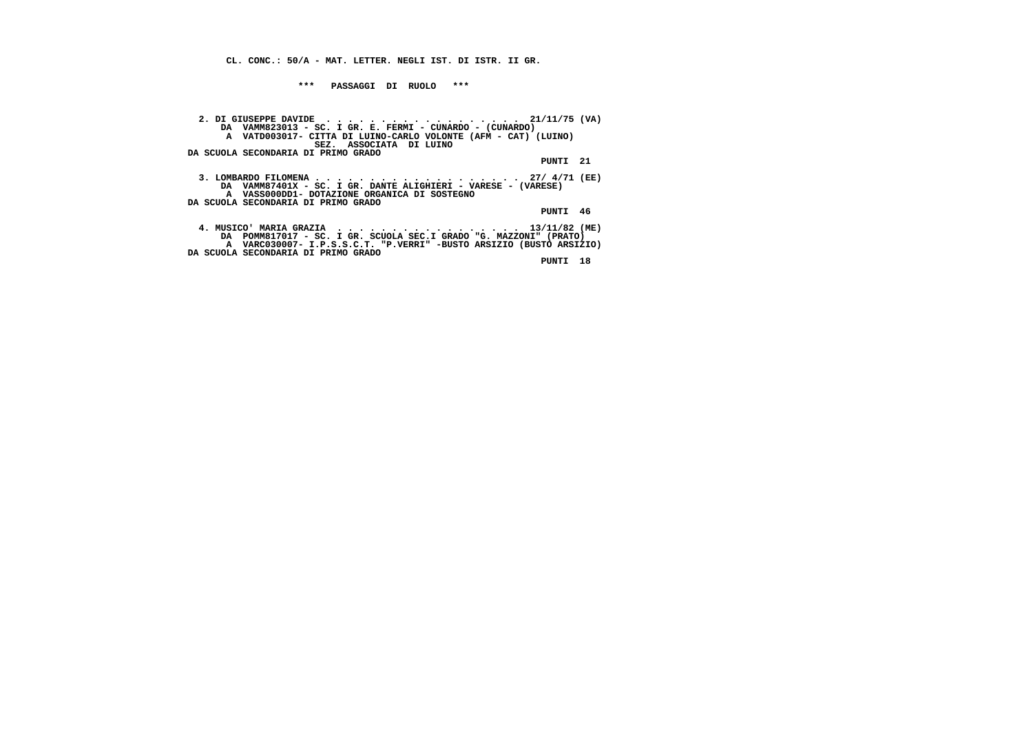**CL. CONC.: 50/A - MAT. LETTER. NEGLI IST. DI ISTR. II GR.**

**\*\*\*   PASSAGGI  DI  RUOLO   \*\*\***

**2. DI GIUSEPPE DAVIDE . . . . . . . . . . . . . . . . . . 21/11/75 (VA)**
**DA VAMM823013 - SC. I GR. E. FERMI - CUNARDO - (CUNARDO)**
**A VATD003017- CITTA DI LUINO-CARLO VOLONTE (AFM - CAT) (LUINO)**
**SEZ. ASSOCIATA DI LUINO**
**DA SCUOLA SECONDARIA DI PRIMO GRADO**
**PUNTI 21**

**3. LOMBARDO FILOMENA . . . . . . . . . . . . . . . . . . . 27/ 4/71 (EE)**
**DA VAMM87401X - SC. I GR. DANTE ALIGHIERI - VARESE - (VARESE)**
**A VASS000DD1- DOTAZIONE ORGANICA DI SOSTEGNO**
**DA SCUOLA SECONDARIA DI PRIMO GRADO**
**PUNTI 46**

**4. MUSICO' MARIA GRAZIA . . . . . . . . . . . . . . . . . 13/11/82 (ME)**
**DA POMM817017 - SC. I GR. SCUOLA SEC.I GRADO "G. MAZZONI" (PRATO)**
**A VARC030007- I.P.S.S.C.T. "P.VERRI" -BUSTO ARSIZIO (BUSTO ARSIZIO)**
**DA SCUOLA SECONDARIA DI PRIMO GRADO**
**PUNTI 18**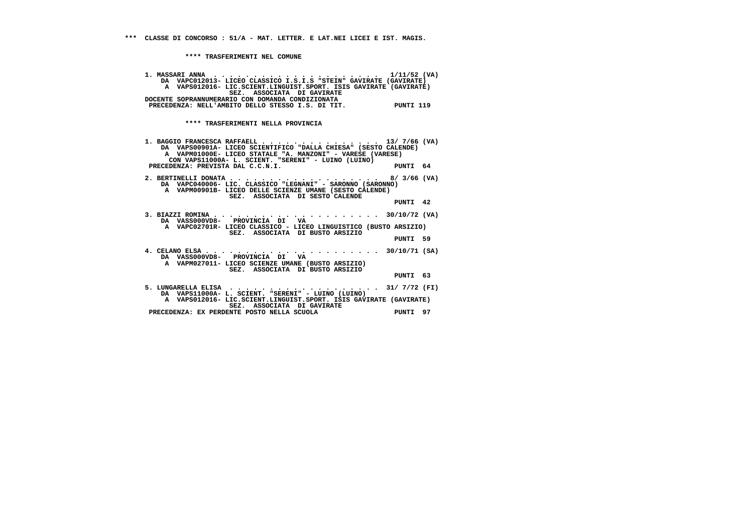**\*\*\* CLASSE DI CONCORSO : 51/A - MAT. LETTER. E LAT.NEI LICEI E IST. MAGIS.**

**\*\*\*\* TRASFERIMENTI NEL COMUNE**

```
1. MASSARI ANNA  . . . . . . . . . . . . . . . . . . . . .  1/11/52 (VA)
    DA  VAPC012013- LICEO CLASSICO I.S.I.S "STEIN" GAVIRATE (GAVIRATE)
     A  VAPS012016- LIC.SCIENT.LINGUIST.SPORT. ISIS GAVIRATE (GAVIRATE)
                    SEZ.  ASSOCIATA  DI GAVIRATE
DOCENTE SOPRANNUMERARIO CON DOMANDA CONDIZIONATA
 PRECEDENZA: NELL'AMBITO DELLO STESSO I.S. DI TIT.            PUNTI 119
```

**\*\*\*\* TRASFERIMENTI NELLA PROVINCIA**

```
1. BAGGIO FRANCESCA RAFFAELL . . . . . . . . . . . . . . .  13/ 7/66 (VA)
    DA  VAPS00901A- LICEO SCIENTIFICO "DALLA CHIESA" (SESTO CALENDE)
     A  VAPM01000E- LICEO STATALE "A. MANZONI" - VARESE (VARESE)
      CON VAPS11000A- L. SCIENT. "SERENI" - LUINO (LUINO)
 PRECEDENZA: PREVISTA DAL C.C.N.I.                             PUNTI  64

2. BERTINELLI DONATA . . . . . . . . . . . . . . . . . . .   8/ 3/66 (VA)
    DA  VAPC040006- LIC. CLASSICO "LEGNANI" - SARONNO (SARONNO)
     A  VAPM00901B- LICEO DELLE SCIENZE UMANE (SESTO CALENDE)
                    SEZ.  ASSOCIATA  DI SESTO CALENDE
                                                               PUNTI  42

3. BIAZZI ROMINA . . . . . . . . . . . . . . . . . . . . .  30/10/72 (VA)
    DA  VASS000VD8-   PROVINCIA  DI   VA
     A  VAPC02701R- LICEO CLASSICO - LICEO LINGUISTICO (BUSTO ARSIZIO)
                    SEZ.  ASSOCIATA  DI BUSTO ARSIZIO
                                                               PUNTI  59

4. CELANO ELSA . . . . . . . . . . . . . . . . . . . . . .  30/10/71 (SA)
    DA  VASS000VD8-   PROVINCIA  DI   VA
     A  VAPM027011- LICEO SCIENZE UMANE (BUSTO ARSIZIO)
                    SEZ.  ASSOCIATA  DI BUSTO ARSIZIO
                                                               PUNTI  63

5. LUNGARELLA ELISA  . . . . . . . . . . . . . . . . . . .  31/ 7/72 (FI)
    DA  VAPS11000A- L. SCIENT. "SERENI" - LUINO (LUINO)
     A  VAPS012016- LIC.SCIENT.LINGUIST.SPORT. ISIS GAVIRATE (GAVIRATE)
                    SEZ.  ASSOCIATA  DI GAVIRATE
 PRECEDENZA: EX PERDENTE POSTO NELLA SCUOLA                    PUNTI  97
```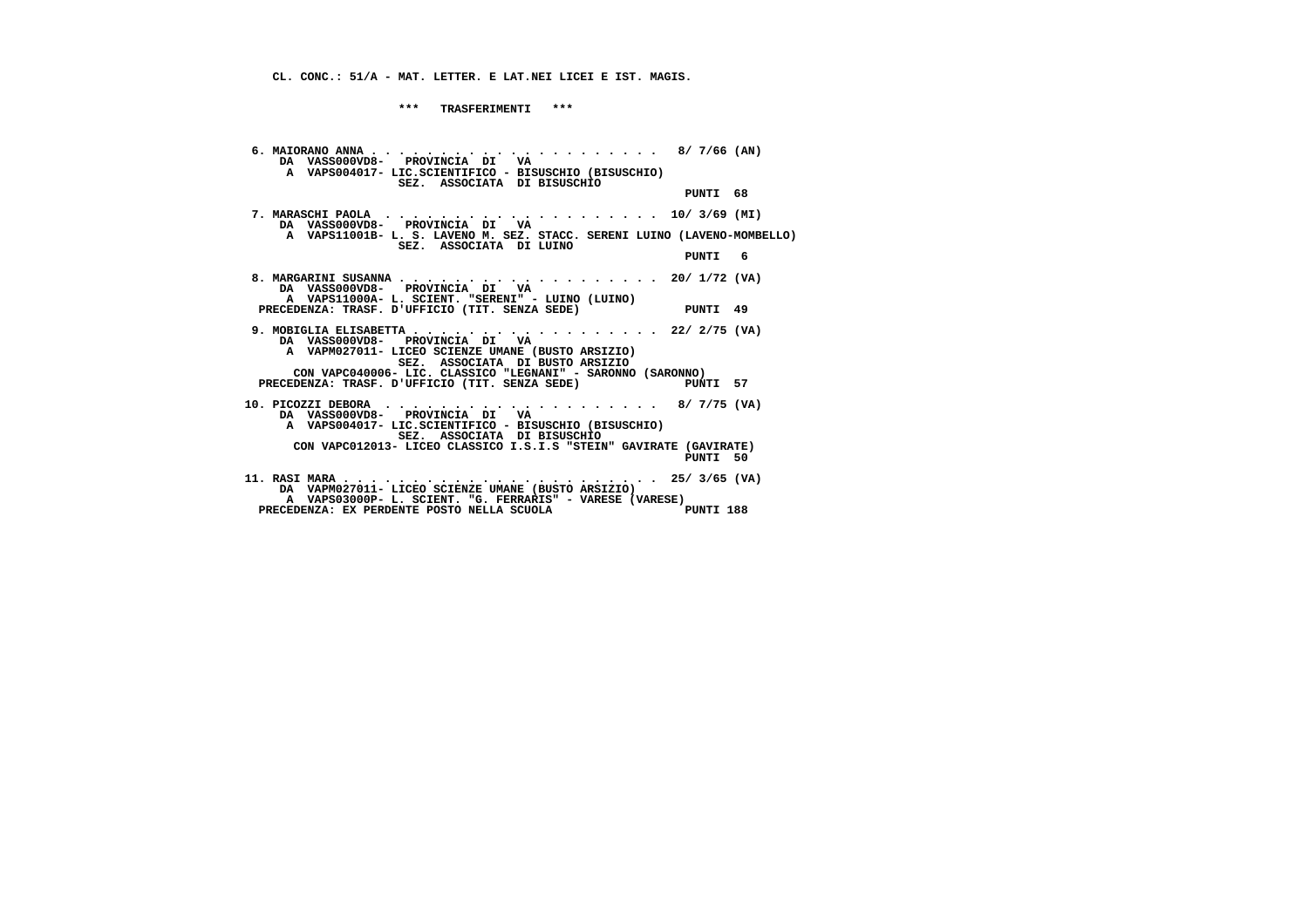**CL. CONC.: 51/A - MAT. LETTER. E LAT.NEI LICEI E IST. MAGIS.**

**\*\*\* TRASFERIMENTI \*\*\***

**6. MAIORANO ANNA . . . . . . . . . . . . . . . . . . . . . 8/ 7/66 (AN)**
DA VASS000VD8- PROVINCIA DI VA
A VAPS004017- LIC.SCIENTIFICO - BISUSCHIO (BISUSCHIO)
SEZ. ASSOCIATA DI BISUSCHIO
PUNTI 68

**7. MARASCHI PAOLA . . . . . . . . . . . . . . . . . . . . 10/ 3/69 (MI)**
DA VASS000VD8- PROVINCIA DI VA
A VAPS11001B- L. S. LAVENO M. SEZ. STACC. SERENI LUINO (LAVENO-MOMBELLO)
SEZ. ASSOCIATA DI LUINO
PUNTI 6

**8. MARGARINI SUSANNA . . . . . . . . . . . . . . . . . . . 20/ 1/72 (VA)**
DA VASS000VD8- PROVINCIA DI VA
A VAPS11000A- L. SCIENT. "SERENI" - LUINO (LUINO)
PRECEDENZA: TRASF. D'UFFICIO (TIT. SENZA SEDE) PUNTI 49

**9. MOBIGLIA ELISABETTA . . . . . . . . . . . . . . . . . . 22/ 2/75 (VA)**
DA VASS000VD8- PROVINCIA DI VA
A VAPM027011- LICEO SCIENZE UMANE (BUSTO ARSIZIO)
SEZ. ASSOCIATA DI BUSTO ARSIZIO
CON VAPC040006- LIC. CLASSICO "LEGNANI" - SARONNO (SARONNO)
PRECEDENZA: TRASF. D'UFFICIO (TIT. SENZA SEDE) PUNTI 57

**10. PICOZZI DEBORA . . . . . . . . . . . . . . . . . . . . 8/ 7/75 (VA)**
DA VASS000VD8- PROVINCIA DI VA
A VAPS004017- LIC.SCIENTIFICO - BISUSCHIO (BISUSCHIO)
SEZ. ASSOCIATA DI BISUSCHIO
CON VAPC012013- LICEO CLASSICO I.S.I.S "STEIN" GAVIRATE (GAVIRATE)
PUNTI 50

**11. RASI MARA . . . . . . . . . . . . . . . . . . . . . . . 25/ 3/65 (VA)**
DA VAPM027011- LICEO SCIENZE UMANE (BUSTO ARSIZIO)
A VAPS03000P- L. SCIENT. "G. FERRARIS" - VARESE (VARESE)
PRECEDENZA: EX PERDENTE POSTO NELLA SCUOLA PUNTI 188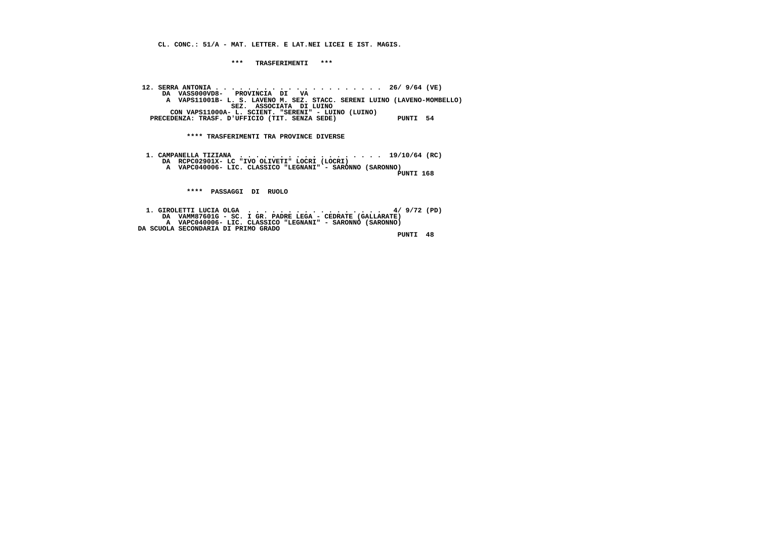**CL. CONC.: 51/A - MAT. LETTER. E LAT.NEI LICEI E IST. MAGIS.**

**\*\*\* TRASFERIMENTI \*\*\***

**12. SERRA ANTONIA . . . . . . . . . . . . . . . . . . . . . 26/ 9/64 (VE)**
**DA VASS000VD8- PROVINCIA DI VA**
**A VAPS11001B- L. S. LAVENO M. SEZ. STACC. SERENI LUINO (LAVENO-MOMBELLO)**
**SEZ. ASSOCIATA DI LUINO**
**CON VAPS11000A- L. SCIENT. "SERENI" - LUINO (LUINO)**
**PRECEDENZA: TRASF. D'UFFICIO (TIT. SENZA SEDE) PUNTI 54**

**\*\*\*\* TRASFERIMENTI TRA PROVINCE DIVERSE**

**1. CAMPANELLA TIZIANA . . . . . . . . . . . . . . . . . . 19/10/64 (RC)**
**DA RCPC02901X- LC "IVO OLIVETI" LOCRI (LOCRI)**
**A VAPC040006- LIC. CLASSICO "LEGNANI" - SARONNO (SARONNO)**
**PUNTI 168**

**\*\*\*\* PASSAGGI DI RUOLO**

**1. GIROLETTI LUCIA OLGA . . . . . . . . . . . . . . . . . 4/ 9/72 (PD)**
**DA VAMM87601G - SC. I GR. PADRE LEGA - CEDRATE (GALLARATE)**
**A VAPC040006- LIC. CLASSICO "LEGNANI" - SARONNO (SARONNO)**
**DA SCUOLA SECONDARIA DI PRIMO GRADO**
**PUNTI 48**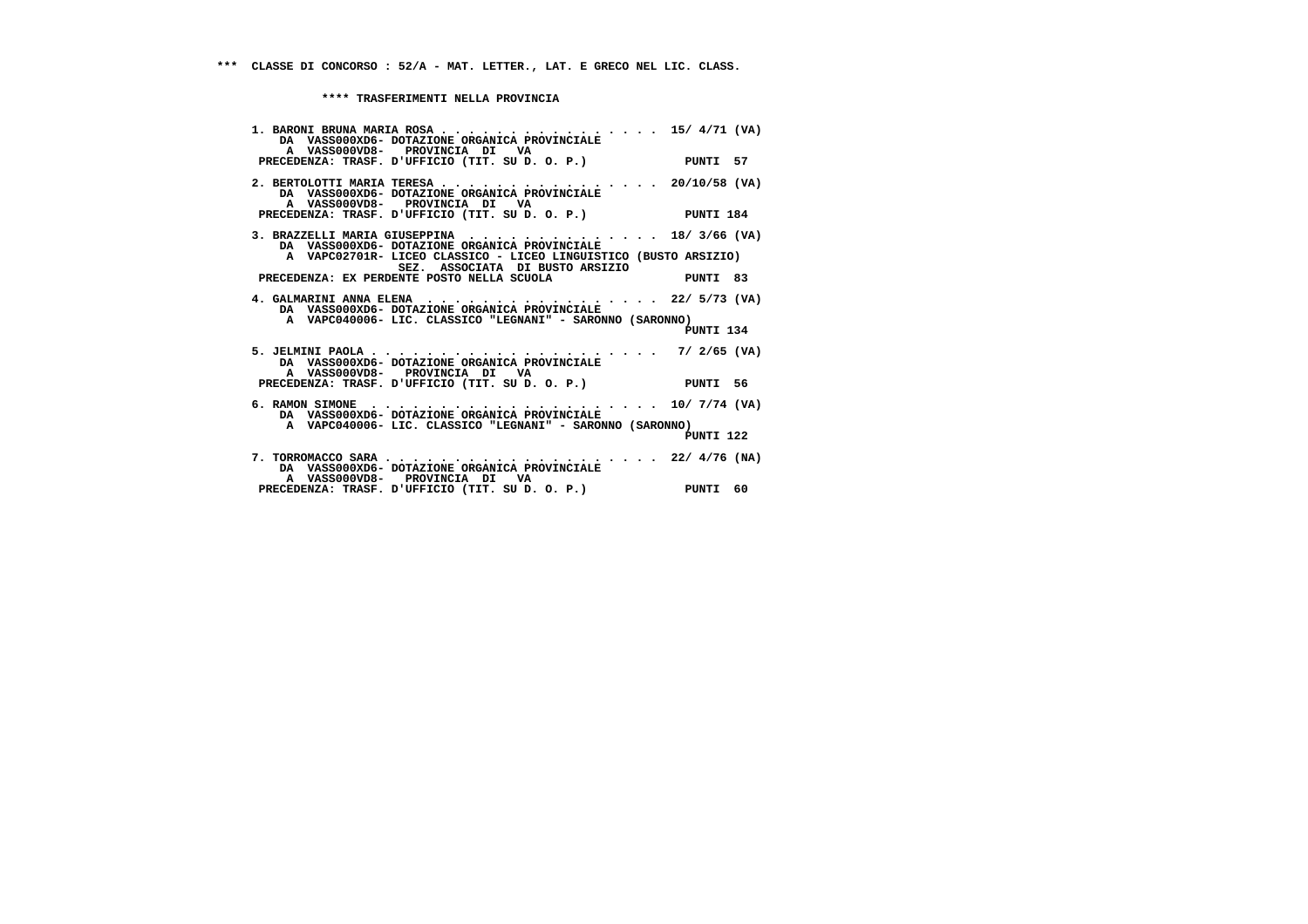*** CLASSE DI CONCORSO : 52/A - MAT. LETTER., LAT. E GRECO NEL LIC. CLASS.

**** TRASFERIMENTI NELLA PROVINCIA

1. BARONI BRUNA MARIA ROSA . . . . . . . . . . . . . . . . 15/ 4/71 (VA)
   DA VASS000XD6- DOTAZIONE ORGANICA PROVINCIALE
   A VASS000VD8- PROVINCIA DI VA
   PRECEDENZA: TRASF. D'UFFICIO (TIT. SU D. O. P.) PUNTI 57

2. BERTOLOTTI MARIA TERESA . . . . . . . . . . . . . . . . 20/10/58 (VA)
   DA VASS000XD6- DOTAZIONE ORGANICA PROVINCIALE
   A VASS000VD8- PROVINCIA DI VA
   PRECEDENZA: TRASF. D'UFFICIO (TIT. SU D. O. P.) PUNTI 184

3. BRAZZELLI MARIA GIUSEPPINA . . . . . . . . . . . . . . 18/ 3/66 (VA)
   DA VASS000XD6- DOTAZIONE ORGANICA PROVINCIALE
   A VAPC02701R- LICEO CLASSICO - LICEO LINGUISTICO (BUSTO ARSIZIO)
   SEZ. ASSOCIATA DI BUSTO ARSIZIO
   PRECEDENZA: EX PERDENTE POSTO NELLA SCUOLA PUNTI 83

4. GALMARINI ANNA ELENA . . . . . . . . . . . . . . . . . 22/ 5/73 (VA)
   DA VASS000XD6- DOTAZIONE ORGANICA PROVINCIALE
   A VAPC040006- LIC. CLASSICO "LEGNANI" - SARONNO (SARONNO)
   PUNTI 134

5. JELMINI PAOLA . . . . . . . . . . . . . . . . . . . . . 7/ 2/65 (VA)
   DA VASS000XD6- DOTAZIONE ORGANICA PROVINCIALE
   A VASS000VD8- PROVINCIA DI VA
   PRECEDENZA: TRASF. D'UFFICIO (TIT. SU D. O. P.) PUNTI 56

6. RAMON SIMONE . . . . . . . . . . . . . . . . . . . . . 10/ 7/74 (VA)
   DA VASS000XD6- DOTAZIONE ORGANICA PROVINCIALE
   A VAPC040006- LIC. CLASSICO "LEGNANI" - SARONNO (SARONNO)
   PUNTI 122

7. TORROMACCO SARA . . . . . . . . . . . . . . . . . . . . 22/ 4/76 (NA)
   DA VASS000XD6- DOTAZIONE ORGANICA PROVINCIALE
   A VASS000VD8- PROVINCIA DI VA
   PRECEDENZA: TRASF. D'UFFICIO (TIT. SU D. O. P.) PUNTI 60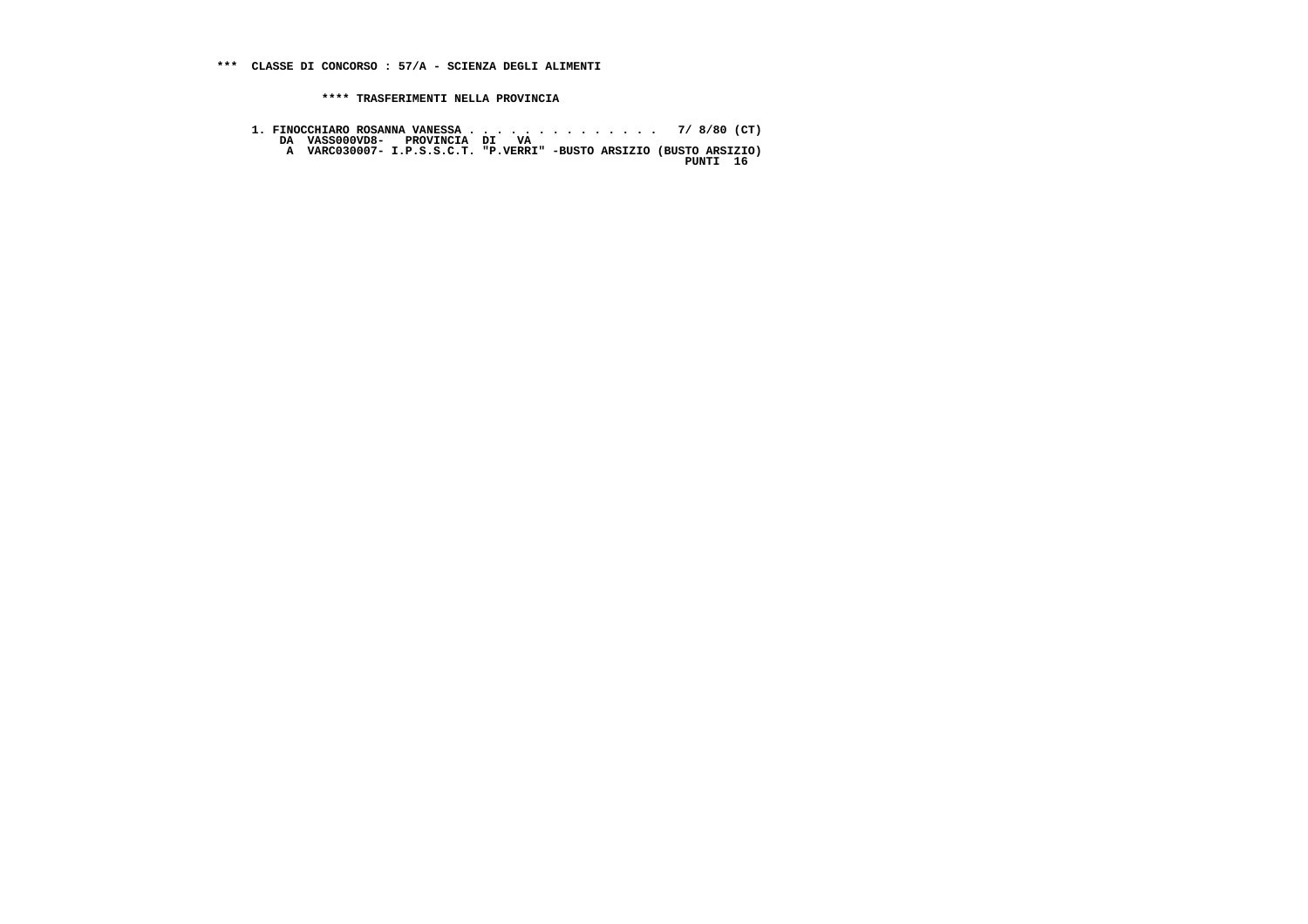**\*\*\* CLASSE DI CONCORSO : 57/A - SCIENZA DEGLI ALIMENTI**

**\*\*\*\* TRASFERIMENTI NELLA PROVINCIA**

```
1. FINOCCHIARO ROSANNA VANESSA . . . . . . . . . . . . . .  7/ 8/80 (CT)
    DA  VASS000VD8-   PROVINCIA  DI   VA
     A  VARC030007- I.P.S.S.C.T. "P.VERRI" -BUSTO ARSIZIO (BUSTO ARSIZIO)
                                                              PUNTI  16
```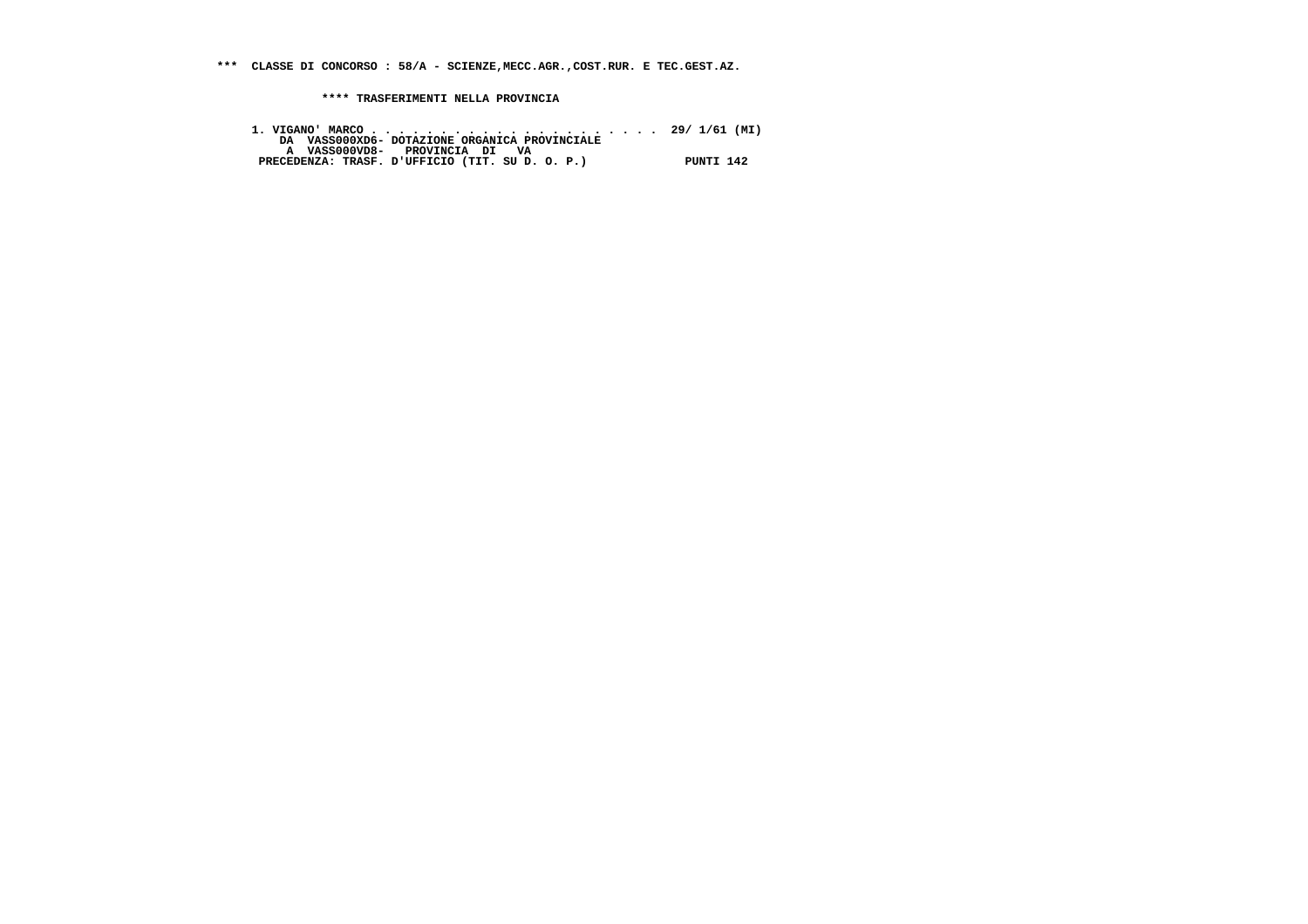*** CLASSE DI CONCORSO : 58/A - SCIENZE,MECC.AGR.,COST.RUR. E TEC.GEST.AZ.

**** TRASFERIMENTI NELLA PROVINCIA

1. VIGANO' MARCO . . . . . . . . . . . . . . . . . . . . . 29/ 1/61 (MI)
   DA VASS000XD6- DOTAZIONE ORGANICA PROVINCIALE
   A VASS000VD8- PROVINCIA DI VA
   PRECEDENZA: TRASF. D'UFFICIO (TIT. SU D. O. P.) PUNTI 142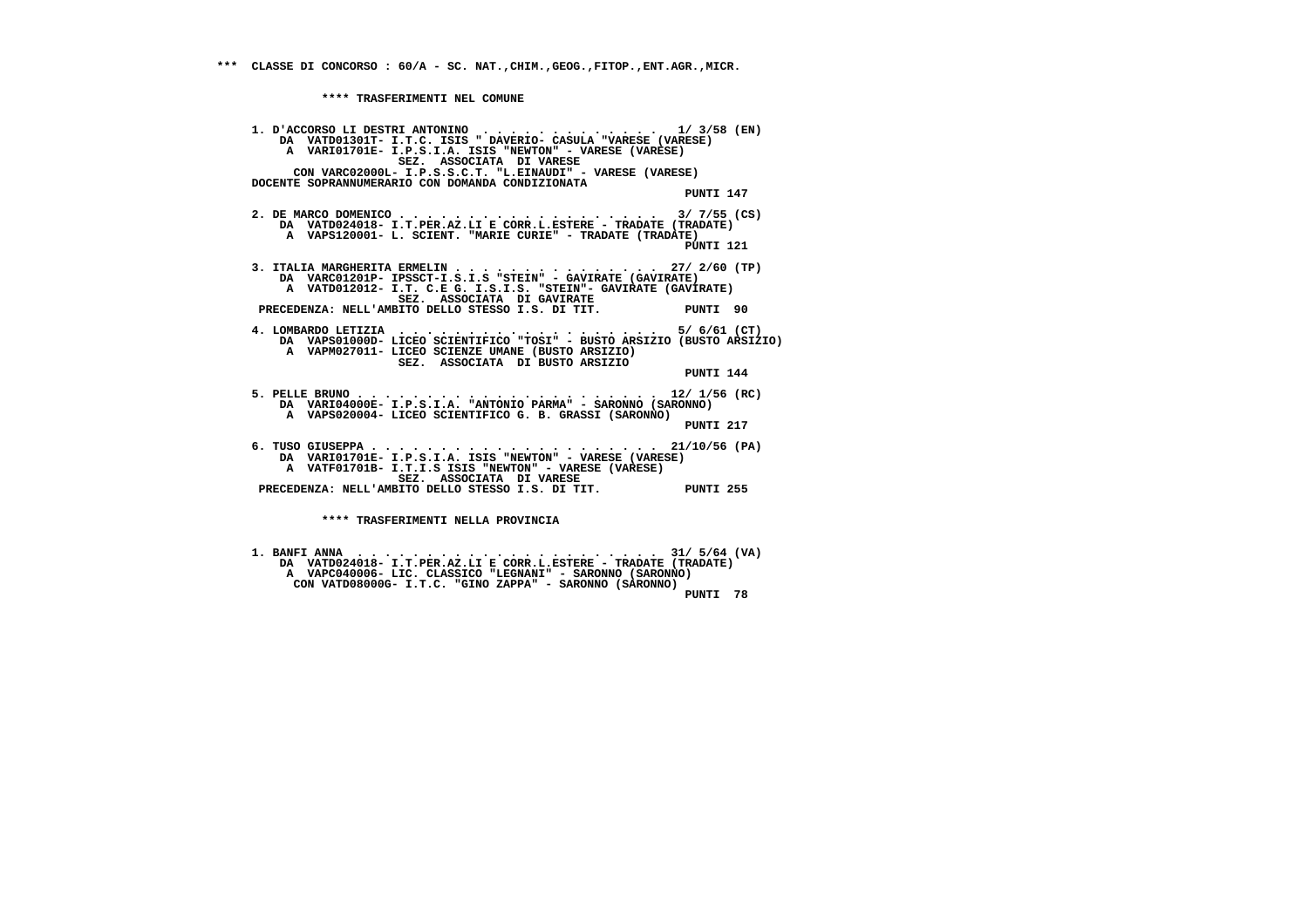\*\*\* CLASSE DI CONCORSO : 60/A - SC. NAT.,CHIM.,GEOG.,FITOP.,ENT.AGR.,MICR.

\*\*\*\* TRASFERIMENTI NEL COMUNE

1. D'ACCORSO LI DESTRI ANTONINO . . . . . . . . . . . . . 1/ 3/58 (EN)
   DA VATD01301T- I.T.C. ISIS " DAVERIO- CASULA "VARESE (VARESE)
   A VARI01701E- I.P.S.I.A. ISIS "NEWTON" - VARESE (VARESE)
   SEZ. ASSOCIATA DI VARESE
   CON VARC02000L- I.P.S.S.C.T. "L.EINAUDI" - VARESE (VARESE)
   DOCENTE SOPRANNUMERARIO CON DOMANDA CONDIZIONATA
   PUNTI 147

2. DE MARCO DOMENICO . . . . . . . . . . . . . . . . . . 3/ 7/55 (CS)
   DA VATD024018- I.T.PER.AZ.LI E CORR.L.ESTERE - TRADATE (TRADATE)
   A VAPS120001- L. SCIENT. "MARIE CURIE" - TRADATE (TRADATE)
   PUNTI 121

3. ITALIA MARGHERITA ERMELIN . . . . . . . . . . . . . . 27/ 2/60 (TP)
   DA VARC01201P- IPSSCT-I.S.I.S "STEIN" - GAVIRATE (GAVIRATE)
   A VATD012012- I.T. C.E G. I.S.I.S. "STEIN"- GAVIRATE (GAVIRATE)
   SEZ. ASSOCIATA DI GAVIRATE
   PRECEDENZA: NELL'AMBITO DELLO STESSO I.S. DI TIT. PUNTI 90

4. LOMBARDO LETIZIA . . . . . . . . . . . . . . . . . . 5/ 6/61 (CT)
   DA VAPS01000D- LICEO SCIENTIFICO "TOSI" - BUSTO ARSIZIO (BUSTO ARSIZIO)
   A VAPM027011- LICEO SCIENZE UMANE (BUSTO ARSIZIO)
   SEZ. ASSOCIATA DI BUSTO ARSIZIO
   PUNTI 144

5. PELLE BRUNO . . . . . . . . . . . . . . . . . . . . . 12/ 1/56 (RC)
   DA VARI04000E- I.P.S.I.A. "ANTONIO PARMA" - SARONNO (SARONNO)
   A VAPS020004- LICEO SCIENTIFICO G. B. GRASSI (SARONNO)
   PUNTI 217

6. TUSO GIUSEPPA . . . . . . . . . . . . . . . . . . . . 21/10/56 (PA)
   DA VARI01701E- I.P.S.I.A. ISIS "NEWTON" - VARESE (VARESE)
   A VATF01701B- I.T.I.S ISIS "NEWTON" - VARESE (VARESE)
   SEZ. ASSOCIATA DI VARESE
   PRECEDENZA: NELL'AMBITO DELLO STESSO I.S. DI TIT. PUNTI 255

\*\*\*\* TRASFERIMENTI NELLA PROVINCIA

1. BANFI ANNA . . . . . . . . . . . . . . . . . . . . . 31/ 5/64 (VA)
   DA VATD024018- I.T.PER.AZ.LI E CORR.L.ESTERE - TRADATE (TRADATE)
   A VAPC040006- LIC. CLASSICO "LEGNANI" - SARONNO (SARONNO)
   CON VATD08000G- I.T.C. "GINO ZAPPA" - SARONNO (SARONNO)
   PUNTI 78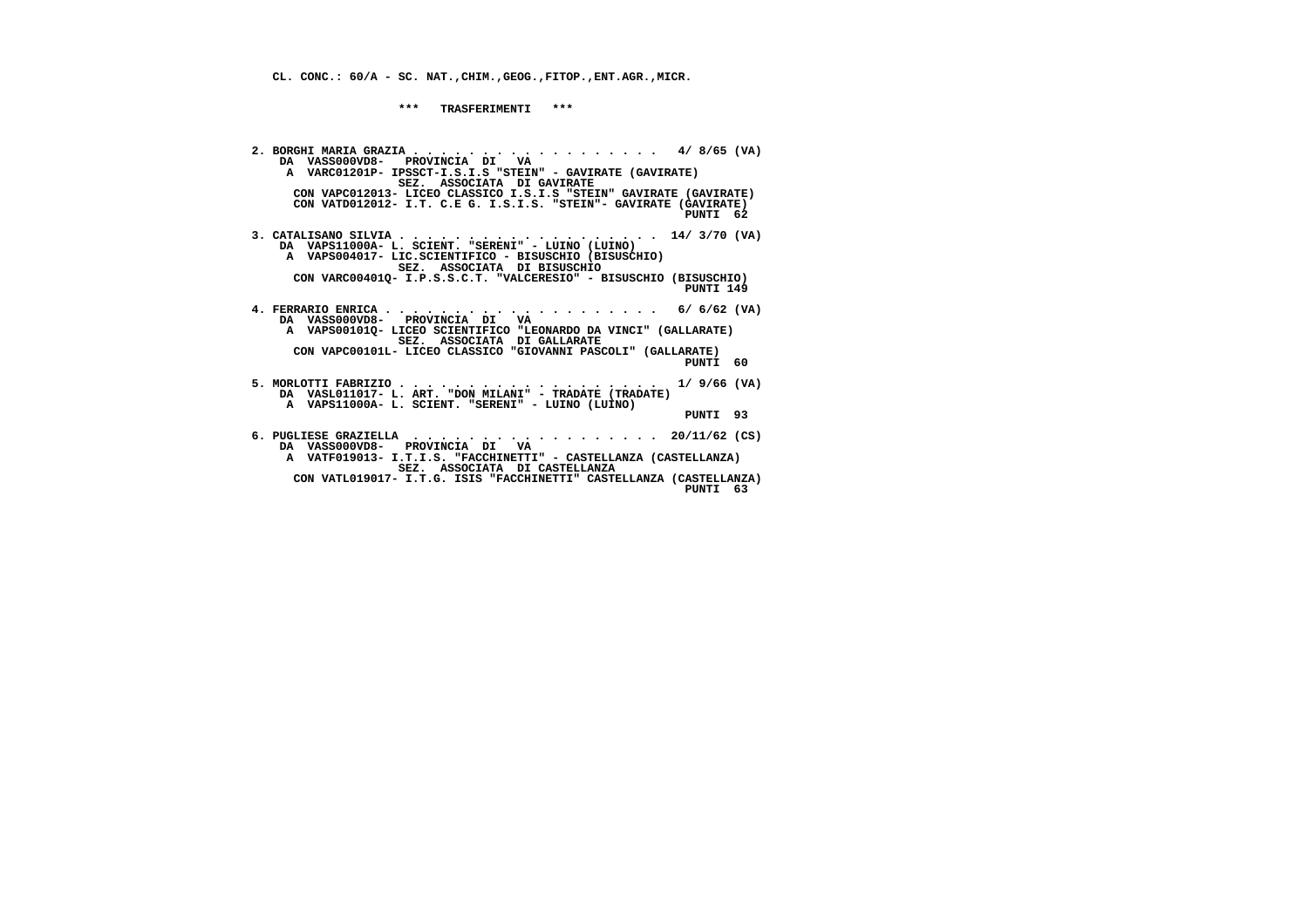CL. CONC.: 60/A - SC. NAT.,CHIM.,GEOG.,FITOP.,ENT.AGR.,MICR.

\*\*\* TRASFERIMENTI \*\*\*

```
2. BORGHI MARIA GRAZIA . . . . . . . . . . . . . . . . .  4/ 8/65 (VA)
    DA  VASS000VD8-   PROVINCIA  DI   VA
     A  VARC01201P- IPSSCT-I.S.I.S "STEIN" - GAVIRATE (GAVIRATE)
                    SEZ.  ASSOCIATA  DI GAVIRATE
      CON VAPC012013- LICEO CLASSICO I.S.I.S "STEIN" GAVIRATE (GAVIRATE)
      CON VATD012012- I.T. C.E G. I.S.I.S. "STEIN"- GAVIRATE (GAVIRATE)
                                                                 PUNTI  62

3. CATALISANO SILVIA . . . . . . . . . . . . . . . . . . 14/ 3/70 (VA)
    DA  VAPS11000A- L. SCIENT. "SERENI" - LUINO (LUINO)
     A  VAPS004017- LIC.SCIENTIFICO - BISUSCHIO (BISUSCHIO)
                    SEZ.  ASSOCIATA  DI BISUSCHIO
      CON VARC00401Q- I.P.S.S.C.T. "VALCERESIO" - BISUSCHIO (BISUSCHIO)
                                                                 PUNTI 149

4. FERRARIO ENRICA . . . . . . . . . . . . . . . . . . .  6/ 6/62 (VA)
    DA  VASS000VD8-   PROVINCIA  DI   VA
     A  VAPS00101Q- LICEO SCIENTIFICO "LEONARDO DA VINCI" (GALLARATE)
                    SEZ.  ASSOCIATA  DI GALLARATE
      CON VAPC00101L- LICEO CLASSICO "GIOVANNI PASCOLI" (GALLARATE)
                                                                 PUNTI  60

5. MORLOTTI FABRIZIO . . . . . . . . . . . . . . . . . .  1/ 9/66 (VA)
    DA  VASL011017- L. ART. "DON MILANI" - TRADATE (TRADATE)
     A  VAPS11000A- L. SCIENT. "SERENI" - LUINO (LUINO)
                                                                 PUNTI  93

6. PUGLIESE GRAZIELLA  . . . . . . . . . . . . . . . . . 20/11/62 (CS)
    DA  VASS000VD8-   PROVINCIA  DI   VA
     A  VATF019013- I.T.I.S. "FACCHINETTI" - CASTELLANZA (CASTELLANZA)
                    SEZ.  ASSOCIATA  DI CASTELLANZA
      CON VATL019017- I.T.G. ISIS "FACCHINETTI" CASTELLANZA (CASTELLANZA)
                                                                 PUNTI  63
```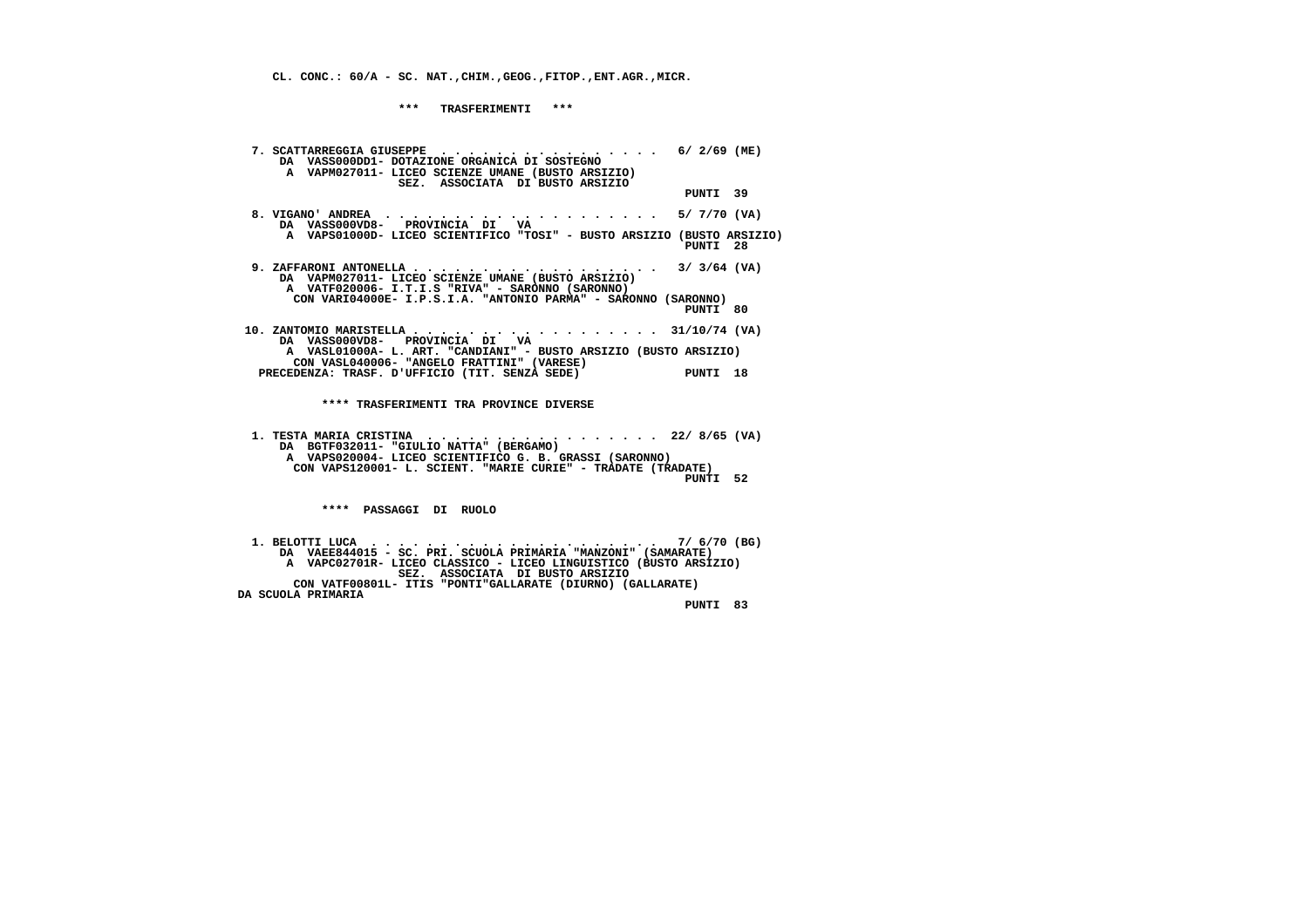**CL. CONC.: 60/A - SC. NAT.,CHIM.,GEOG.,FITOP.,ENT.AGR.,MICR.**

**\*\*\* TRASFERIMENTI \*\*\***

**7. SCATTARREGGIA GIUSEPPE . . . . . . . . . . . . . . . . 6/ 2/69 (ME)**
**DA VASS000DD1- DOTAZIONE ORGANICA DI SOSTEGNO**
**A VAPM027011- LICEO SCIENZE UMANE (BUSTO ARSIZIO)**
**SEZ. ASSOCIATA DI BUSTO ARSIZIO**
**PUNTI 39**

**8. VIGANO' ANDREA . . . . . . . . . . . . . . . . . . . 5/ 7/70 (VA)**
**DA VASS000VD8- PROVINCIA DI VA**
**A VAPS01000D- LICEO SCIENTIFICO "TOSI" - BUSTO ARSIZIO (BUSTO ARSIZIO)**
**PUNTI 28**

**9. ZAFFARONI ANTONELLA . . . . . . . . . . . . . . . . . 3/ 3/64 (VA)**
**DA VAPM027011- LICEO SCIENZE UMANE (BUSTO ARSIZIO)**
**A VATF020006- I.T.I.S "RIVA" - SARONNO (SARONNO)**
**CON VARI04000E- I.P.S.I.A. "ANTONIO PARMA" - SARONNO (SARONNO)**
**PUNTI 80**

**10. ZANTOMIO MARISTELLA . . . . . . . . . . . . . . . . . 31/10/74 (VA)**
**DA VASS000VD8- PROVINCIA DI VA**
**A VASL01000A- L. ART. "CANDIANI" - BUSTO ARSIZIO (BUSTO ARSIZIO)**
**CON VASL040006- "ANGELO FRATTINI" (VARESE)**
**PRECEDENZA: TRASF. D'UFFICIO (TIT. SENZA SEDE) PUNTI 18**

**\*\*\*\* TRASFERIMENTI TRA PROVINCE DIVERSE**

**1. TESTA MARIA CRISTINA . . . . . . . . . . . . . . . . 22/ 8/65 (VA)**
**DA BGTF032011- "GIULIO NATTA" (BERGAMO)**
**A VAPS020004- LICEO SCIENTIFICO G. B. GRASSI (SARONNO)**
**CON VAPS120001- L. SCIENT. "MARIE CURIE" - TRADATE (TRADATE)**
**PUNTI 52**

**\*\*\*\* PASSAGGI DI RUOLO**

**1. BELOTTI LUCA . . . . . . . . . . . . . . . . . . . . . 7/ 6/70 (BG)**
**DA VAEE844015 - SC. PRI. SCUOLA PRIMARIA "MANZONI" (SAMARATE)**
**A VAPC02701R- LICEO CLASSICO - LICEO LINGUISTICO (BUSTO ARSIZIO)**
**SEZ. ASSOCIATA DI BUSTO ARSIZIO**
**CON VATF00801L- ITIS "PONTI"GALLARATE (DIURNO) (GALLARATE)**
**DA SCUOLA PRIMARIA**
**PUNTI 83**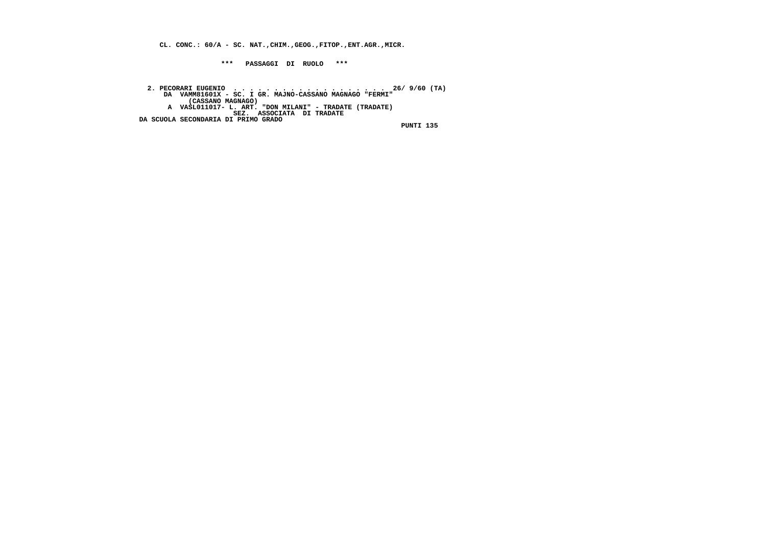**CL. CONC.: 60/A - SC. NAT.,CHIM.,GEOG.,FITOP.,ENT.AGR.,MICR.**

**\*\*\* PASSAGGI DI RUOLO \*\*\***

**2. PECORARI EUGENIO . . . . . . . . . . . . . . . . . . . 26/ 9/60 (TA)**
**DA VAMM81601X - SC. I GR. MAJNO-CASSANO MAGNAGO "FERMI"**
**(CASSANO MAGNAGO)**
**A VASL011017- L. ART. "DON MILANI" - TRADATE (TRADATE)**
**SEZ. ASSOCIATA DI TRADATE**
**DA SCUOLA SECONDARIA DI PRIMO GRADO**
**PUNTI 135**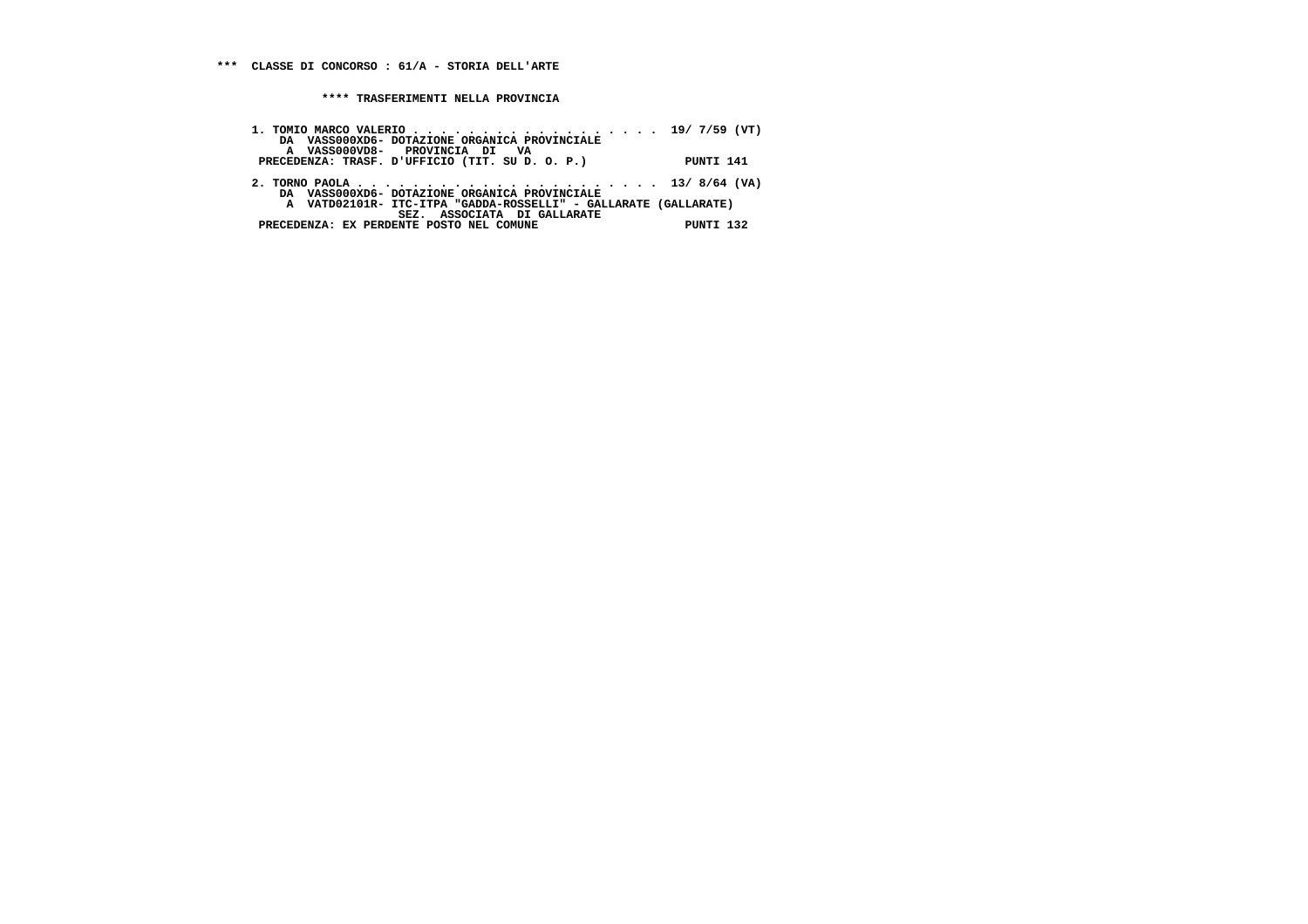**\*\*\* CLASSE DI CONCORSO : 61/A - STORIA DELL'ARTE**

**\*\*\*\* TRASFERIMENTI NELLA PROVINCIA**

```
 1. TOMIO MARCO VALERIO . . . . . . . . . . . . . . . . . . .  19/ 7/59 (VT)
     DA  VASS000XD6- DOTAZIONE ORGANICA PROVINCIALE
      A  VASS000VD8-   PROVINCIA  DI   VA
 PRECEDENZA: TRASF. D'UFFICIO (TIT. SU D. O. P.)              PUNTI 141

 2. TORNO PAOLA . . . . . . . . . . . . . . . . . . . . . . .  13/ 8/64 (VA)
     DA  VASS000XD6- DOTAZIONE ORGANICA PROVINCIALE
      A  VATD02101R- ITC-ITPA "GADDA-ROSSELLI" - GALLARATE (GALLARATE)
                    SEZ.  ASSOCIATA  DI GALLARATE
 PRECEDENZA: EX PERDENTE POSTO NEL COMUNE                     PUNTI 132
```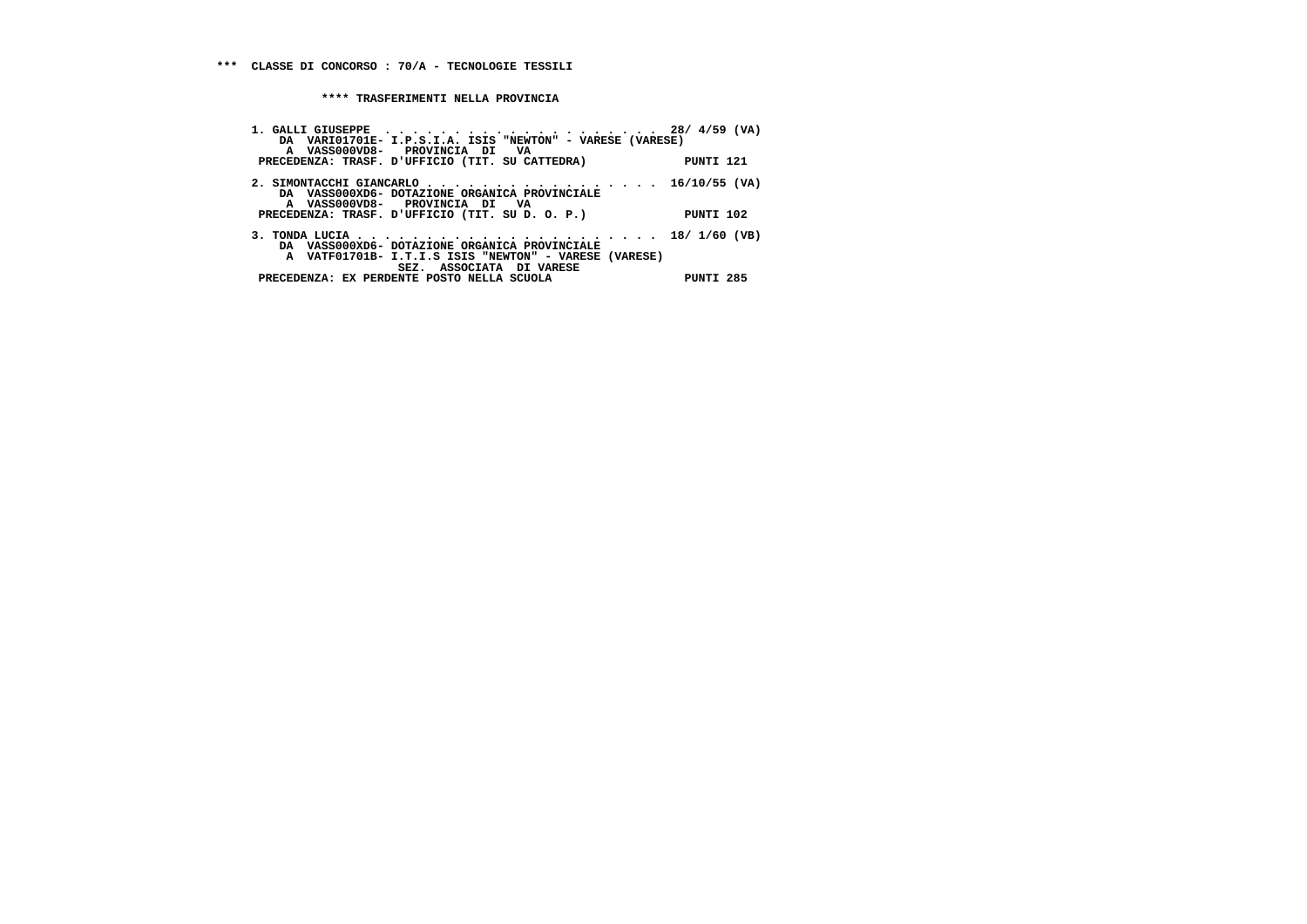*** CLASSE DI CONCORSO : 70/A - TECNOLOGIE TESSILI

**** TRASFERIMENTI NELLA PROVINCIA

1. GALLI GIUSEPPE . . . . . . . . . . . . . . . . . . . . . 28/ 4/59 (VA)
   DA VARI01701E- I.P.S.I.A. ISIS "NEWTON" - VARESE (VARESE)
   A VASS000VD8- PROVINCIA DI VA
   PRECEDENZA: TRASF. D'UFFICIO (TIT. SU CATTEDRA) PUNTI 121

2. SIMONTACCHI GIANCARLO . . . . . . . . . . . . . . . . . 16/10/55 (VA)
   DA VASS000XD6- DOTAZIONE ORGANICA PROVINCIALE
   A VASS000VD8- PROVINCIA DI VA
   PRECEDENZA: TRASF. D'UFFICIO (TIT. SU D. O. P.) PUNTI 102

3. TONDA LUCIA . . . . . . . . . . . . . . . . . . . . . . 18/ 1/60 (VB)
   DA VASS000XD6- DOTAZIONE ORGANICA PROVINCIALE
   A VATF01701B- I.T.I.S ISIS "NEWTON" - VARESE (VARESE)
   SEZ. ASSOCIATA DI VARESE
   PRECEDENZA: EX PERDENTE POSTO NELLA SCUOLA PUNTI 285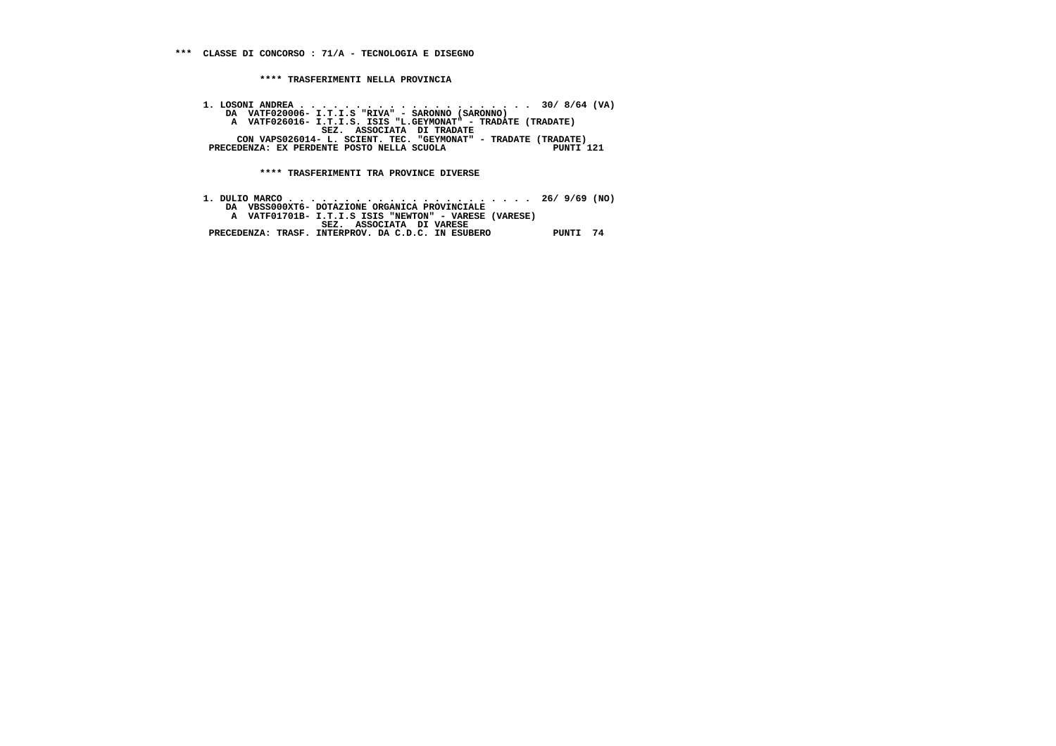**\*\*\* CLASSE DI CONCORSO : 71/A - TECNOLOGIA E DISEGNO**

**\*\*\*\* TRASFERIMENTI NELLA PROVINCIA**

```
1. LOSONI ANDREA . . . . . . . . . . . . . . . . . . . . . .  30/ 8/64 (VA)
    DA  VATF020006- I.T.I.S "RIVA" - SARONNO (SARONNO)
     A  VATF026016- I.T.I.S. ISIS "L.GEYMONAT" - TRADATE (TRADATE)
                   SEZ.  ASSOCIATA  DI TRADATE
     CON VAPS026014- L. SCIENT. TEC. "GEYMONAT" - TRADATE (TRADATE)
 PRECEDENZA: EX PERDENTE POSTO NELLA SCUOLA                    PUNTI 121
```

**\*\*\*\* TRASFERIMENTI TRA PROVINCE DIVERSE**

```
1. DULIO MARCO . . . . . . . . . . . . . . . . . . . . . . .  26/ 9/69 (NO)
    DA  VBSS000XT6- DOTAZIONE ORGANICA PROVINCIALE
     A  VATF01701B- I.T.I.S ISIS "NEWTON" - VARESE (VARESE)
                   SEZ.  ASSOCIATA  DI VARESE
 PRECEDENZA: TRASF. INTERPROV. DA C.D.C. IN ESUBERO           PUNTI  74
```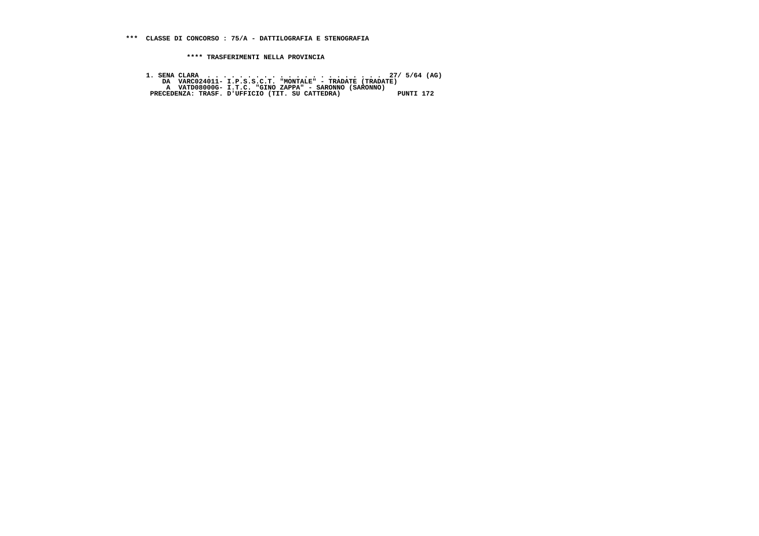**\*\*\* CLASSE DI CONCORSO : 75/A - DATTILOGRAFIA E STENOGRAFIA**

**\*\*\*\* TRASFERIMENTI NELLA PROVINCIA**

```
1. SENA CLARA . . . . . . . . . . . . . . . . . . . . . . . 27/ 5/64 (AG)
    DA  VARC024011- I.P.S.S.C.T. "MONTALE" - TRADATE (TRADATE)
     A  VATD08000G- I.T.C. "GINO ZAPPA" - SARONNO (SARONNO)
 PRECEDENZA: TRASF. D'UFFICIO (TIT. SU CATTEDRA)             PUNTI 172
```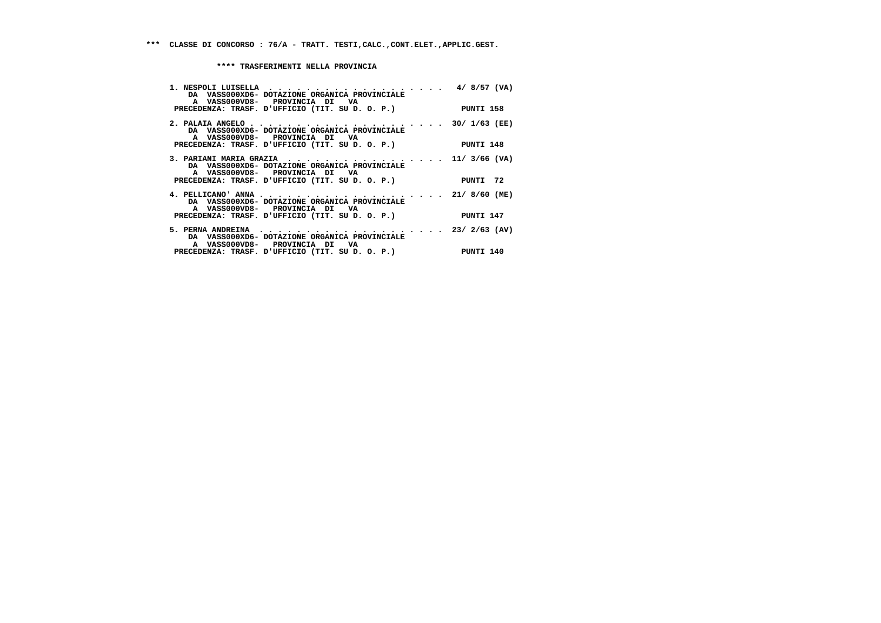**\*\*\* CLASSE DI CONCORSO : 76/A - TRATT. TESTI,CALC.,CONT.ELET.,APPLIC.GEST.**

**\*\*\*\* TRASFERIMENTI NELLA PROVINCIA**

```
 1. NESPOLI LUISELLA  . . . . . . . . . . . . . . . . . . .  4/ 8/57 (VA)
    DA  VASS000XD6- DOTAZIONE ORGANICA PROVINCIALE
     A  VASS000VD8-   PROVINCIA  DI   VA
 PRECEDENZA: TRASF. D'UFFICIO (TIT. SU D. O. P.)            PUNTI 158

 2. PALAIA ANGELO . . . . . . . . . . . . . . . . . . . . . 30/ 1/63 (EE)
    DA  VASS000XD6- DOTAZIONE ORGANICA PROVINCIALE
     A  VASS000VD8-   PROVINCIA  DI   VA
 PRECEDENZA: TRASF. D'UFFICIO (TIT. SU D. O. P.)            PUNTI 148

 3. PARIANI MARIA GRAZIA  . . . . . . . . . . . . . . . .  11/ 3/66 (VA)
    DA  VASS000XD6- DOTAZIONE ORGANICA PROVINCIALE
     A  VASS000VD8-   PROVINCIA  DI   VA
 PRECEDENZA: TRASF. D'UFFICIO (TIT. SU D. O. P.)            PUNTI  72

 4. PELLICANO' ANNA . . . . . . . . . . . . . . . . . . .  21/ 8/60 (ME)
    DA  VASS000XD6- DOTAZIONE ORGANICA PROVINCIALE
     A  VASS000VD8-   PROVINCIA  DI   VA
 PRECEDENZA: TRASF. D'UFFICIO (TIT. SU D. O. P.)            PUNTI 147

 5. PERNA ANDREINA  . . . . . . . . . . . . . . . . . . .  23/ 2/63 (AV)
    DA  VASS000XD6- DOTAZIONE ORGANICA PROVINCIALE
     A  VASS000VD8-   PROVINCIA  DI   VA
 PRECEDENZA: TRASF. D'UFFICIO (TIT. SU D. O. P.)            PUNTI 140
```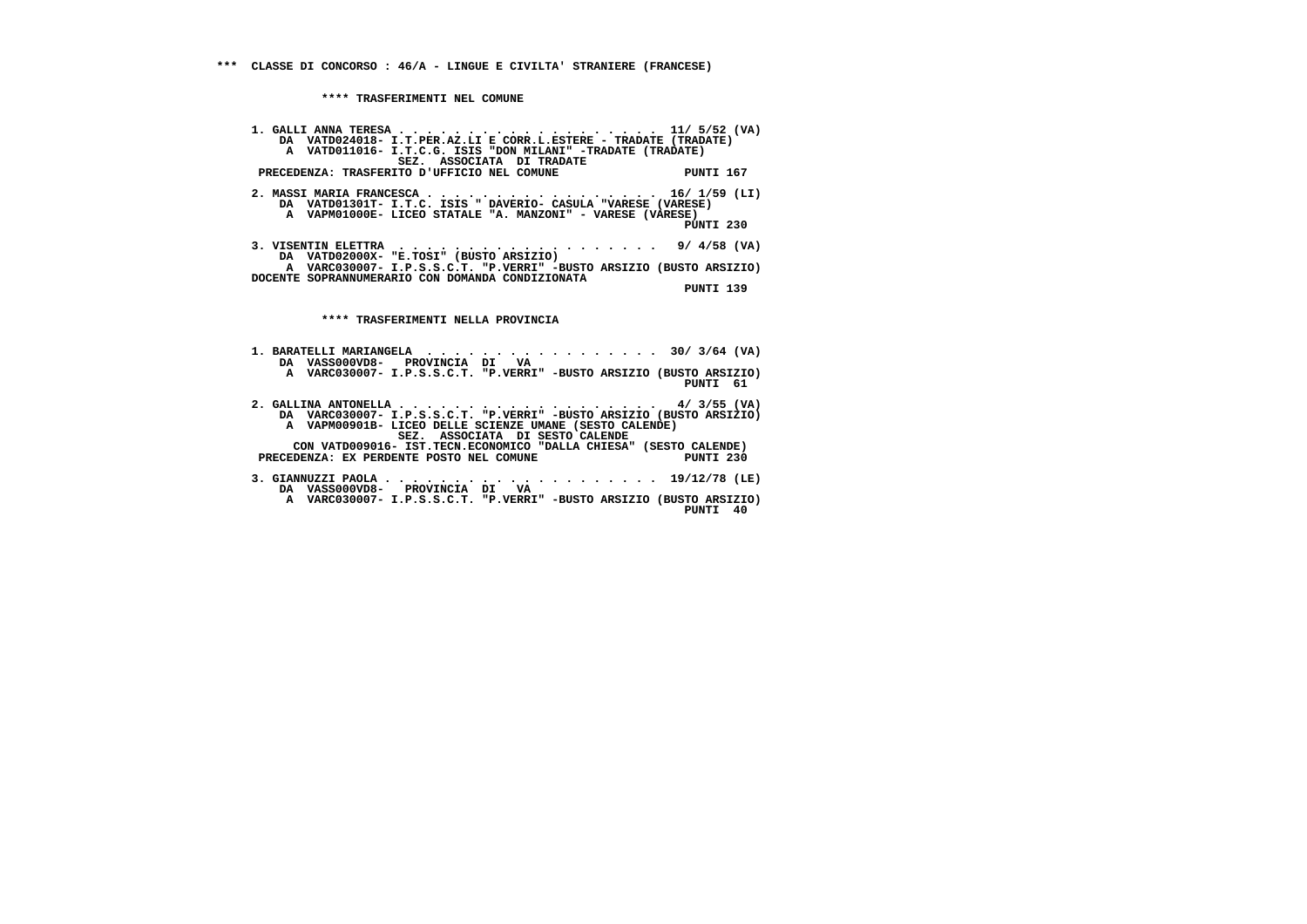*** CLASSE DI CONCORSO : 46/A - LINGUE E CIVILTA' STRANIERE (FRANCESE)

**** TRASFERIMENTI NEL COMUNE

1. GALLI ANNA TERESA . . . . . . . . . . . . . . . . . . 11/ 5/52 (VA)
   DA VATD024018- I.T.PER.AZ.LI E CORR.L.ESTERE - TRADATE (TRADATE)
   A VATD011016- I.T.C.G. ISIS "DON MILANI" -TRADATE (TRADATE)
   SEZ. ASSOCIATA DI TRADATE
   PRECEDENZA: TRASFERITO D'UFFICIO NEL COMUNE PUNTI 167

2. MASSI MARIA FRANCESCA . . . . . . . . . . . . . . . . 16/ 1/59 (LI)
   DA VATD01301T- I.T.C. ISIS " DAVERIO- CASULA "VARESE (VARESE)
   A VAPM01000E- LICEO STATALE "A. MANZONI" - VARESE (VARESE)
   PUNTI 230

3. VISENTIN ELETTRA . . . . . . . . . . . . . . . . . . 9/ 4/58 (VA)
   DA VATD02000X- "E.TOSI" (BUSTO ARSIZIO)
   A VARC030007- I.P.S.S.C.T. "P.VERRI" -BUSTO ARSIZIO (BUSTO ARSIZIO)
   DOCENTE SOPRANNUMERARIO CON DOMANDA CONDIZIONATA
   PUNTI 139

**** TRASFERIMENTI NELLA PROVINCIA

1. BARATELLI MARIANGELA . . . . . . . . . . . . . . . . . 30/ 3/64 (VA)
   DA VASS000VD8- PROVINCIA DI VA
   A VARC030007- I.P.S.S.C.T. "P.VERRI" -BUSTO ARSIZIO (BUSTO ARSIZIO)
   PUNTI 61

2. GALLINA ANTONELLA . . . . . . . . . . . . . . . . . . 4/ 3/55 (VA)
   DA VARC030007- I.P.S.S.C.T. "P.VERRI" -BUSTO ARSIZIO (BUSTO ARSIZIO)
   A VAPM00901B- LICEO DELLE SCIENZE UMANE (SESTO CALENDE)
   SEZ. ASSOCIATA DI SESTO CALENDE
   CON VATD009016- IST.TECN.ECONOMICO "DALLA CHIESA" (SESTO CALENDE)
   PRECEDENZA: EX PERDENTE POSTO NEL COMUNE PUNTI 230

3. GIANNUZZI PAOLA . . . . . . . . . . . . . . . . . . . 19/12/78 (LE)
   DA VASS000VD8- PROVINCIA DI VA
   A VARC030007- I.P.S.S.C.T. "P.VERRI" -BUSTO ARSIZIO (BUSTO ARSIZIO)
   PUNTI 40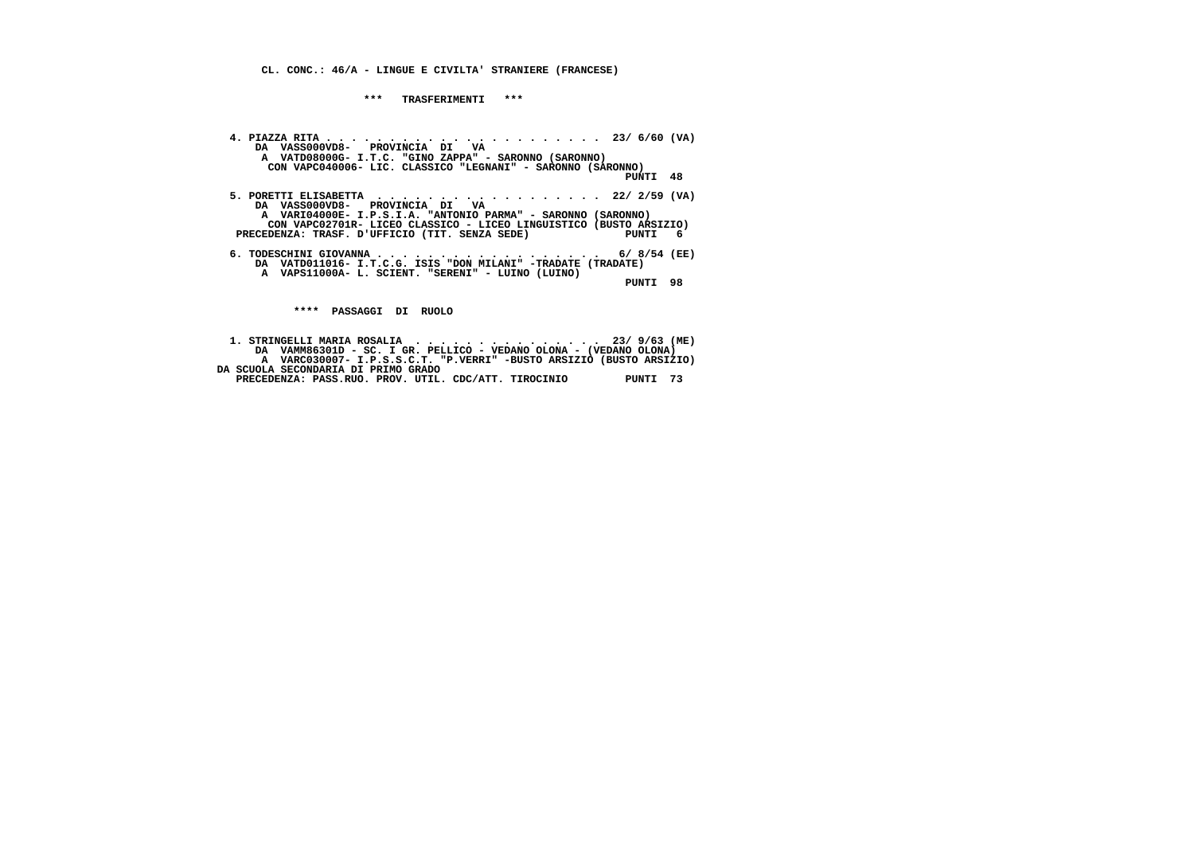CL. CONC.: 46/A - LINGUE E CIVILTA' STRANIERE (FRANCESE)

*** TRASFERIMENTI ***

4. PIAZZA RITA . . . . . . . . . . . . . . . . . . . . . 23/ 6/60 (VA)
DA VASS000VD8- PROVINCIA DI VA
A VATD08000G- I.T.C. "GINO ZAPPA" - SARONNO (SARONNO)
CON VAPC040006- LIC. CLASSICO "LEGNANI" - SARONNO (SARONNO)
PUNTI 48

5. PORETTI ELISABETTA . . . . . . . . . . . . . . . . . 22/ 2/59 (VA)
DA VASS000VD8- PROVINCIA DI VA
A VARI04000E- I.P.S.I.A. "ANTONIO PARMA" - SARONNO (SARONNO)
CON VAPC02701R- LICEO CLASSICO - LICEO LINGUISTICO (BUSTO ARSIZIO)
PRECEDENZA: TRASF. D'UFFICIO (TIT. SENZA SEDE) PUNTI 6

6. TODESCHINI GIOVANNA . . . . . . . . . . . . . . . . . 6/ 8/54 (EE)
DA VATD011016- I.T.C.G. ISIS "DON MILANI" -TRADATE (TRADATE)
A VAPS11000A- L. SCIENT. "SERENI" - LUINO (LUINO)
PUNTI 98

**** PASSAGGI DI RUOLO

1. STRINGELLI MARIA ROSALIA . . . . . . . . . . . . . . 23/ 9/63 (ME)
DA VAMM86301D - SC. I GR. PELLICO - VEDANO OLONA - (VEDANO OLONA)
A VARC030007- I.P.S.S.C.T. "P.VERRI" -BUSTO ARSIZIO (BUSTO ARSIZIO)
DA SCUOLA SECONDARIA DI PRIMO GRADO
PRECEDENZA: PASS.RUO. PROV. UTIL. CDC/ATT. TIROCINIO PUNTI 73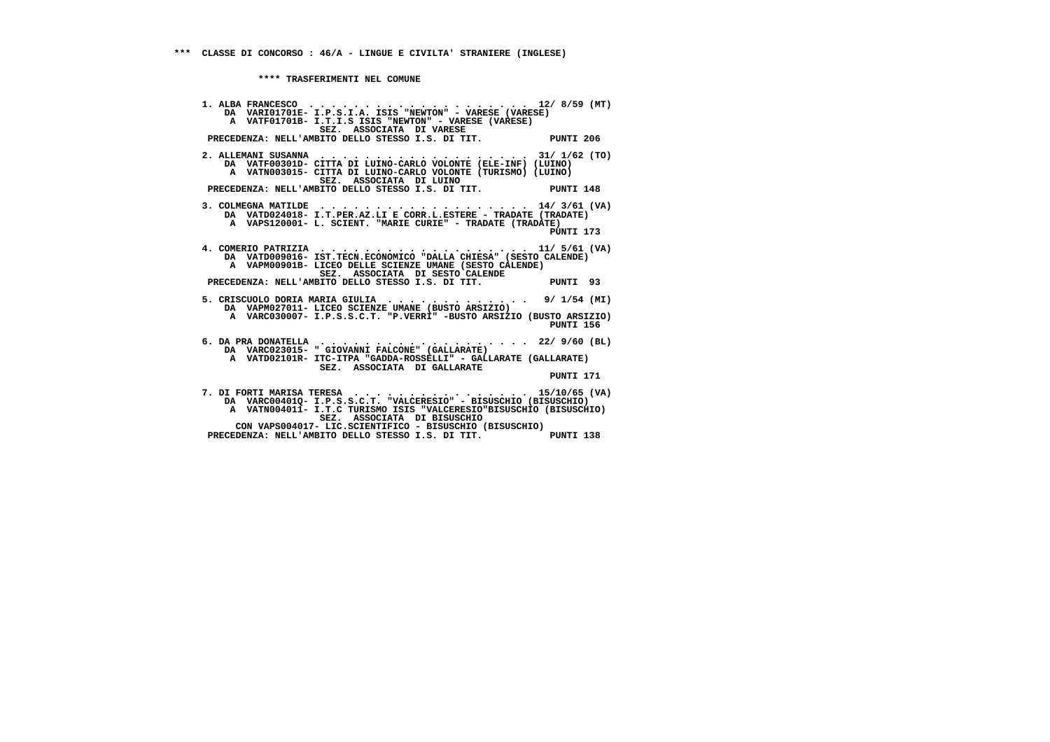**\*\*\* CLASSE DI CONCORSO : 46/A - LINGUE E CIVILTA' STRANIERE (INGLESE)**

**\*\*\*\* TRASFERIMENTI NEL COMUNE**

```
1. ALBA FRANCESCO  . . . . . . . . . . . . . . . . . . . . 12/ 8/59 (MT)
    DA  VARI01701E- I.P.S.I.A. ISIS "NEWTON" - VARESE (VARESE)
     A  VATF01701B- I.T.I.S ISIS "NEWTON" - VARESE (VARESE)
                    SEZ.  ASSOCIATA  DI VARESE
 PRECEDENZA: NELL'AMBITO DELLO STESSO I.S. DI TIT.           PUNTI 206

2. ALLEMANI SUSANNA  . . . . . . . . . . . . . . . . . . . 31/ 1/62 (TO)
    DA  VATF00301D- CITTA DI LUINO-CARLO VOLONTE (ELE-INF) (LUINO)
     A  VATN003015- CITTA DI LUINO-CARLO VOLONTE (TURISMO) (LUINO)
                    SEZ.  ASSOCIATA  DI LUINO
 PRECEDENZA: NELL'AMBITO DELLO STESSO I.S. DI TIT.           PUNTI 148

3. COLMEGNA MATILDE  . . . . . . . . . . . . . . . . . . . 14/ 3/61 (VA)
    DA  VATD024018- I.T.PER.AZ.LI E CORR.L.ESTERE - TRADATE (TRADATE)
     A  VAPS120001- L. SCIENT. "MARIE CURIE" - TRADATE (TRADATE)
                                                             PUNTI 173

4. COMERIO PATRIZIA  . . . . . . . . . . . . . . . . . . . 11/ 5/61 (VA)
    DA  VATD009016- IST.TECN.ECONOMICO "DALLA CHIESA" (SESTO CALENDE)
     A  VAPM00901B- LICEO DELLE SCIENZE UMANE (SESTO CALENDE)
                    SEZ.  ASSOCIATA  DI SESTO CALENDE
 PRECEDENZA: NELL'AMBITO DELLO STESSO I.S. DI TIT.           PUNTI  93

5. CRISCUOLO DORIA MARIA GIULIA  . . . . . . . . . . . . .  9/ 1/54 (MI)
    DA  VAPM027011- LICEO SCIENZE UMANE (BUSTO ARSIZIO)
     A  VARC030007- I.P.S.S.C.T. "P.VERRI" -BUSTO ARSIZIO (BUSTO ARSIZIO)
                                                             PUNTI 156

6. DA PRA DONATELLA  . . . . . . . . . . . . . . . . . . . 22/ 9/60 (BL)
    DA  VARC023015- " GIOVANNI FALCONE" (GALLARATE)
     A  VATD02101R- ITC-ITPA "GADDA-ROSSELLI" - GALLARATE (GALLARATE)
                    SEZ.  ASSOCIATA  DI GALLARATE
                                                             PUNTI 171

7. DI FORTI MARISA TERESA  . . . . . . . . . . . . . . . . 15/10/65 (VA)
    DA  VARC00401Q- I.P.S.S.C.T. "VALCERESIO" - BISUSCHIO (BISUSCHIO)
     A  VATN004011- I.T.C TURISMO ISIS "VALCERESIO"BISUSCHIO (BISUSCHIO)
                    SEZ.  ASSOCIATA  DI BISUSCHIO
       CON VAPS004017- LIC.SCIENTIFICO - BISUSCHIO (BISUSCHIO)
 PRECEDENZA: NELL'AMBITO DELLO STESSO I.S. DI TIT.           PUNTI 138
```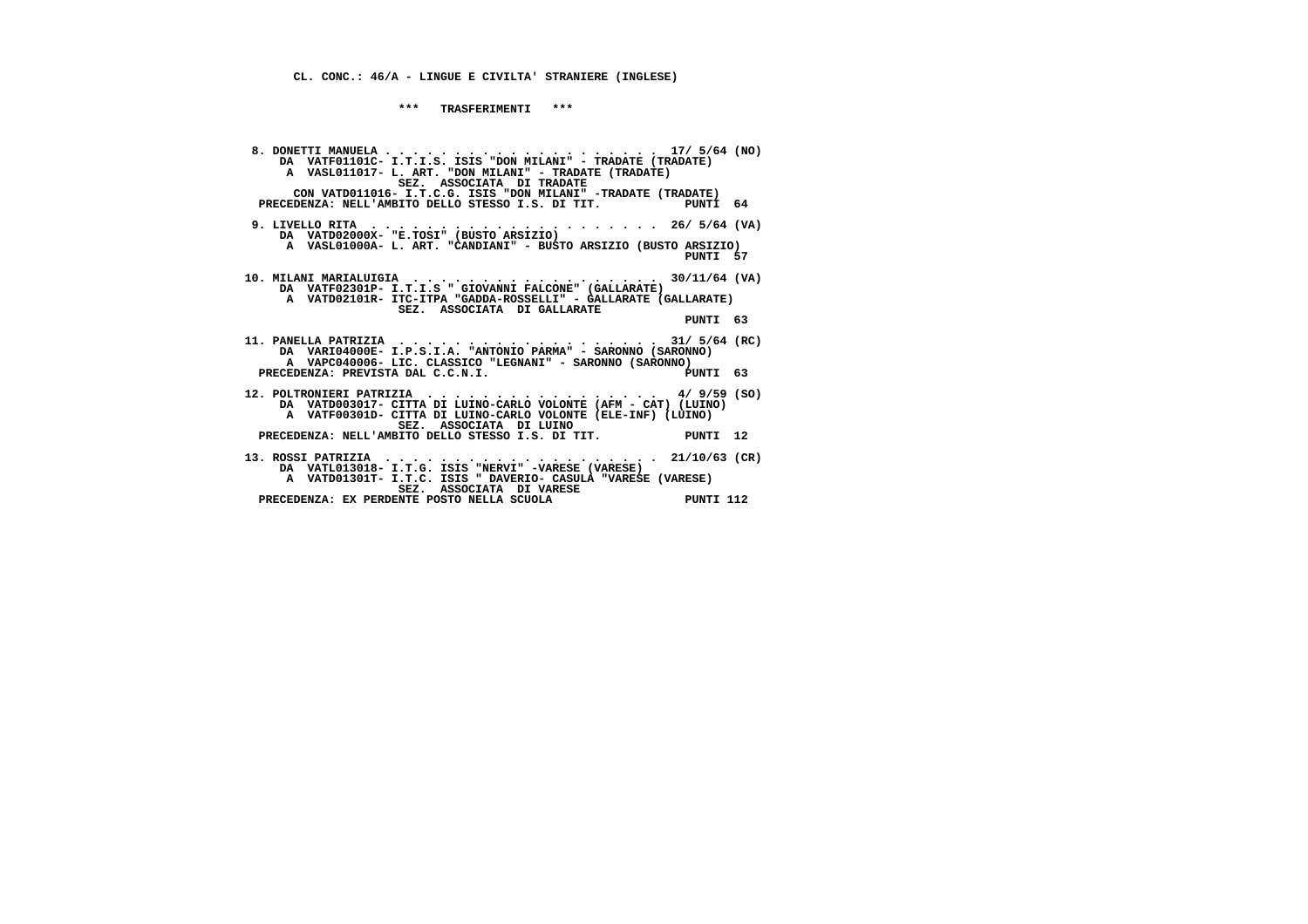CL. CONC.: 46/A - LINGUE E CIVILTA' STRANIERE (INGLESE)

\*\*\* TRASFERIMENTI \*\*\*

```
 8. DONETTI MANUELA . . . . . . . . . . . . . . . . . . . . 17/ 5/64 (NO)
     DA  VATF01101C- I.T.I.S. ISIS "DON MILANI" - TRADATE (TRADATE)
      A  VASL011017- L. ART. "DON MILANI" - TRADATE (TRADATE)
                  SEZ.  ASSOCIATA  DI TRADATE
       CON VATD011016- I.T.C.G. ISIS "DON MILANI" -TRADATE (TRADATE)
  PRECEDENZA: NELL'AMBITO DELLO STESSO I.S. DI TIT.            PUNTI  64

 9. LIVELLO RITA  . . . . . . . . . . . . . . . . . . . . 26/ 5/64 (VA)
     DA  VATD02000X- "E.TOSI" (BUSTO ARSIZIO)
      A  VASL01000A- L. ART. "CANDIANI" - BUSTO ARSIZIO (BUSTO ARSIZIO)
                                                               PUNTI  57

10. MILANI MARIALUIGIA  . . . . . . . . . . . . . . . . . 30/11/64 (VA)
     DA  VATF02301P- I.T.I.S " GIOVANNI FALCONE" (GALLARATE)
      A  VATD02101R- ITC-ITPA "GADDA-ROSSELLI" - GALLARATE (GALLARATE)
                  SEZ.  ASSOCIATA  DI GALLARATE
                                                               PUNTI  63

11. PANELLA PATRIZIA  . . . . . . . . . . . . . . . . . . 31/ 5/64 (RC)
     DA  VARI04000E- I.P.S.I.A. "ANTONIO PARMA" - SARONNO (SARONNO)
      A  VAPC040006- LIC. CLASSICO "LEGNANI" - SARONNO (SARONNO)
  PRECEDENZA: PREVISTA DAL C.C.N.I.                            PUNTI  63

12. POLTRONIERI PATRIZIA  . . . . . . . . . . . . . . . .  4/ 9/59 (SO)
     DA  VATD003017- CITTA DI LUINO-CARLO VOLONTE (AFM - CAT) (LUINO)
      A  VATF00301D- CITTA DI LUINO-CARLO VOLONTE (ELE-INF) (LUINO)
                  SEZ.  ASSOCIATA  DI LUINO
  PRECEDENZA: NELL'AMBITO DELLO STESSO I.S. DI TIT.            PUNTI  12

13. ROSSI PATRIZIA  . . . . . . . . . . . . . . . . . . . 21/10/63 (CR)
     DA  VATL013018- I.T.G. ISIS "NERVI" -VARESE (VARESE)
      A  VATD01301T- I.T.C. ISIS " DAVERIO- CASULA "VARESE (VARESE)
                  SEZ.  ASSOCIATA  DI VARESE
  PRECEDENZA: EX PERDENTE POSTO NELLA SCUOLA                   PUNTI 112
```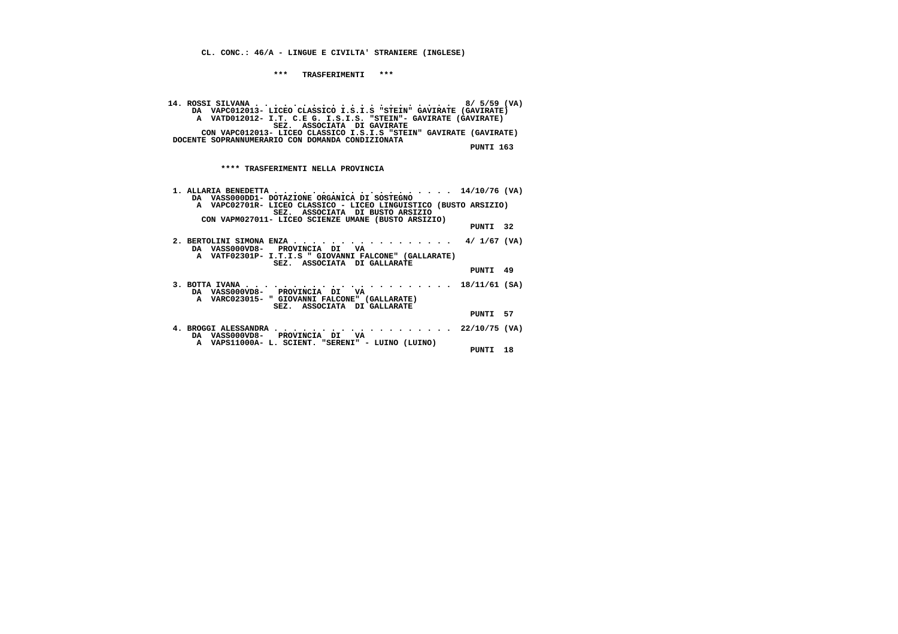CL. CONC.: 46/A - LINGUE E CIVILTA' STRANIERE (INGLESE)

*** TRASFERIMENTI ***

14. ROSSI SILVANA . . . . . . . . . . . . . . . . . . . . 8/ 5/59 (VA)
DA VAPC012013- LICEO CLASSICO I.S.I.S "STEIN" GAVIRATE (GAVIRATE)
A VATD012012- I.T. C.E G. I.S.I.S. "STEIN"- GAVIRATE (GAVIRATE)
SEZ. ASSOCIATA DI GAVIRATE
CON VAPC012013- LICEO CLASSICO I.S.I.S "STEIN" GAVIRATE (GAVIRATE)
DOCENTE SOPRANNUMERARIO CON DOMANDA CONDIZIONATA
PUNTI 163

**** TRASFERIMENTI NELLA PROVINCIA

1. ALLARIA BENEDETTA . . . . . . . . . . . . . . . . . . 14/10/76 (VA)
DA VASS000DD1- DOTAZIONE ORGANICA DI SOSTEGNO
A VAPC02701R- LICEO CLASSICO - LICEO LINGUISTICO (BUSTO ARSIZIO)
SEZ. ASSOCIATA DI BUSTO ARSIZIO
CON VAPM027011- LICEO SCIENZE UMANE (BUSTO ARSIZIO)
PUNTI 32

2. BERTOLINI SIMONA ENZA . . . . . . . . . . . . . . . . 4/ 1/67 (VA)
DA VASS000VD8- PROVINCIA DI VA
A VATF02301P- I.T.I.S " GIOVANNI FALCONE" (GALLARATE)
SEZ. ASSOCIATA DI GALLARATE
PUNTI 49

3. BOTTA IVANA . . . . . . . . . . . . . . . . . . . . 18/11/61 (SA)
DA VASS000VD8- PROVINCIA DI VA
A VARC023015- " GIOVANNI FALCONE" (GALLARATE)
SEZ. ASSOCIATA DI GALLARATE
PUNTI 57

4. BROGGI ALESSANDRA . . . . . . . . . . . . . . . . . . 22/10/75 (VA)
DA VASS000VD8- PROVINCIA DI VA
A VAPS11000A- L. SCIENT. "SERENI" - LUINO (LUINO)
PUNTI 18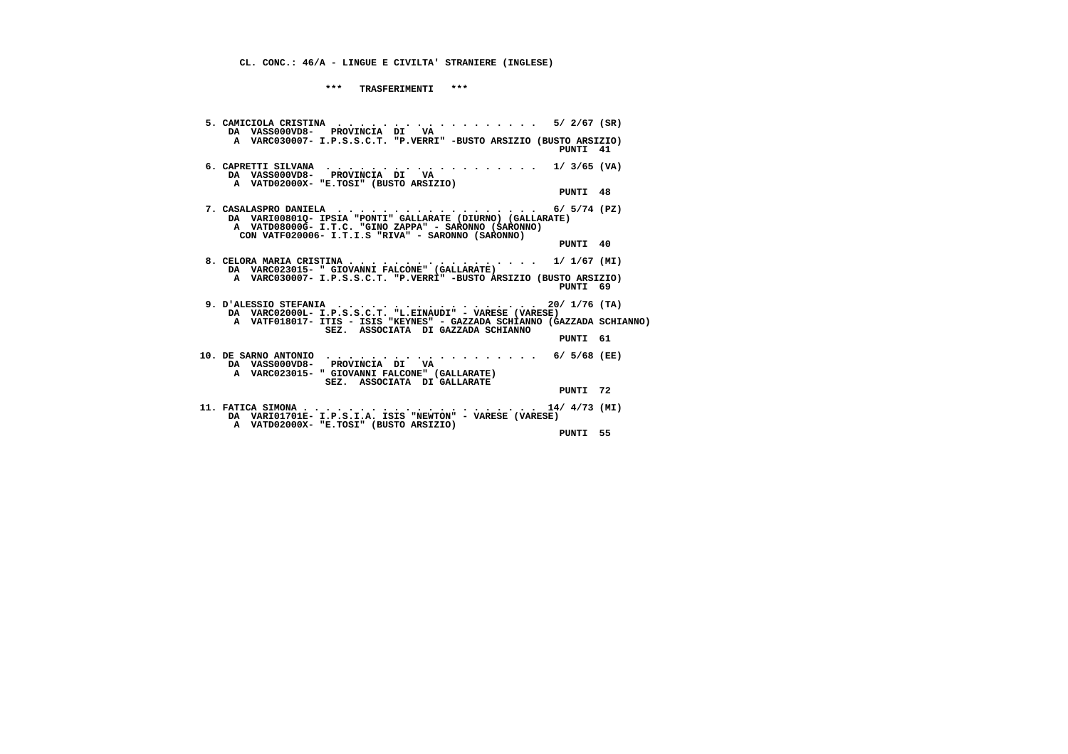**CL. CONC.: 46/A - LINGUE E CIVILTA' STRANIERE (INGLESE)**

**\*\*\* TRASFERIMENTI \*\*\***

```
 5. CAMICIOLA CRISTINA  . . . . . . . . . . . . . . . . .  5/ 2/67 (SR)
    DA  VASS000VD8-   PROVINCIA  DI   VA
     A  VARC030007- I.P.S.S.C.T. "P.VERRI" -BUSTO ARSIZIO (BUSTO ARSIZIO)
                                                              PUNTI  41

 6. CAPRETTI SILVANA  . . . . . . . . . . . . . . . . . .  1/ 3/65 (VA)
    DA  VASS000VD8-   PROVINCIA  DI   VA
     A  VATD02000X- "E.TOSI" (BUSTO ARSIZIO)
                                                              PUNTI  48

 7. CASALASPRO DANIELA  . . . . . . . . . . . . . . . . .  6/ 5/74 (PZ)
    DA  VARI00801Q- IPSIA "PONTI" GALLARATE (DIURNO) (GALLARATE)
     A  VATD08000G- I.T.C. "GINO ZAPPA" - SARONNO (SARONNO)
      CON VATF020006- I.T.I.S "RIVA" - SARONNO (SARONNO)
                                                              PUNTI  40

 8. CELORA MARIA CRISTINA . . . . . . . . . . . . . . . .  1/ 1/67 (MI)
    DA  VARC023015- " GIOVANNI FALCONE" (GALLARATE)
     A  VARC030007- I.P.S.S.C.T. "P.VERRI" -BUSTO ARSIZIO (BUSTO ARSIZIO)
                                                              PUNTI  69

 9. D'ALESSIO STEFANIA  . . . . . . . . . . . . . . . . . 20/ 1/76 (TA)
    DA  VARC02000L- I.P.S.S.C.T. "L.EINAUDI" - VARESE (VARESE)
     A  VATF018017- ITIS - ISIS "KEYNES" - GAZZADA SCHIANNO (GAZZADA SCHIANNO)
                    SEZ.  ASSOCIATA  DI GAZZADA SCHIANNO
                                                              PUNTI  61

10. DE SARNO ANTONIO  . . . . . . . . . . . . . . . . . .  6/ 5/68 (EE)
    DA  VASS000VD8-   PROVINCIA  DI   VA
     A  VARC023015- " GIOVANNI FALCONE" (GALLARATE)
                    SEZ.  ASSOCIATA  DI GALLARATE
                                                              PUNTI  72

11. FATICA SIMONA . . . . . . . . . . . . . . . . . . . . 14/ 4/73 (MI)
    DA  VARI01701E- I.P.S.I.A. ISIS "NEWTON" - VARESE (VARESE)
     A  VATD02000X- "E.TOSI" (BUSTO ARSIZIO)
                                                              PUNTI  55
```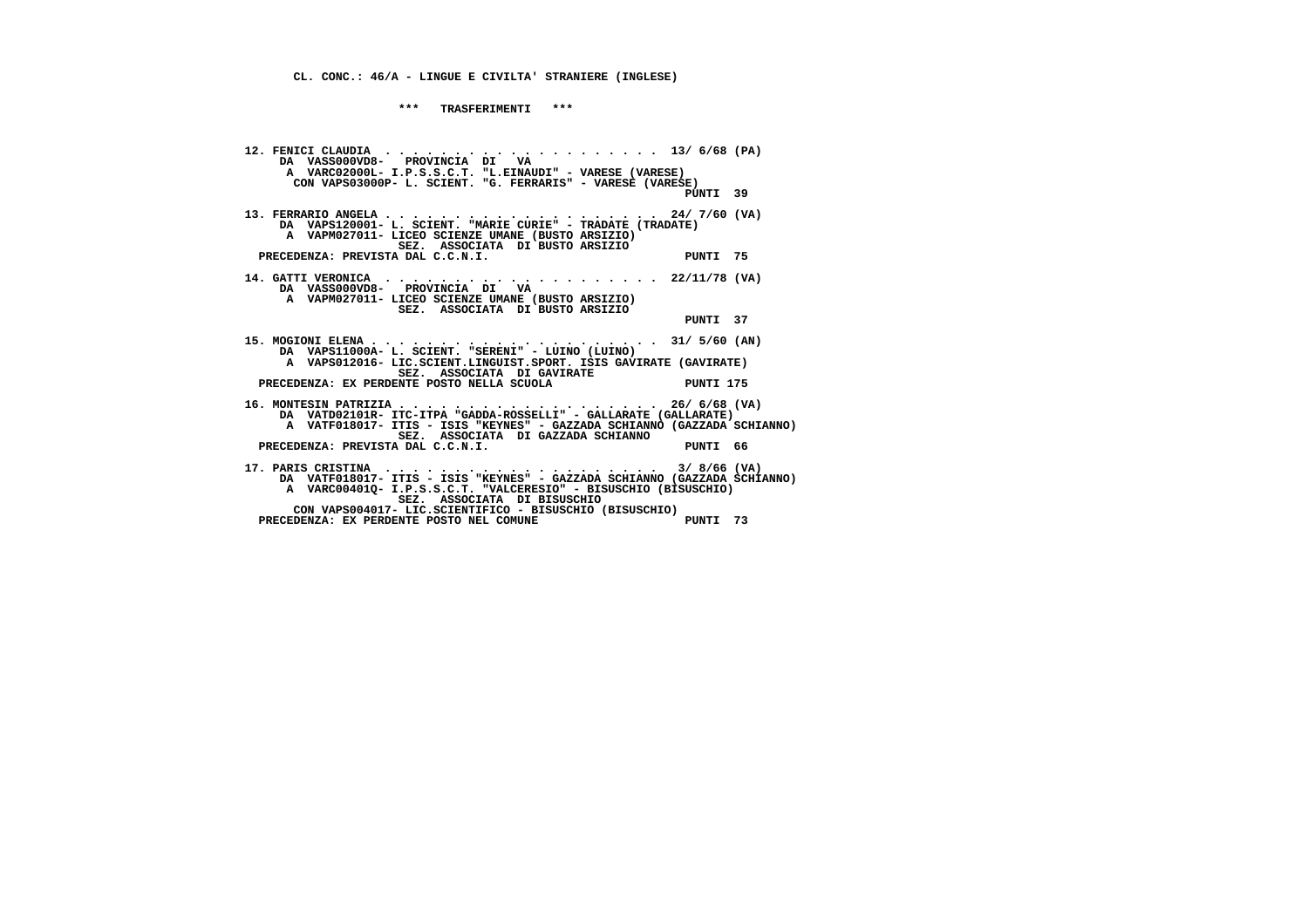CL. CONC.: 46/A - LINGUE E CIVILTA' STRANIERE (INGLESE)

*** TRASFERIMENTI ***

12. FENICI CLAUDIA . . . . . . . . . . . . . . . . . . . . 13/ 6/68 (PA)
    DA VASS000VD8- PROVINCIA DI VA
    A VARC02000L- I.P.S.S.C.T. "L.EINAUDI" - VARESE (VARESE)
    CON VAPS03000P- L. SCIENT. "G. FERRARIS" - VARESE (VARESE)
    PUNTI 39

13. FERRARIO ANGELA . . . . . . . . . . . . . . . . . . . 24/ 7/60 (VA)
    DA VAPS120001- L. SCIENT. "MARIE CURIE" - TRADATE (TRADATE)
    A VAPM027011- LICEO SCIENZE UMANE (BUSTO ARSIZIO)
    SEZ. ASSOCIATA DI BUSTO ARSIZIO
    PRECEDENZA: PREVISTA DAL C.C.N.I. PUNTI 75

14. GATTI VERONICA . . . . . . . . . . . . . . . . . . . . 22/11/78 (VA)
    DA VASS000VD8- PROVINCIA DI VA
    A VAPM027011- LICEO SCIENZE UMANE (BUSTO ARSIZIO)
    SEZ. ASSOCIATA DI BUSTO ARSIZIO
    PUNTI 37

15. MOGIONI ELENA . . . . . . . . . . . . . . . . . . . . 31/ 5/60 (AN)
    DA VAPS11000A- L. SCIENT. "SERENI" - LUINO (LUINO)
    A VAPS012016- LIC.SCIENT.LINGUIST.SPORT. ISIS GAVIRATE (GAVIRATE)
    SEZ. ASSOCIATA DI GAVIRATE
    PRECEDENZA: EX PERDENTE POSTO NELLA SCUOLA PUNTI 175

16. MONTESIN PATRIZIA . . . . . . . . . . . . . . . . . . 26/ 6/68 (VA)
    DA VATD02101R- ITC-ITPA "GADDA-ROSSELLI" - GALLARATE (GALLARATE)
    A VATF018017- ITIS - ISIS "KEYNES" - GAZZADA SCHIANNO (GAZZADA SCHIANNO)
    SEZ. ASSOCIATA DI GAZZADA SCHIANNO
    PRECEDENZA: PREVISTA DAL C.C.N.I. PUNTI 66

17. PARIS CRISTINA . . . . . . . . . . . . . . . . . . . . 3/ 8/66 (VA)
    DA VATF018017- ITIS - ISIS "KEYNES" - GAZZADA SCHIANNO (GAZZADA SCHIANNO)
    A VARC00401Q- I.P.S.S.C.T. "VALCERESIO" - BISUSCHIO (BISUSCHIO)
    SEZ. ASSOCIATA DI BISUSCHIO
    CON VAPS004017- LIC.SCIENTIFICO - BISUSCHIO (BISUSCHIO)
    PRECEDENZA: EX PERDENTE POSTO NEL COMUNE PUNTI 73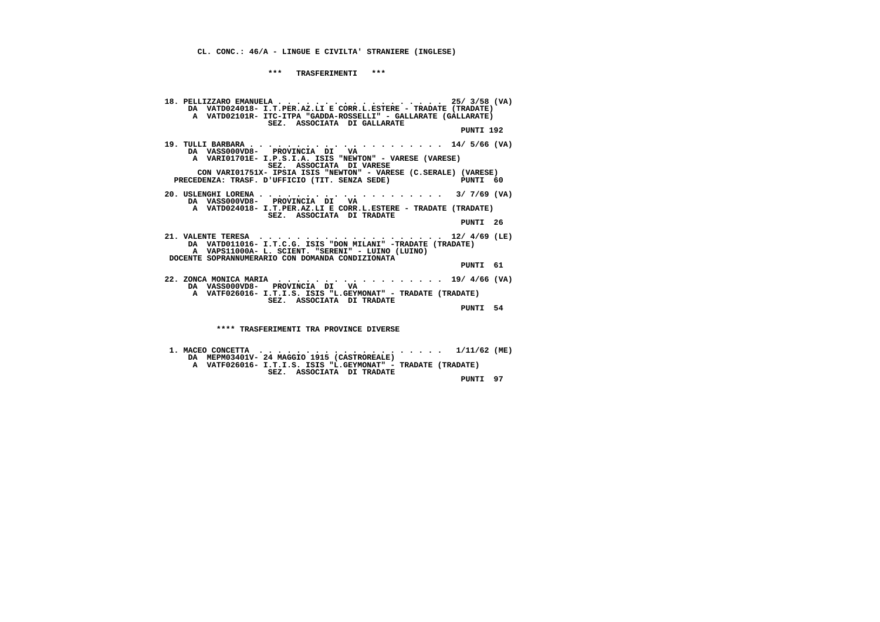**CL. CONC.: 46/A - LINGUE E CIVILTA' STRANIERE (INGLESE)**

**\*\*\* TRASFERIMENTI \*\*\***

**18. PELLIZZARO EMANUELA . . . . . . . . . . . . . . . . . . 25/ 3/58 (VA)**
DA VATD024018- I.T.PER.AZ.LI E CORR.L.ESTERE - TRADATE (TRADATE)
A VATD02101R- ITC-ITPA "GADDA-ROSSELLI" - GALLARATE (GALLARATE)
SEZ. ASSOCIATA DI GALLARATE
PUNTI 192

**19. TULLI BARBARA . . . . . . . . . . . . . . . . . . . . . 14/ 5/66 (VA)**
DA VASS000VD8- PROVINCIA DI VA
A VARI01701E- I.P.S.I.A. ISIS "NEWTON" - VARESE (VARESE)
SEZ. ASSOCIATA DI VARESE
CON VARI01751X- IPSIA ISIS "NEWTON" - VARESE (C.SERALE) (VARESE)
PRECEDENZA: TRASF. D'UFFICIO (TIT. SENZA SEDE) PUNTI 60

**20. USLENGHI LORENA . . . . . . . . . . . . . . . . . . . . 3/ 7/69 (VA)**
DA VASS000VD8- PROVINCIA DI VA
A VATD024018- I.T.PER.AZ.LI E CORR.L.ESTERE - TRADATE (TRADATE)
SEZ. ASSOCIATA DI TRADATE
PUNTI 26

**21. VALENTE TERESA . . . . . . . . . . . . . . . . . . . . 12/ 4/69 (LE)**
DA VATD011016- I.T.C.G. ISIS "DON MILANI" -TRADATE (TRADATE)
A VAPS11000A- L. SCIENT. "SERENI" - LUINO (LUINO)
DOCENTE SOPRANNUMERARIO CON DOMANDA CONDIZIONATA
PUNTI 61

**22. ZONCA MONICA MARIA . . . . . . . . . . . . . . . . . . 19/ 4/66 (VA)**
DA VASS000VD8- PROVINCIA DI VA
A VATF026016- I.T.I.S. ISIS "L.GEYMONAT" - TRADATE (TRADATE)
SEZ. ASSOCIATA DI TRADATE
PUNTI 54

**\*\*\*\* TRASFERIMENTI TRA PROVINCE DIVERSE**

**1. MACEO CONCETTA . . . . . . . . . . . . . . . . . . . . 1/11/62 (ME)**
DA MEPM03401V- 24 MAGGIO 1915 (CASTROREALE)
A VATF026016- I.T.I.S. ISIS "L.GEYMONAT" - TRADATE (TRADATE)
SEZ. ASSOCIATA DI TRADATE
PUNTI 97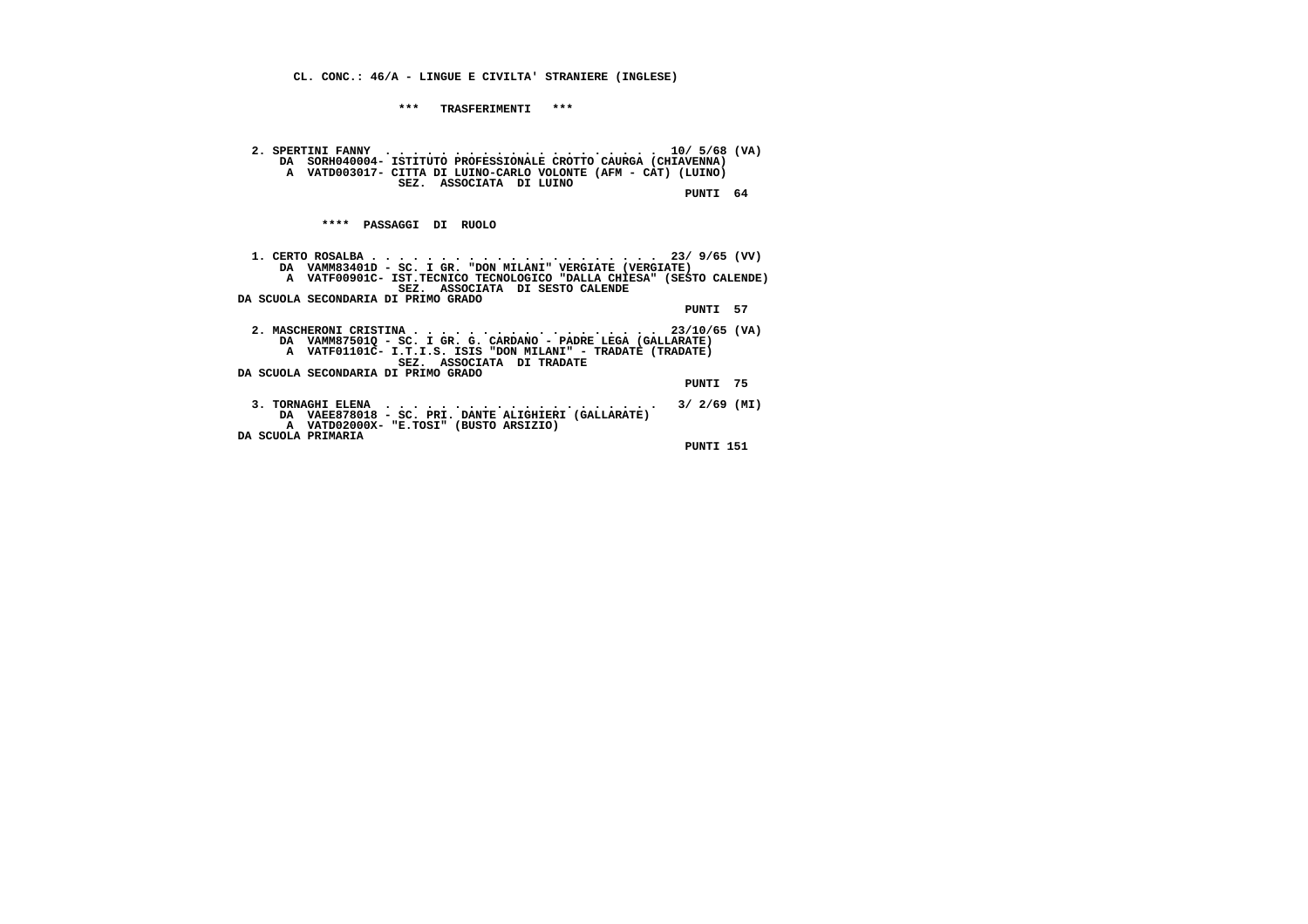**CL. CONC.: 46/A - LINGUE E CIVILTA' STRANIERE (INGLESE)**

**\*\*\* TRASFERIMENTI \*\*\***

**2. SPERTINI FANNY . . . . . . . . . . . . . . . . . . . . 10/ 5/68 (VA)**
**DA SORH040004- ISTITUTO PROFESSIONALE CROTTO CAURGA (CHIAVENNA)**
**A VATD003017- CITTA DI LUINO-CARLO VOLONTE (AFM - CAT) (LUINO)**
**SEZ. ASSOCIATA DI LUINO**
**PUNTI 64**

**\*\*\*\* PASSAGGI DI RUOLO**

**1. CERTO ROSALBA . . . . . . . . . . . . . . . . . . . . . 23/ 9/65 (VV)**
**DA VAMM83401D - SC. I GR. "DON MILANI" VERGIATE (VERGIATE)**
**A VATF00901C- IST.TECNICO TECNOLOGICO "DALLA CHIESA" (SESTO CALENDE)**
**SEZ. ASSOCIATA DI SESTO CALENDE**
**DA SCUOLA SECONDARIA DI PRIMO GRADO**
**PUNTI 57**

**2. MASCHERONI CRISTINA . . . . . . . . . . . . . . . . . 23/10/65 (VA)**
**DA VAMM87501Q - SC. I GR. G. CARDANO - PADRE LEGA (GALLARATE)**
**A VATF01101C- I.T.I.S. ISIS "DON MILANI" - TRADATE (TRADATE)**
**SEZ. ASSOCIATA DI TRADATE**
**DA SCUOLA SECONDARIA DI PRIMO GRADO**
**PUNTI 75**

**3. TORNAGHI ELENA . . . . . . . . . . . . . . . . . . . . 3/ 2/69 (MI)**
**DA VAEE878018 - SC. PRI. DANTE ALIGHIERI (GALLARATE)**
**A VATD02000X- "E.TOSI" (BUSTO ARSIZIO)**
**DA SCUOLA PRIMARIA**
**PUNTI 151**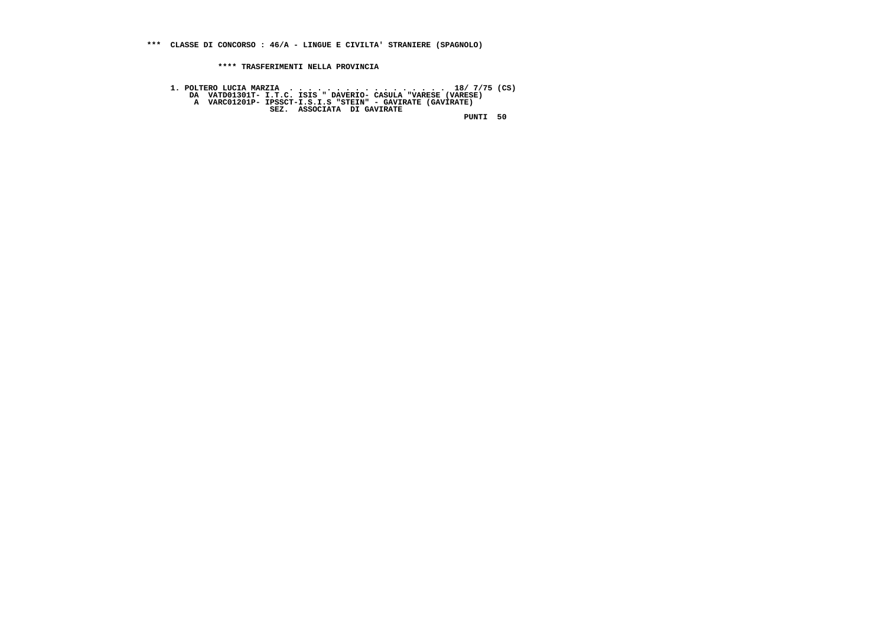**\*\*\*  CLASSE DI CONCORSO : 46/A - LINGUE E CIVILTA' STRANIERE (SPAGNOLO)**

**\*\*\*\* TRASFERIMENTI NELLA PROVINCIA**

```
1. POLTERO LUCIA MARZIA  . . . . . . . . . . . . . . . . .  18/ 7/75 (CS)
    DA  VATD01301T- I.T.C. ISIS " DAVERIO- CASULA "VARESE (VARESE)
     A  VARC01201P- IPSSCT-I.S.I.S "STEIN" - GAVIRATE (GAVIRATE)
                    SEZ.  ASSOCIATA  DI GAVIRATE
                                                        PUNTI  50
```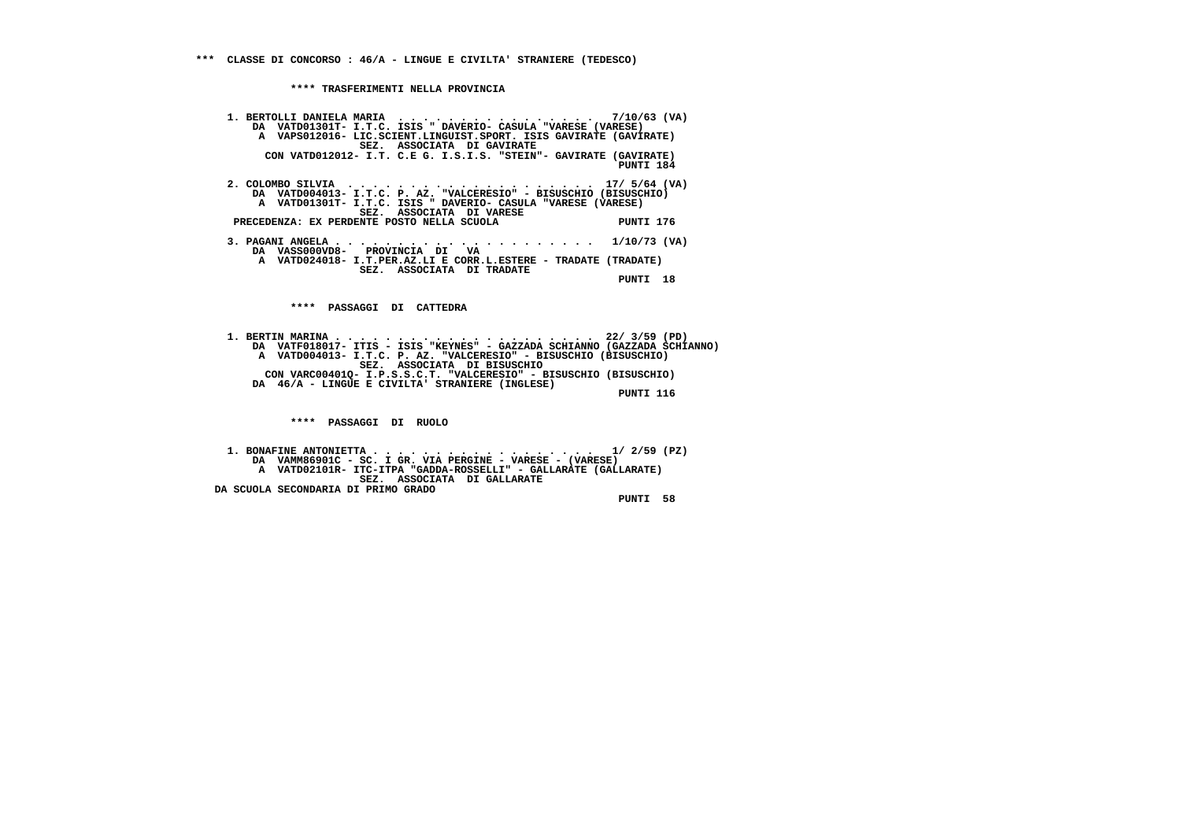**\*\*\* CLASSE DI CONCORSO : 46/A - LINGUE E CIVILTA' STRANIERE (TEDESCO)**

**\*\*\*\* TRASFERIMENTI NELLA PROVINCIA**

```
1. BERTOLLI DANIELA MARIA  . . . . . . . . . . . . . . . .  7/10/63 (VA)
    DA  VATD01301T- I.T.C. ISIS " DAVERIO- CASULA "VARESE (VARESE)
     A  VAPS012016- LIC.SCIENT.LINGUIST.SPORT. ISIS GAVIRATE (GAVIRATE)
                    SEZ.  ASSOCIATA  DI GAVIRATE
      CON VATD012012- I.T. C.E G. I.S.I.S. "STEIN"- GAVIRATE (GAVIRATE)
                                                             PUNTI 184

2. COLOMBO SILVIA  . . . . . . . . . . . . . . . . . . . .  17/ 5/64 (VA)
    DA  VATD004013- I.T.C. P. AZ. "VALCERESIO" - BISUSCHIO (BISUSCHIO)
     A  VATD01301T- I.T.C. ISIS " DAVERIO- CASULA "VARESE (VARESE)
                    SEZ.  ASSOCIATA  DI VARESE
 PRECEDENZA: EX PERDENTE POSTO NELLA SCUOLA                  PUNTI 176

3. PAGANI ANGELA . . . . . . . . . . . . . . . . . . . . .  1/10/73 (VA)
    DA  VASS000VD8-   PROVINCIA  DI   VA
     A  VATD024018- I.T.PER.AZ.LI E CORR.L.ESTERE - TRADATE (TRADATE)
                    SEZ.  ASSOCIATA  DI TRADATE
                                                             PUNTI  18
```

**\*\*\*\* PASSAGGI DI CATTEDRA**

```
1. BERTIN MARINA . . . . . . . . . . . . . . . . . . . . .  22/ 3/59 (PD)
    DA  VATF018017- ITIS - ISIS "KEYNES" - GAZZADA SCHIANNO (GAZZADA SCHIANNO)
     A  VATD004013- I.T.C. P. AZ. "VALCERESIO" - BISUSCHIO (BISUSCHIO)
                    SEZ.  ASSOCIATA  DI BISUSCHIO
      CON VARC00401Q- I.P.S.S.C.T. "VALCERESIO" - BISUSCHIO (BISUSCHIO)
    DA  46/A - LINGUE E CIVILTA' STRANIERE (INGLESE)
                                                             PUNTI 116
```

**\*\*\*\* PASSAGGI DI RUOLO**

```
1. BONAFINE ANTONIETTA . . . . . . . . . . . . . . . . . .  1/ 2/59 (PZ)
    DA  VAMM86901C - SC. I GR. VIA PERGINE - VARESE - (VARESE)
     A  VATD02101R- ITC-ITPA "GADDA-ROSSELLI" - GALLARATE (GALLARATE)
                    SEZ.  ASSOCIATA  DI GALLARATE
 DA SCUOLA SECONDARIA DI PRIMO GRADO
                                                             PUNTI  58
```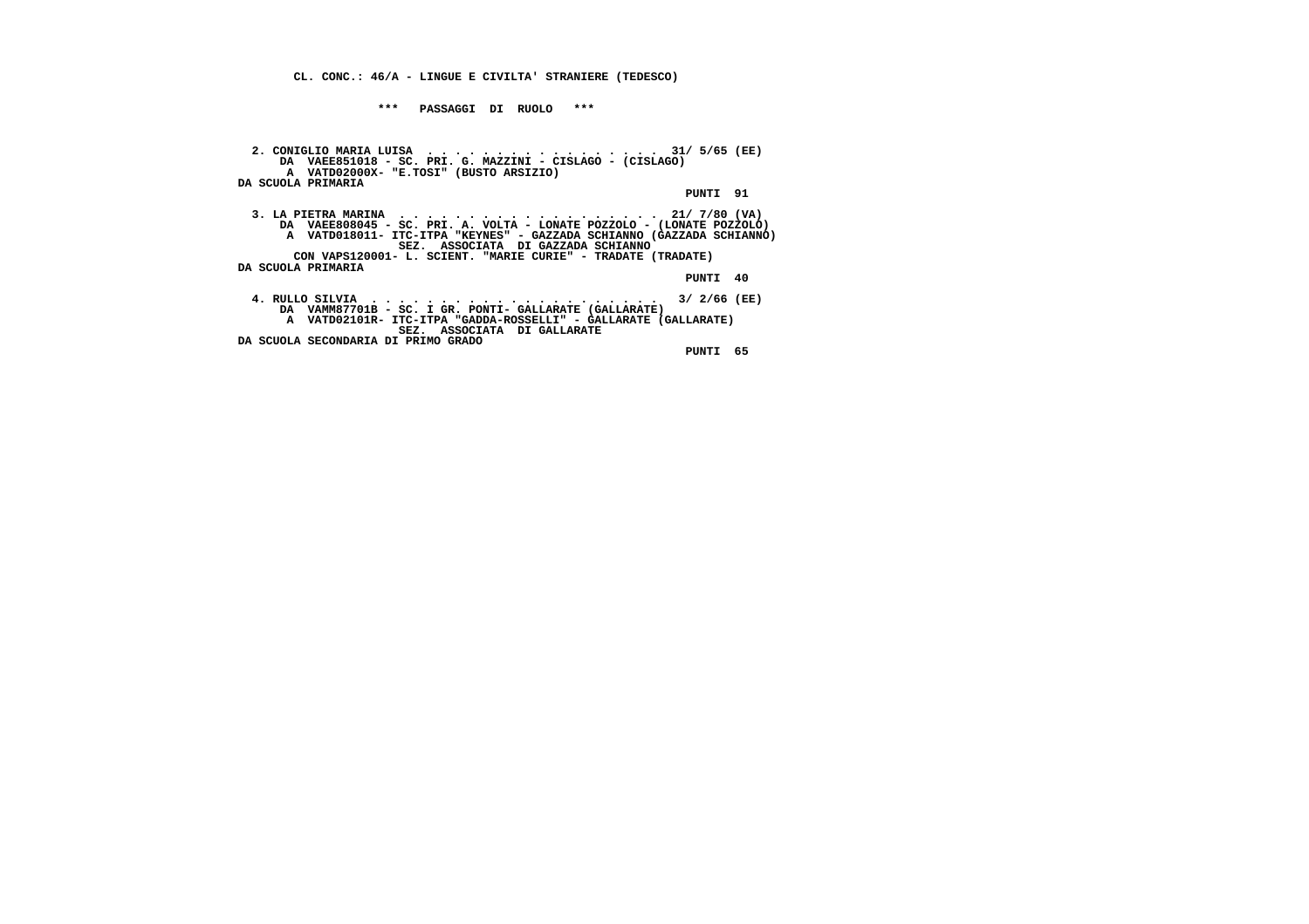**CL. CONC.: 46/A - LINGUE E CIVILTA' STRANIERE (TEDESCO)**

**\*\*\* PASSAGGI DI RUOLO \*\*\***

2. CONIGLIO MARIA LUISA . . . . . . . . . . . . . . . . . 31/ 5/65 (EE)
DA VAEE851018 - SC. PRI. G. MAZZINI - CISLAGO - (CISLAGO)
A VATD02000X- "E.TOSI" (BUSTO ARSIZIO)
DA SCUOLA PRIMARIA
PUNTI 91

3. LA PIETRA MARINA . . . . . . . . . . . . . . . . . . 21/ 7/80 (VA)
DA VAEE808045 - SC. PRI. A. VOLTA - LONATE POZZOLO - (LONATE POZZOLO)
A VATD018011- ITC-ITPA "KEYNES" - GAZZADA SCHIANNO (GAZZADA SCHIANNO)
SEZ. ASSOCIATA DI GAZZADA SCHIANNO
CON VAPS120001- L. SCIENT. "MARIE CURIE" - TRADATE (TRADATE)
DA SCUOLA PRIMARIA
PUNTI 40

4. RULLO SILVIA . . . . . . . . . . . . . . . . . . . . 3/ 2/66 (EE)
DA VAMM87701B - SC. I GR. PONTI- GALLARATE (GALLARATE)
A VATD02101R- ITC-ITPA "GADDA-ROSSELLI" - GALLARATE (GALLARATE)
SEZ. ASSOCIATA DI GALLARATE
DA SCUOLA SECONDARIA DI PRIMO GRADO
PUNTI 65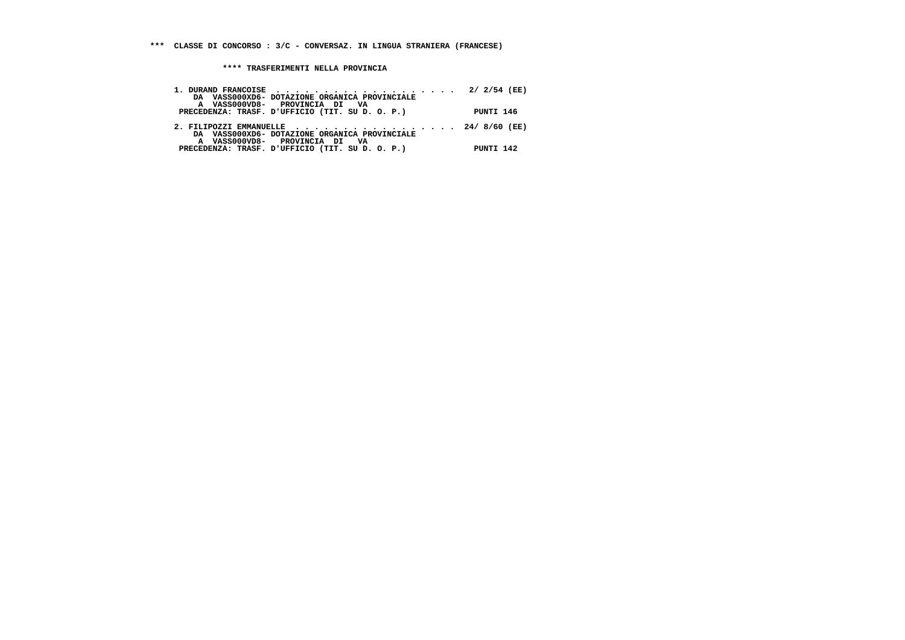**\*\*\* CLASSE DI CONCORSO : 3/C - CONVERSAZ. IN LINGUA STRANIERA (FRANCESE)**

**\*\*\*\* TRASFERIMENTI NELLA PROVINCIA**

```
 1. DURAND FRANCOISE  . . . . . . . . . . . . . . . . . . . .  2/ 2/54 (EE)
     DA  VASS000XD6- DOTAZIONE ORGANICA PROVINCIALE
      A  VASS000VD8-   PROVINCIA  DI   VA
  PRECEDENZA: TRASF. D'UFFICIO (TIT. SU D. O. P.)              PUNTI 146

 2. FILIPOZZI EMMANUELLE  . . . . . . . . . . . . . . . . . . 24/ 8/60 (EE)
     DA  VASS000XD6- DOTAZIONE ORGANICA PROVINCIALE
      A  VASS000VD8-   PROVINCIA  DI   VA
  PRECEDENZA: TRASF. D'UFFICIO (TIT. SU D. O. P.)              PUNTI 142
```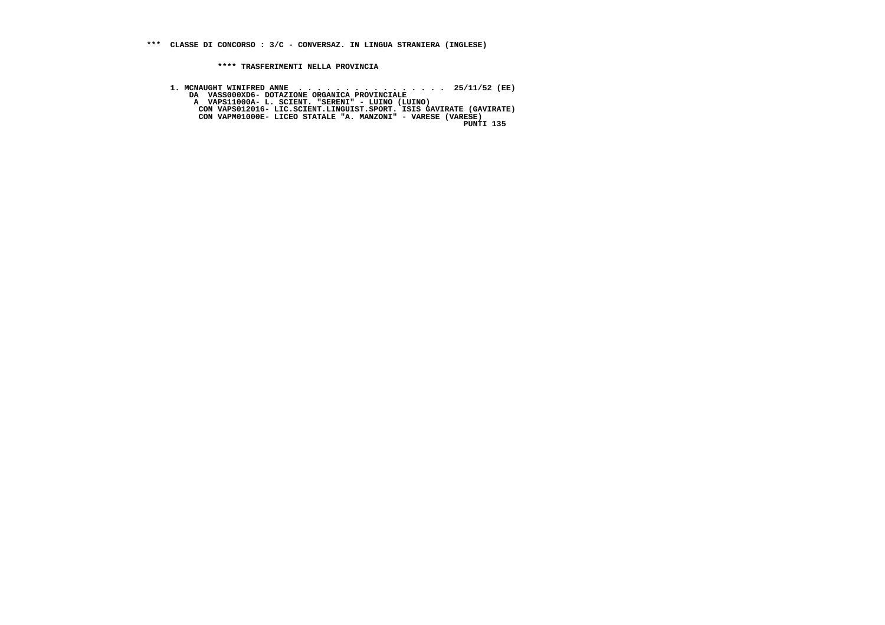**\*\*\* CLASSE DI CONCORSO : 3/C - CONVERSAZ. IN LINGUA STRANIERA (INGLESE)**

**\*\*\*\* TRASFERIMENTI NELLA PROVINCIA**

```
1. MCNAUGHT WINIFRED ANNE  . . . . . . . . . . . . . . . .  25/11/52 (EE)
    DA  VASS000XD6- DOTAZIONE ORGANICA PROVINCIALE
     A  VAPS11000A- L. SCIENT. "SERENI" - LUINO (LUINO)
      CON VAPS012016- LIC.SCIENT.LINGUIST.SPORT. ISIS GAVIRATE (GAVIRATE)
      CON VAPM01000E- LICEO STATALE "A. MANZONI" - VARESE (VARESE)
                                                              PUNTI 135
```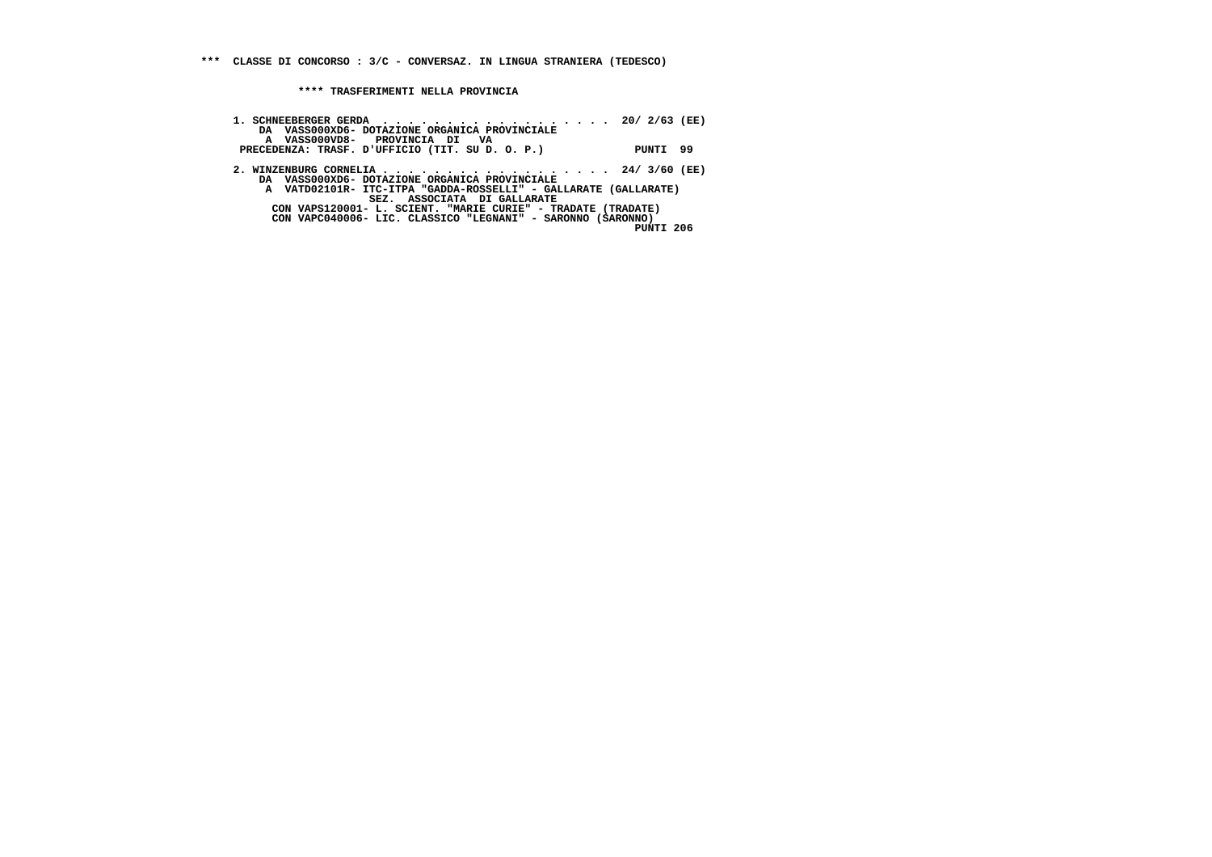*** CLASSE DI CONCORSO : 3/C - CONVERSAZ. IN LINGUA STRANIERA (TEDESCO)

**** TRASFERIMENTI NELLA PROVINCIA

```
1. SCHNEEBERGER GERDA  . . . . . . . . . . . . . . . . . . .  20/ 2/63 (EE)
    DA  VASS000XD6- DOTAZIONE ORGANICA PROVINCIALE
     A  VASS000VD8-   PROVINCIA  DI   VA
 PRECEDENZA: TRASF. D'UFFICIO (TIT. SU D. O. P.)              PUNTI  99

2. WINZENBURG CORNELIA . . . . . . . . . . . . . . . . . . .  24/ 3/60 (EE)
    DA  VASS000XD6- DOTAZIONE ORGANICA PROVINCIALE
     A  VATD02101R- ITC-ITPA "GADDA-ROSSELLI" - GALLARATE (GALLARATE)
                SEZ.  ASSOCIATA  DI GALLARATE
      CON VAPS120001- L. SCIENT. "MARIE CURIE" - TRADATE (TRADATE)
      CON VAPC040006- LIC. CLASSICO "LEGNANI" - SARONNO (SARONNO)
                                                               PUNTI 206
```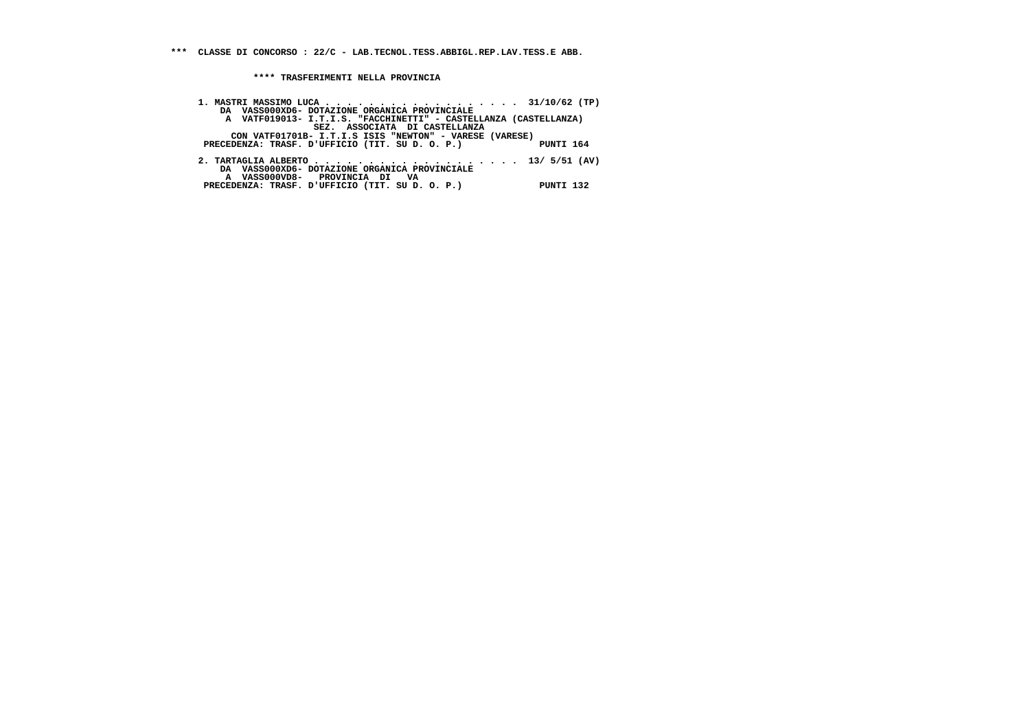**\*\*\* CLASSE DI CONCORSO : 22/C - LAB.TECNOL.TESS.ABBIGL.REP.LAV.TESS.E ABB.**

**\*\*\*\* TRASFERIMENTI NELLA PROVINCIA**

```
1. MASTRI MASSIMO LUCA . . . . . . . . . . . . . . . . . .  31/10/62 (TP)
    DA  VASS000XD6- DOTAZIONE ORGANICA PROVINCIALE
     A  VATF019013- I.T.I.S. "FACCHINETTI" - CASTELLANZA (CASTELLANZA)
                    SEZ.  ASSOCIATA  DI CASTELLANZA
   CON VATF01701B- I.T.I.S ISIS "NEWTON" - VARESE (VARESE)
 PRECEDENZA: TRASF. D'UFFICIO (TIT. SU D. O. P.)              PUNTI 164

2. TARTAGLIA ALBERTO . . . . . . . . . . . . . . . . . . .  13/ 5/51 (AV)
    DA  VASS000XD6- DOTAZIONE ORGANICA PROVINCIALE
     A  VASS000VD8-   PROVINCIA  DI   VA
 PRECEDENZA: TRASF. D'UFFICIO (TIT. SU D. O. P.)              PUNTI 132
```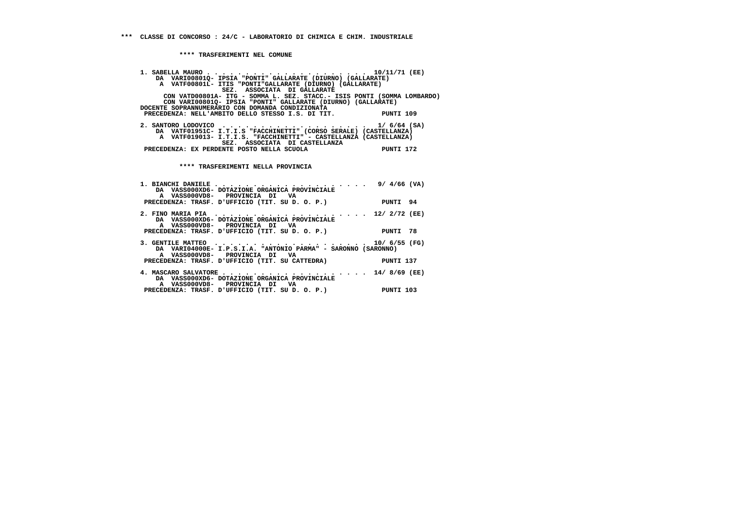**\*\*\* CLASSE DI CONCORSO : 24/C - LABORATORIO DI CHIMICA E CHIM. INDUSTRIALE**

**\*\*\*\* TRASFERIMENTI NEL COMUNE**

```
1. SABELLA MAURO . . . . . . . . . . . . . . . . . . . . . 10/11/71 (EE)
    DA  VARI00801Q- IPSIA "PONTI" GALLARATE (DIURNO) (GALLARATE)
     A  VATF00801L- ITIS "PONTI"GALLARATE (DIURNO) (GALLARATE)
                SEZ.  ASSOCIATA  DI GALLARATE
      CON VATD00801A- ITG - SOMMA L. SEZ. STACC.- ISIS PONTI (SOMMA LOMBARDO)
      CON VARI00801Q- IPSIA "PONTI" GALLARATE (DIURNO) (GALLARATE)
DOCENTE SOPRANNUMERARIO CON DOMANDA CONDIZIONATA
 PRECEDENZA: NELL'AMBITO DELLO STESSO I.S. DI TIT.            PUNTI 109

2. SANTORO LODOVICO  . . . . . . . . . . . . . . . . . . .  1/ 6/64 (SA)
    DA  VATF01951C- I.T.I.S "FACCHINETTI" (CORSO SERALE) (CASTELLANZA)
     A  VATF019013- I.T.I.S. "FACCHINETTI" - CASTELLANZA (CASTELLANZA)
                SEZ.  ASSOCIATA  DI CASTELLANZA
 PRECEDENZA: EX PERDENTE POSTO NELLA SCUOLA                  PUNTI 172
```

**\*\*\*\* TRASFERIMENTI NELLA PROVINCIA**

```
1. BIANCHI DANIELE . . . . . . . . . . . . . . . . . . . .  9/ 4/66 (VA)
    DA  VASS000XD6- DOTAZIONE ORGANICA PROVINCIALE
     A  VASS000VD8-   PROVINCIA  DI   VA
 PRECEDENZA: TRASF. D'UFFICIO (TIT. SU D. O. P.)             PUNTI  94

2. FINO MARIA PIA  . . . . . . . . . . . . . . . . . . . . 12/ 2/72 (EE)
    DA  VASS000XD6- DOTAZIONE ORGANICA PROVINCIALE
     A  VASS000VD8-   PROVINCIA  DI   VA
 PRECEDENZA: TRASF. D'UFFICIO (TIT. SU D. O. P.)             PUNTI  78

3. GENTILE MATTEO  . . . . . . . . . . . . . . . . . . . . 10/ 6/55 (FG)
    DA  VARI04000E- I.P.S.I.A. "ANTONIO PARMA" - SARONNO (SARONNO)
     A  VASS000VD8-   PROVINCIA  DI   VA
 PRECEDENZA: TRASF. D'UFFICIO (TIT. SU CATTEDRA)             PUNTI 137

4. MASCARO SALVATORE . . . . . . . . . . . . . . . . . . . 14/ 8/69 (EE)
    DA  VASS000XD6- DOTAZIONE ORGANICA PROVINCIALE
     A  VASS000VD8-   PROVINCIA  DI   VA
 PRECEDENZA: TRASF. D'UFFICIO (TIT. SU D. O. P.)             PUNTI 103
```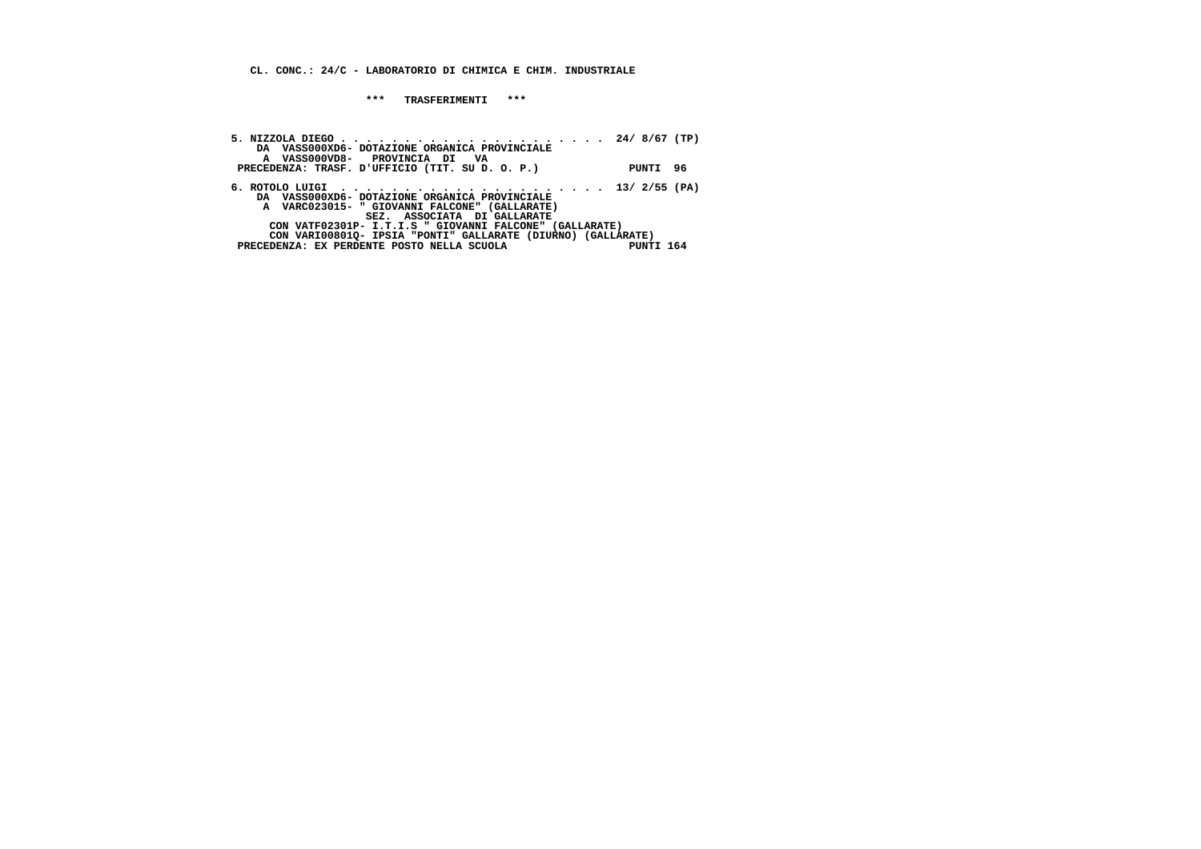**CL. CONC.: 24/C - LABORATORIO DI CHIMICA E CHIM. INDUSTRIALE**

**\*\*\* TRASFERIMENTI \*\*\***

```
5. NIZZOLA DIEGO . . . . . . . . . . . . . . . . . . . . .  24/ 8/67 (TP)
    DA  VASS000XD6- DOTAZIONE ORGANICA PROVINCIALE
     A  VASS000VD8-   PROVINCIA  DI   VA
 PRECEDENZA: TRASF. D'UFFICIO (TIT. SU D. O. P.)              PUNTI  96

6. ROTOLO LUIGI  . . . . . . . . . . . . . . . . . . . . .  13/ 2/55 (PA)
    DA  VASS000XD6- DOTAZIONE ORGANICA PROVINCIALE
     A  VARC023015- " GIOVANNI FALCONE" (GALLARATE)
                    SEZ.  ASSOCIATA  DI GALLARATE
      CON VATF02301P- I.T.I.S " GIOVANNI FALCONE" (GALLARATE)
      CON VARI00801Q- IPSIA "PONTI" GALLARATE (DIURNO) (GALLARATE)
 PRECEDENZA: EX PERDENTE POSTO NELLA SCUOLA                   PUNTI 164
```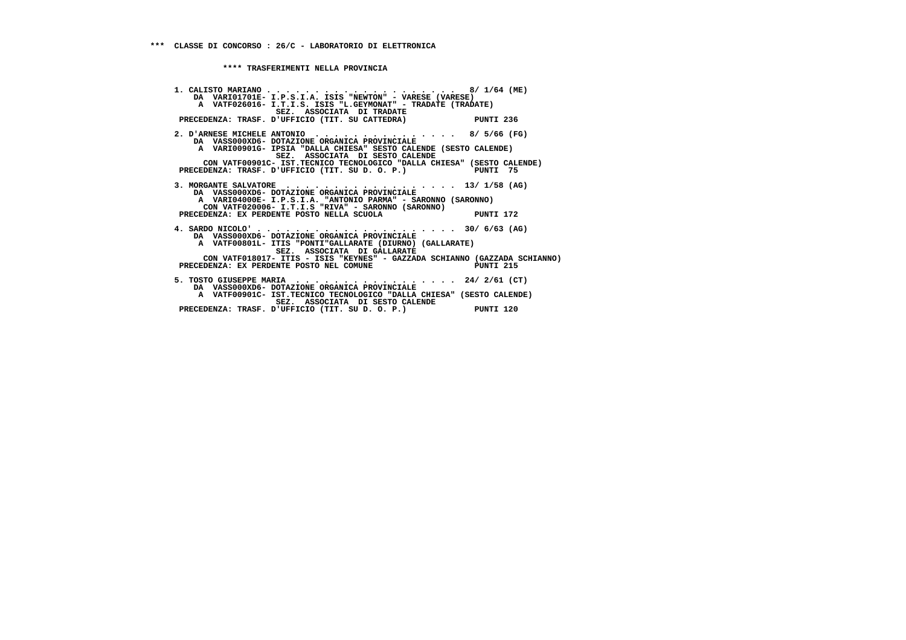*** CLASSE DI CONCORSO : 26/C - LABORATORIO DI ELETTRONICA

**** TRASFERIMENTI NELLA PROVINCIA

1. CALISTO MARIANO . . . . . . . . . . . . . . . . . . . . 8/ 1/64 (ME)
   DA VARI01701E- I.P.S.I.A. ISIS "NEWTON" - VARESE (VARESE)
   A VATF026016- I.T.I.S. ISIS "L.GEYMONAT" - TRADATE (TRADATE)
   SEZ. ASSOCIATA DI TRADATE
   PRECEDENZA: TRASF. D'UFFICIO (TIT. SU CATTEDRA) PUNTI 236

2. D'ARNESE MICHELE ANTONIO . . . . . . . . . . . . . . . 8/ 5/66 (FG)
   DA VASS000XD6- DOTAZIONE ORGANICA PROVINCIALE
   A VARI00901G- IPSIA "DALLA CHIESA" SESTO CALENDE (SESTO CALENDE)
   SEZ. ASSOCIATA DI SESTO CALENDE
   CON VATF00901C- IST.TECNICO TECNOLOGICO "DALLA CHIESA" (SESTO CALENDE)
   PRECEDENZA: TRASF. D'UFFICIO (TIT. SU D. O. P.) PUNTI 75

3. MORGANTE SALVATORE . . . . . . . . . . . . . . . . . . 13/ 1/58 (AG)
   DA VASS000XD6- DOTAZIONE ORGANICA PROVINCIALE
   A VARI04000E- I.P.S.I.A. "ANTONIO PARMA" - SARONNO (SARONNO)
   CON VATF020006- I.T.I.S "RIVA" - SARONNO (SARONNO)
   PRECEDENZA: EX PERDENTE POSTO NELLA SCUOLA PUNTI 172

4. SARDO NICOLO' . . . . . . . . . . . . . . . . . . . . . 30/ 6/63 (AG)
   DA VASS000XD6- DOTAZIONE ORGANICA PROVINCIALE
   A VATF00801L- ITIS "PONTI"GALLARATE (DIURNO) (GALLARATE)
   SEZ. ASSOCIATA DI GALLARATE
   CON VATF018017- ITIS - ISIS "KEYNES" - GAZZADA SCHIANNO (GAZZADA SCHIANNO)
   PRECEDENZA: EX PERDENTE POSTO NEL COMUNE PUNTI 215

5. TOSTO GIUSEPPE MARIA . . . . . . . . . . . . . . . . . 24/ 2/61 (CT)
   DA VASS000XD6- DOTAZIONE ORGANICA PROVINCIALE
   A VATF00901C- IST.TECNICO TECNOLOGICO "DALLA CHIESA" (SESTO CALENDE)
   SEZ. ASSOCIATA DI SESTO CALENDE
   PRECEDENZA: TRASF. D'UFFICIO (TIT. SU D. O. P.) PUNTI 120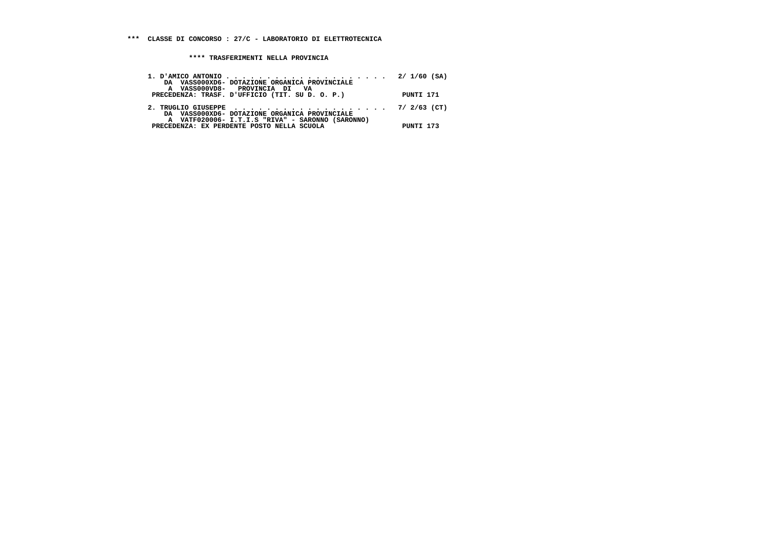**\*\*\* CLASSE DI CONCORSO : 27/C - LABORATORIO DI ELETTROTECNICA**

**\*\*\*\* TRASFERIMENTI NELLA PROVINCIA**

```
1. D'AMICO ANTONIO . . . . . . . . . . . . . . . . . . . . .  2/ 1/60 (SA)
    DA  VASS000XD6- DOTAZIONE ORGANICA PROVINCIALE
     A  VASS000VD8-   PROVINCIA  DI   VA
 PRECEDENZA: TRASF. D'UFFICIO (TIT. SU D. O. P.)             PUNTI 171

2. TRUGLIO GIUSEPPE  . . . . . . . . . . . . . . . . . . . .  7/ 2/63 (CT)
    DA  VASS000XD6- DOTAZIONE ORGANICA PROVINCIALE
     A  VATF020006- I.T.I.S "RIVA" - SARONNO (SARONNO)
 PRECEDENZA: EX PERDENTE POSTO NELLA SCUOLA                  PUNTI 173
```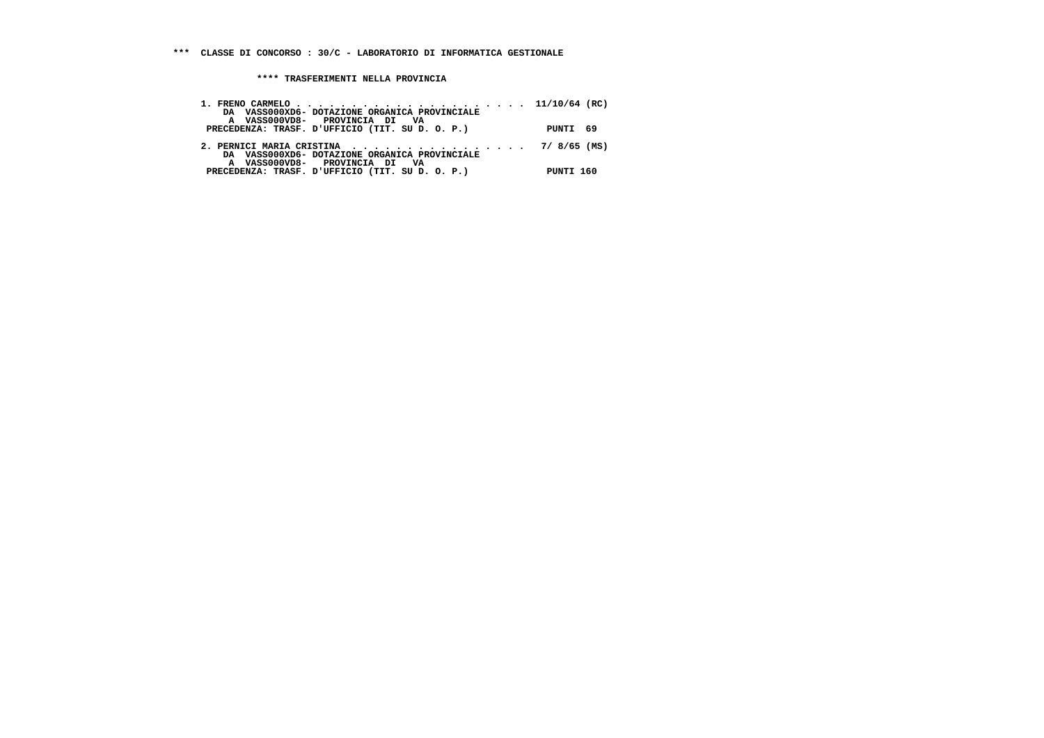**\*\*\* CLASSE DI CONCORSO : 30/C - LABORATORIO DI INFORMATICA GESTIONALE**

**\*\*\*\* TRASFERIMENTI NELLA PROVINCIA**

```
1. FRENO CARMELO . . . . . . . . . . . . . . . . . . . . . .  11/10/64 (RC)
    DA  VASS000XD6- DOTAZIONE ORGANICA PROVINCIALE
     A  VASS000VD8-   PROVINCIA  DI   VA
 PRECEDENZA: TRASF. D'UFFICIO (TIT. SU D. O. P.)              PUNTI  69

2. PERNICI MARIA CRISTINA  . . . . . . . . . . . . . . . .   7/ 8/65 (MS)
    DA  VASS000XD6- DOTAZIONE ORGANICA PROVINCIALE
     A  VASS000VD8-   PROVINCIA  DI   VA
 PRECEDENZA: TRASF. D'UFFICIO (TIT. SU D. O. P.)              PUNTI 160
```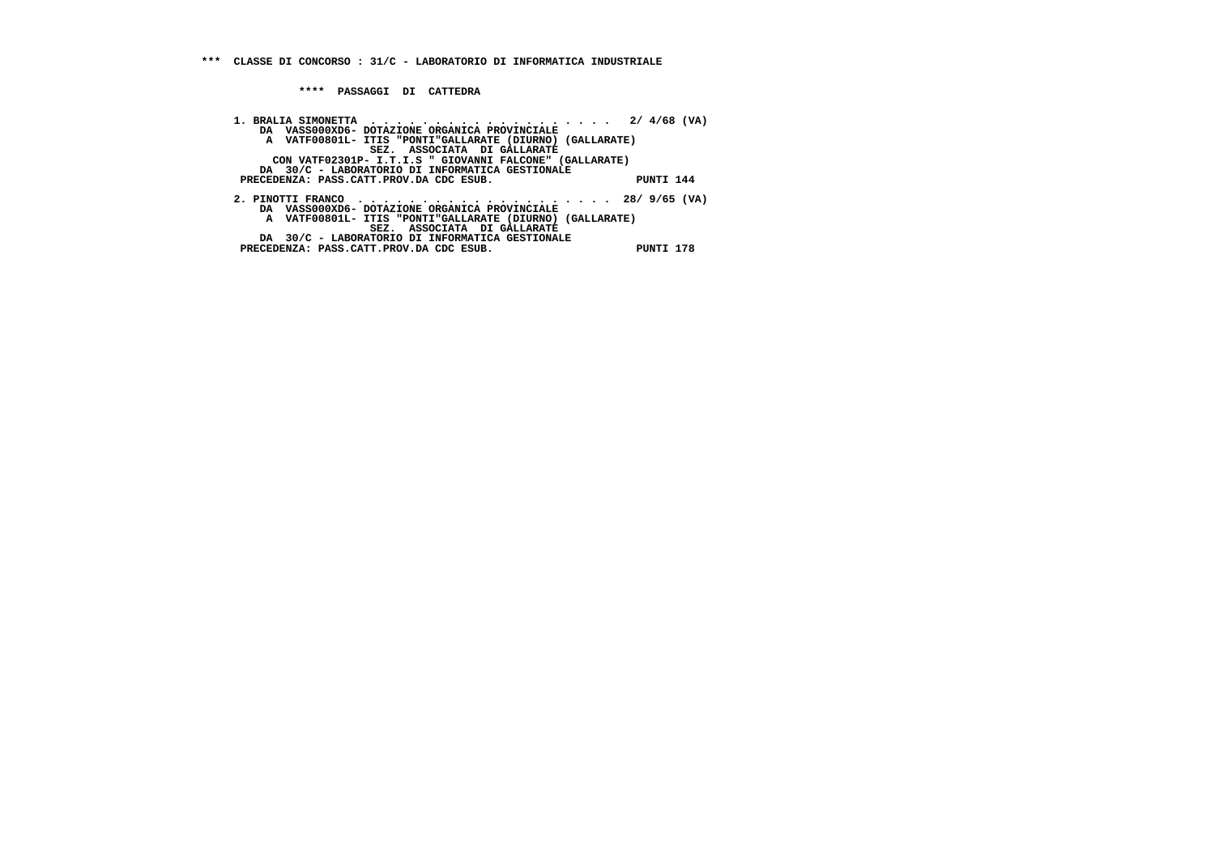**\*\*\*  CLASSE DI CONCORSO : 31/C - LABORATORIO DI INFORMATICA INDUSTRIALE**

**\*\*\*\*  PASSAGGI  DI  CATTEDRA**

**1. BRALIA SIMONETTA . . . . . . . . . . . . . . . . . . . . 2/ 4/68 (VA)**
DA  VASS000XD6- DOTAZIONE ORGANICA PROVINCIALE
A  VATF00801L- ITIS "PONTI"GALLARATE (DIURNO) (GALLARATE)
SEZ.  ASSOCIATA  DI GALLARATE
CON VATF02301P- I.T.I.S " GIOVANNI FALCONE" (GALLARATE)
DA  30/C - LABORATORIO DI INFORMATICA GESTIONALE
PRECEDENZA: PASS.CATT.PROV.DA CDC ESUB.                    PUNTI 144

**2. PINOTTI FRANCO . . . . . . . . . . . . . . . . . . . . 28/ 9/65 (VA)**
DA  VASS000XD6- DOTAZIONE ORGANICA PROVINCIALE
A  VATF00801L- ITIS "PONTI"GALLARATE (DIURNO) (GALLARATE)
SEZ.  ASSOCIATA  DI GALLARATE
DA  30/C - LABORATORIO DI INFORMATICA GESTIONALE
PRECEDENZA: PASS.CATT.PROV.DA CDC ESUB.                    PUNTI 178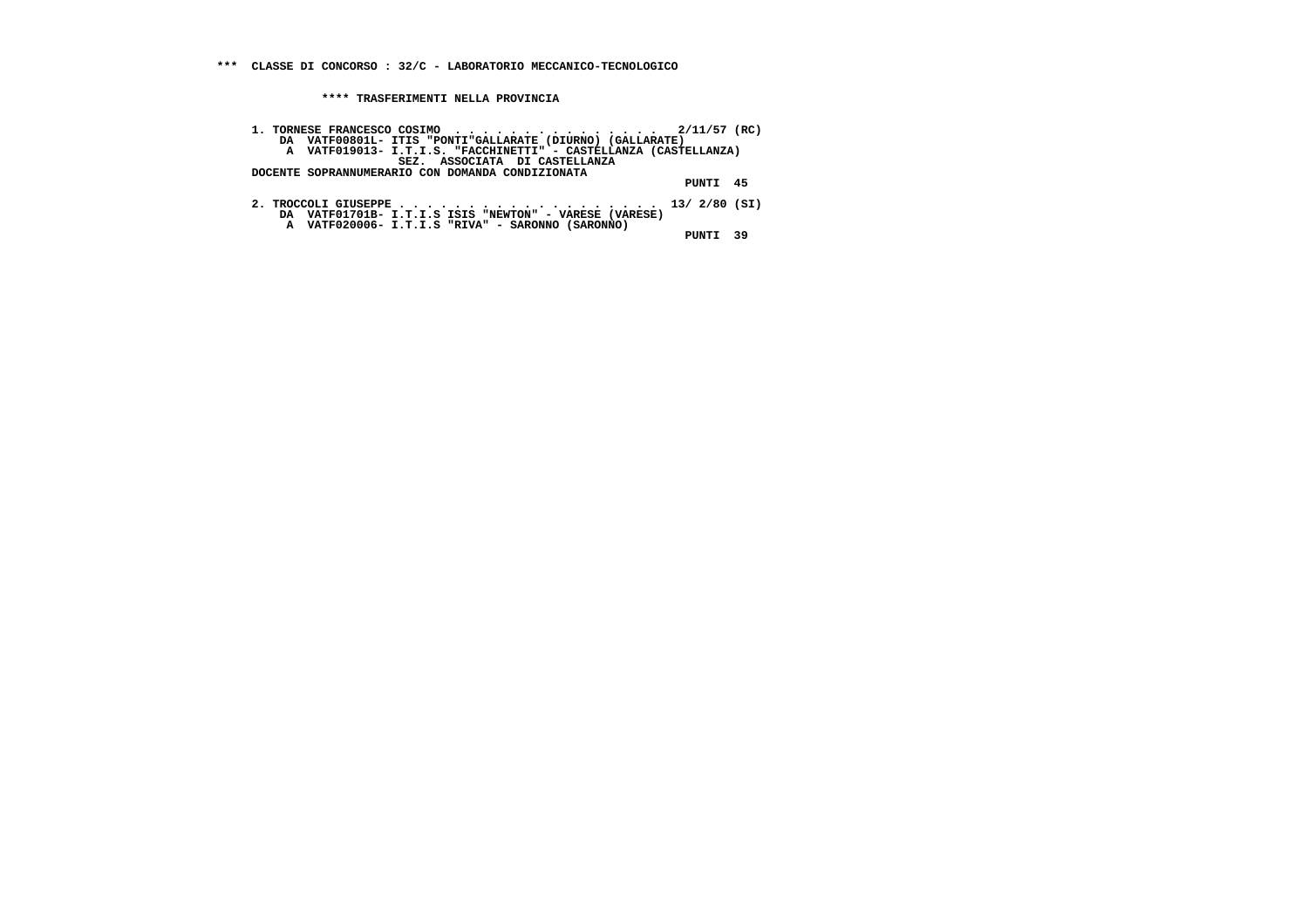**\*\*\* CLASSE DI CONCORSO : 32/C - LABORATORIO MECCANICO-TECNOLOGICO**

**\*\*\*\* TRASFERIMENTI NELLA PROVINCIA**

```
1. TORNESE FRANCESCO COSIMO  . . . . . . . . . . . . . . . .  2/11/57 (RC)
    DA  VATF00801L- ITIS "PONTI"GALLARATE (DIURNO) (GALLARATE)
     A  VATF019013- I.T.I.S. "FACCHINETTI" - CASTELLANZA (CASTELLANZA)
                 SEZ.  ASSOCIATA  DI CASTELLANZA
DOCENTE SOPRANNUMERARIO CON DOMANDA CONDIZIONATA
                                                              PUNTI  45

2. TROCCOLI GIUSEPPE . . . . . . . . . . . . . . . . . . . . 13/ 2/80 (SI)
    DA  VATF01701B- I.T.I.S ISIS "NEWTON" - VARESE (VARESE)
     A  VATF020006- I.T.I.S "RIVA" - SARONNO (SARONNO)
                                                              PUNTI  39
```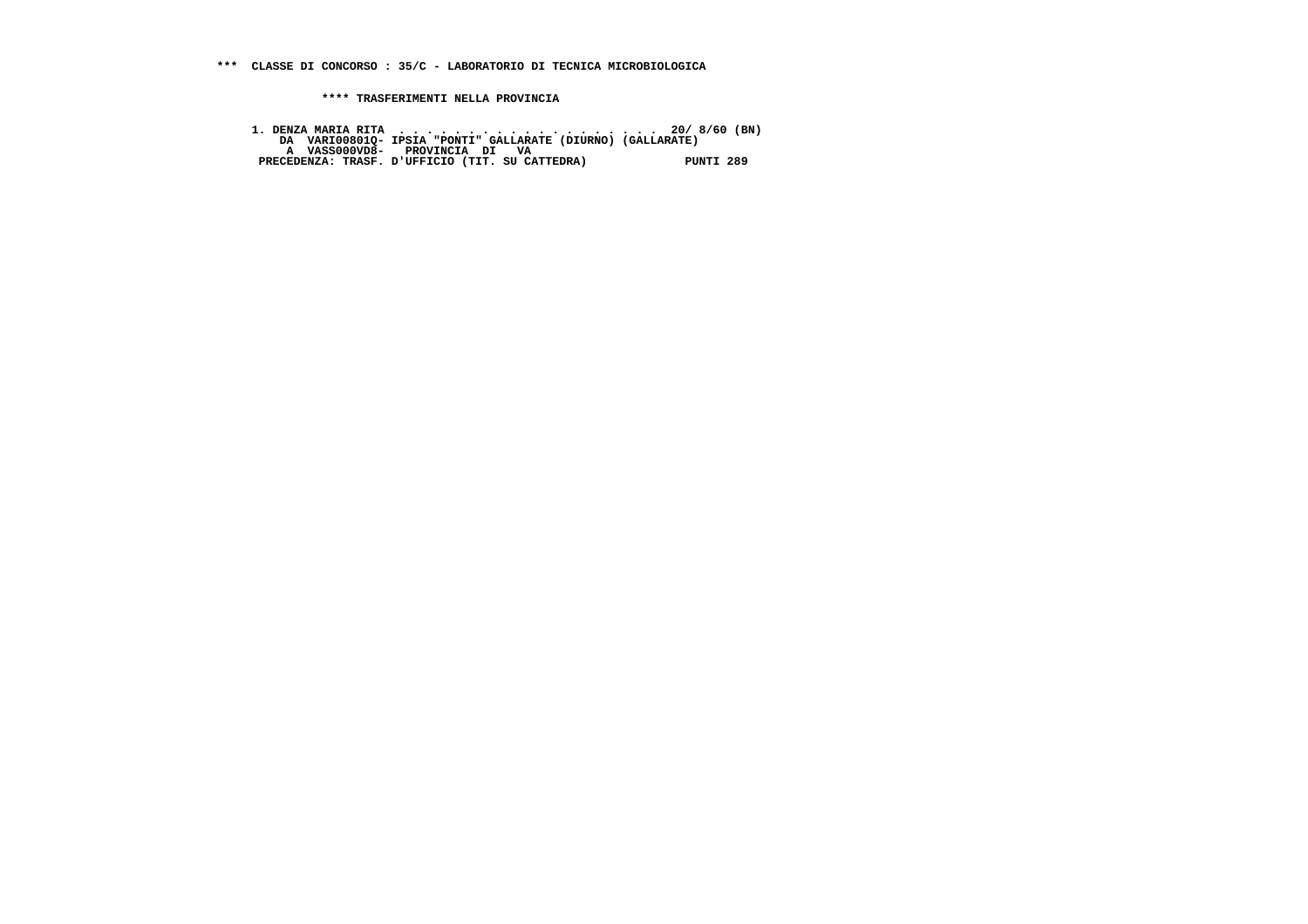*** CLASSE DI CONCORSO : 35/C - LABORATORIO DI TECNICA MICROBIOLOGICA

**** TRASFERIMENTI NELLA PROVINCIA

```
1. DENZA MARIA RITA  . . . . . . . . . . . . . . . . . . . .  20/ 8/60 (BN)
    DA  VARI00801Q- IPSIA "PONTI" GALLARATE (DIURNO) (GALLARATE)
     A  VASS000VD8-   PROVINCIA  DI   VA
 PRECEDENZA: TRASF. D'UFFICIO (TIT. SU CATTEDRA)              PUNTI 289
```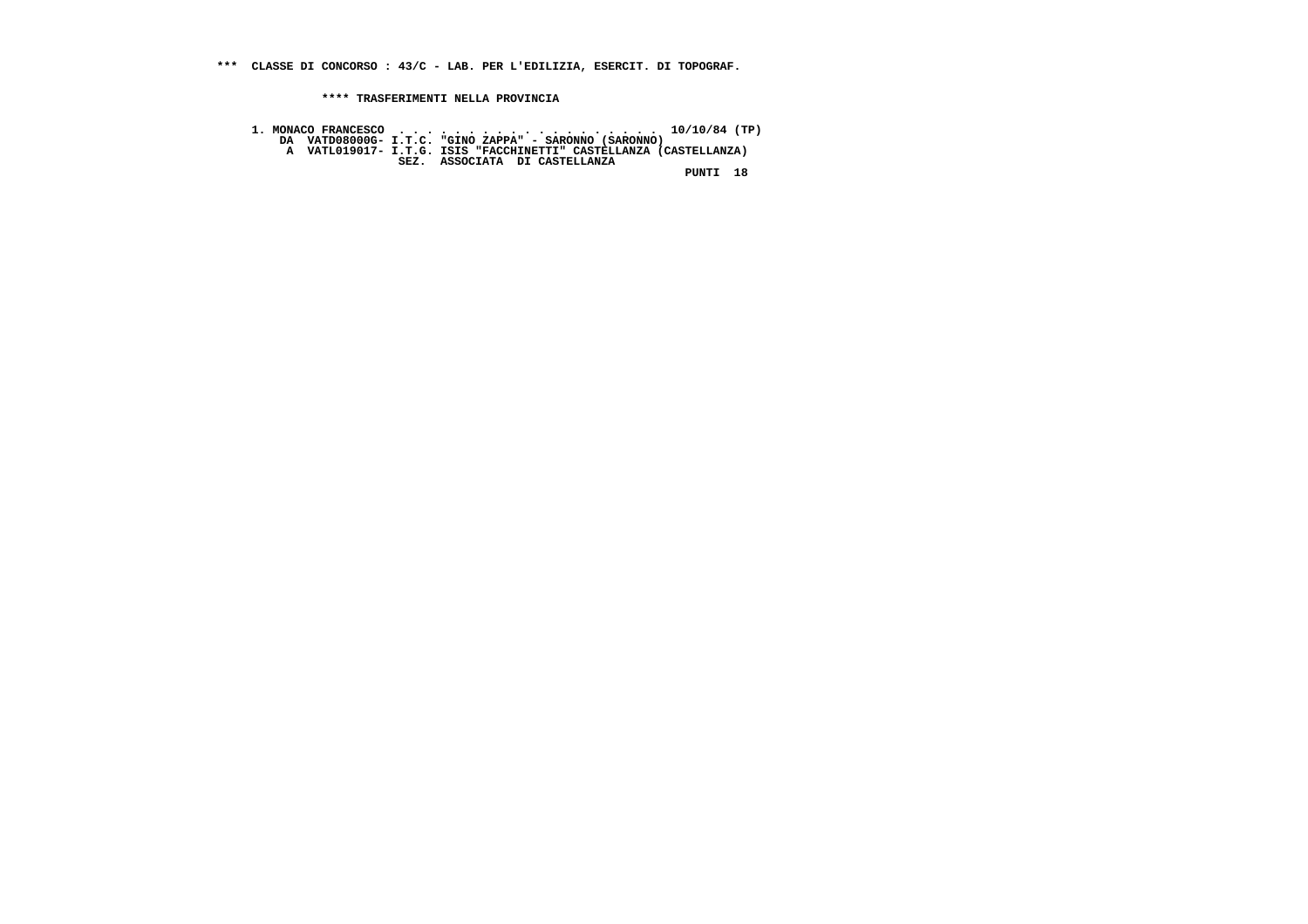**\*\*\* CLASSE DI CONCORSO : 43/C - LAB. PER L'EDILIZIA, ESERCIT. DI TOPOGRAF.**

**\*\*\*\* TRASFERIMENTI NELLA PROVINCIA**

```
1. MONACO FRANCESCO  . . . . . . . . . . . . . . . . . . . .  10/10/84 (TP)
    DA  VATD08000G- I.T.C. "GINO ZAPPA" - SARONNO (SARONNO)
     A  VATL019017- I.T.G. ISIS "FACCHINETTI" CASTELLANZA (CASTELLANZA)
                    SEZ.  ASSOCIATA  DI CASTELLANZA
                                                            PUNTI  18
```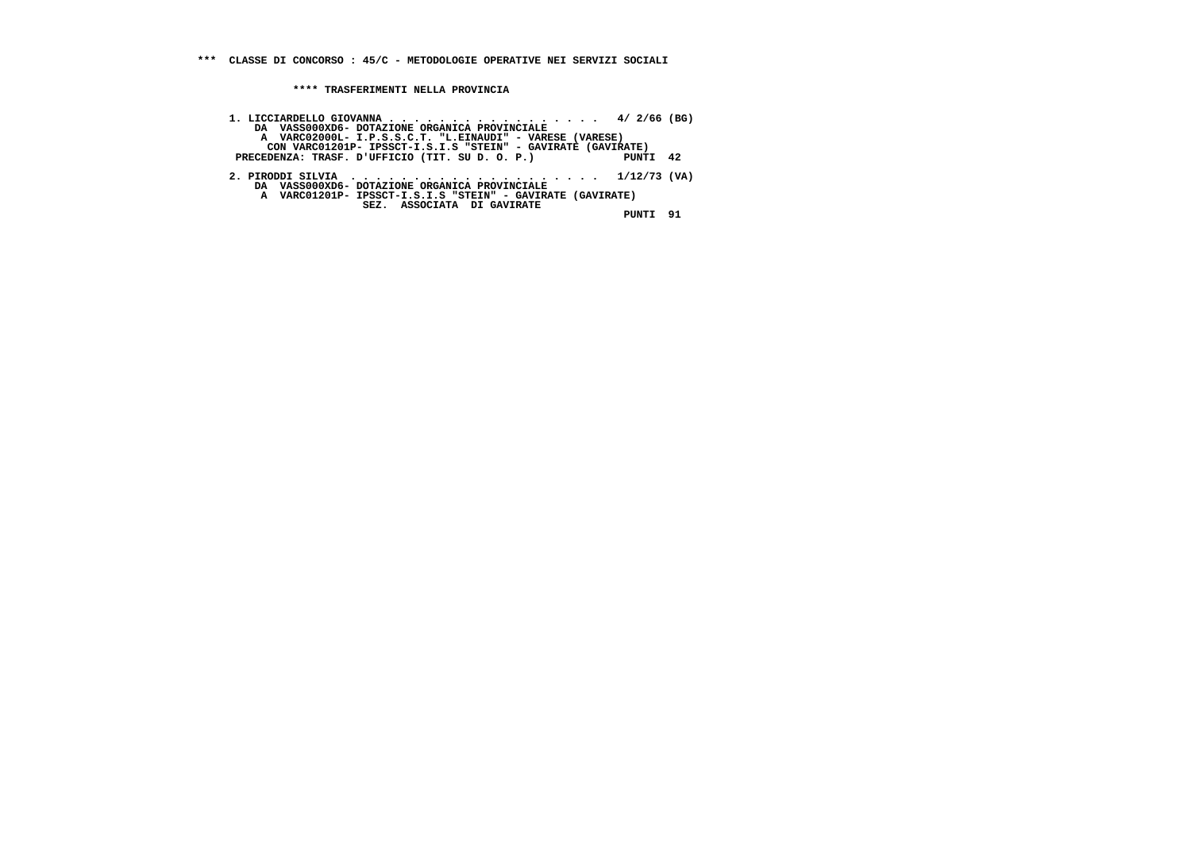**\*\*\* CLASSE DI CONCORSO : 45/C - METODOLOGIE OPERATIVE NEI SERVIZI SOCIALI**

**\*\*\*\* TRASFERIMENTI NELLA PROVINCIA**

```
1. LICCIARDELLO GIOVANNA . . . . . . . . . . . . . . . . . .  4/ 2/66 (BG)
    DA  VASS000XD6- DOTAZIONE ORGANICA PROVINCIALE
     A  VARC02000L- I.P.S.S.C.T. "L.EINAUDI" - VARESE (VARESE)
     CON VARC01201P- IPSSCT-I.S.I.S "STEIN" - GAVIRATE (GAVIRATE)
 PRECEDENZA: TRASF. D'UFFICIO (TIT. SU D. O. P.)             PUNTI  42

2. PIRODDI SILVIA  . . . . . . . . . . . . . . . . . . . .  1/12/73 (VA)
    DA  VASS000XD6- DOTAZIONE ORGANICA PROVINCIALE
     A  VARC01201P- IPSSCT-I.S.I.S "STEIN" - GAVIRATE (GAVIRATE)
                    SEZ.  ASSOCIATA  DI GAVIRATE
                                                             PUNTI  91
```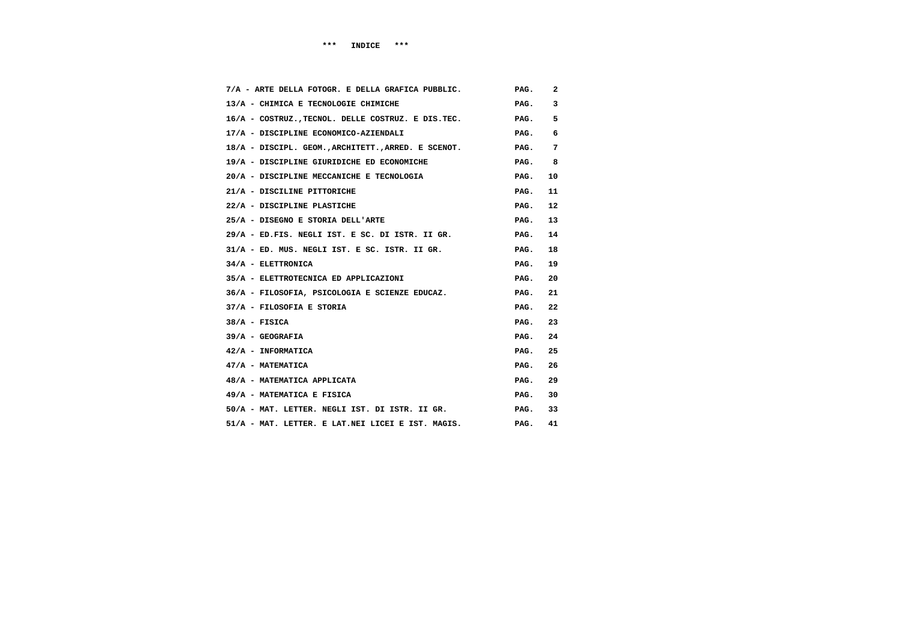# *** INDICE ***

| | | |
|---|---|---|
| 7/A - ARTE DELLA FOTOGR. E DELLA GRAFICA PUBBLIC. | PAG. | 2 |
| 13/A - CHIMICA E TECNOLOGIE CHIMICHE | PAG. | 3 |
| 16/A - COSTRUZ.,TECNOL. DELLE COSTRUZ. E DIS.TEC. | PAG. | 5 |
| 17/A - DISCIPLINE ECONOMICO-AZIENDALI | PAG. | 6 |
| 18/A - DISCIPL. GEOM.,ARCHITETT.,ARRED. E SCENOT. | PAG. | 7 |
| 19/A - DISCIPLINE GIURIDICHE ED ECONOMICHE | PAG. | 8 |
| 20/A - DISCIPLINE MECCANICHE E TECNOLOGIA | PAG. | 10 |
| 21/A - DISCILINE PITTORICHE | PAG. | 11 |
| 22/A - DISCIPLINE PLASTICHE | PAG. | 12 |
| 25/A - DISEGNO E STORIA DELL'ARTE | PAG. | 13 |
| 29/A - ED.FIS. NEGLI IST. E SC. DI ISTR. II GR. | PAG. | 14 |
| 31/A - ED. MUS. NEGLI IST. E SC. ISTR. II GR. | PAG. | 18 |
| 34/A - ELETTRONICA | PAG. | 19 |
| 35/A - ELETTROTECNICA ED APPLICAZIONI | PAG. | 20 |
| 36/A - FILOSOFIA, PSICOLOGIA E SCIENZE EDUCAZ. | PAG. | 21 |
| 37/A - FILOSOFIA E STORIA | PAG. | 22 |
| 38/A - FISICA | PAG. | 23 |
| 39/A - GEOGRAFIA | PAG. | 24 |
| 42/A - INFORMATICA | PAG. | 25 |
| 47/A - MATEMATICA | PAG. | 26 |
| 48/A - MATEMATICA APPLICATA | PAG. | 29 |
| 49/A - MATEMATICA E FISICA | PAG. | 30 |
| 50/A - MAT. LETTER. NEGLI IST. DI ISTR. II GR. | PAG. | 33 |
| 51/A - MAT. LETTER. E LAT.NEI LICEI E IST. MAGIS. | PAG. | 41 |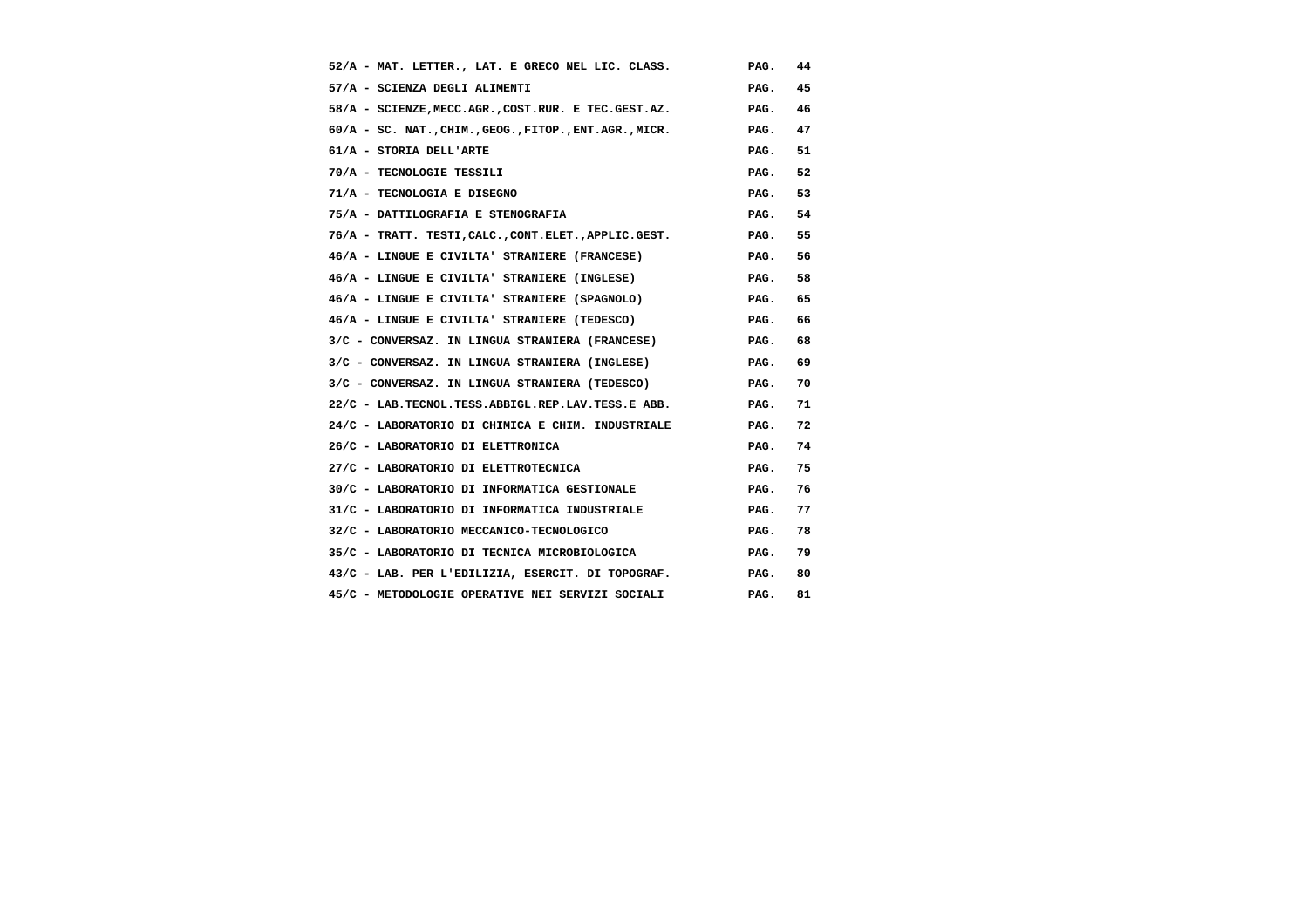| | |
|---|---|
| 52/A - MAT. LETTER., LAT. E GRECO NEL LIC. CLASS. | PAG. 44 |
| 57/A - SCIENZA DEGLI ALIMENTI | PAG. 45 |
| 58/A - SCIENZE,MECC.AGR.,COST.RUR. E TEC.GEST.AZ. | PAG. 46 |
| 60/A - SC. NAT.,CHIM.,GEOG.,FITOP.,ENT.AGR.,MICR. | PAG. 47 |
| 61/A - STORIA DELL'ARTE | PAG. 51 |
| 70/A - TECNOLOGIE TESSILI | PAG. 52 |
| 71/A - TECNOLOGIA E DISEGNO | PAG. 53 |
| 75/A - DATTILOGRAFIA E STENOGRAFIA | PAG. 54 |
| 76/A - TRATT. TESTI,CALC.,CONT.ELET.,APPLIC.GEST. | PAG. 55 |
| 46/A - LINGUE E CIVILTA' STRANIERE (FRANCESE) | PAG. 56 |
| 46/A - LINGUE E CIVILTA' STRANIERE (INGLESE) | PAG. 58 |
| 46/A - LINGUE E CIVILTA' STRANIERE (SPAGNOLO) | PAG. 65 |
| 46/A - LINGUE E CIVILTA' STRANIERE (TEDESCO) | PAG. 66 |
| 3/C - CONVERSAZ. IN LINGUA STRANIERA (FRANCESE) | PAG. 68 |
| 3/C - CONVERSAZ. IN LINGUA STRANIERA (INGLESE) | PAG. 69 |
| 3/C - CONVERSAZ. IN LINGUA STRANIERA (TEDESCO) | PAG. 70 |
| 22/C - LAB.TECNOL.TESS.ABBIGL.REP.LAV.TESS.E ABB. | PAG. 71 |
| 24/C - LABORATORIO DI CHIMICA E CHIM. INDUSTRIALE | PAG. 72 |
| 26/C - LABORATORIO DI ELETTRONICA | PAG. 74 |
| 27/C - LABORATORIO DI ELETTROTECNICA | PAG. 75 |
| 30/C - LABORATORIO DI INFORMATICA GESTIONALE | PAG. 76 |
| 31/C - LABORATORIO DI INFORMATICA INDUSTRIALE | PAG. 77 |
| 32/C - LABORATORIO MECCANICO-TECNOLOGICO | PAG. 78 |
| 35/C - LABORATORIO DI TECNICA MICROBIOLOGICA | PAG. 79 |
| 43/C - LAB. PER L'EDILIZIA, ESERCIT. DI TOPOGRAF. | PAG. 80 |
| 45/C - METODOLOGIE OPERATIVE NEI SERVIZI SOCIALI | PAG. 81 |